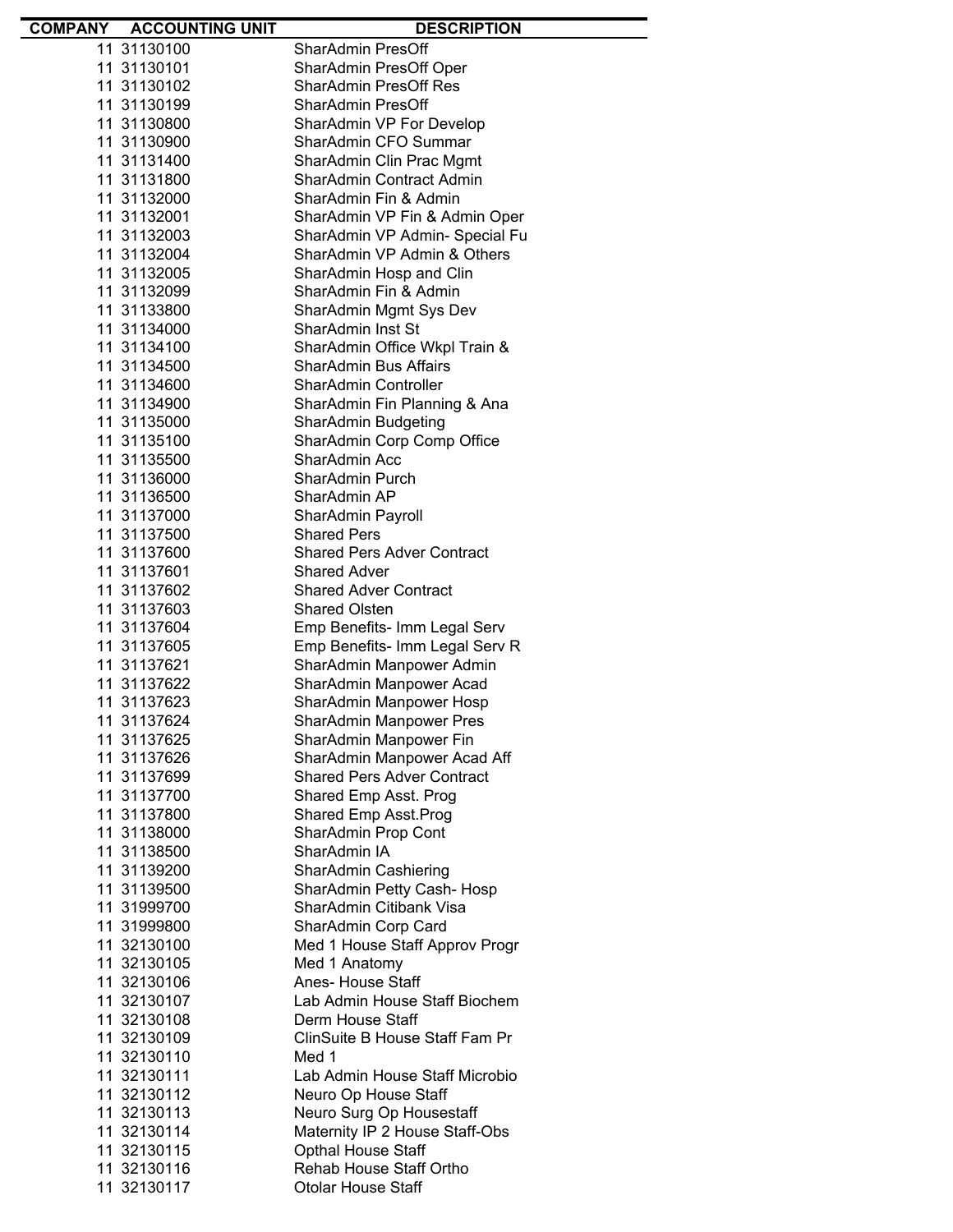| COMPANY | ACCOUNTING UNIT | DESCRIPTION |
|---|---|---|
| 11 | 31130100 | SharAdmin PresOff |
| 11 | 31130101 | SharAdmin PresOff Oper |
| 11 | 31130102 | SharAdmin PresOff Res |
| 11 | 31130199 | SharAdmin PresOff |
| 11 | 31130800 | SharAdmin VP For Develop |
| 11 | 31130900 | SharAdmin CFO Summar |
| 11 | 31131400 | SharAdmin Clin Prac Mgmt |
| 11 | 31131800 | SharAdmin Contract Admin |
| 11 | 31132000 | SharAdmin Fin & Admin |
| 11 | 31132001 | SharAdmin VP Fin & Admin Oper |
| 11 | 31132003 | SharAdmin VP Admin- Special Fu |
| 11 | 31132004 | SharAdmin VP Admin & Others |
| 11 | 31132005 | SharAdmin Hosp and Clin |
| 11 | 31132099 | SharAdmin Fin & Admin |
| 11 | 31133800 | SharAdmin Mgmt Sys Dev |
| 11 | 31134000 | SharAdmin Inst St |
| 11 | 31134100 | SharAdmin Office Wkpl Train & |
| 11 | 31134500 | SharAdmin Bus Affairs |
| 11 | 31134600 | SharAdmin Controller |
| 11 | 31134900 | SharAdmin Fin Planning & Ana |
| 11 | 31135000 | SharAdmin Budgeting |
| 11 | 31135100 | SharAdmin Corp Comp Office |
| 11 | 31135500 | SharAdmin Acc |
| 11 | 31136000 | SharAdmin Purch |
| 11 | 31136500 | SharAdmin AP |
| 11 | 31137000 | SharAdmin Payroll |
| 11 | 31137500 | Shared Pers |
| 11 | 31137600 | Shared Pers Adver Contract |
| 11 | 31137601 | Shared Adver |
| 11 | 31137602 | Shared Adver Contract |
| 11 | 31137603 | Shared Olsten |
| 11 | 31137604 | Emp Benefits- Imm Legal Serv |
| 11 | 31137605 | Emp Benefits- Imm Legal Serv R |
| 11 | 31137621 | SharAdmin Manpower Admin |
| 11 | 31137622 | SharAdmin Manpower Acad |
| 11 | 31137623 | SharAdmin Manpower Hosp |
| 11 | 31137624 | SharAdmin Manpower Pres |
| 11 | 31137625 | SharAdmin Manpower Fin |
| 11 | 31137626 | SharAdmin Manpower Acad Aff |
| 11 | 31137699 | Shared Pers Adver Contract |
| 11 | 31137700 | Shared Emp Asst. Prog |
| 11 | 31137800 | Shared Emp Asst.Prog |
| 11 | 31138000 | SharAdmin Prop Cont |
| 11 | 31138500 | SharAdmin IA |
| 11 | 31139200 | SharAdmin Cashiering |
| 11 | 31139500 | SharAdmin Petty Cash- Hosp |
| 11 | 31999700 | SharAdmin Citibank Visa |
| 11 | 31999800 | SharAdmin Corp Card |
| 11 | 32130100 | Med 1 House Staff Approv Progr |
| 11 | 32130105 | Med 1 Anatomy |
| 11 | 32130106 | Anes- House Staff |
| 11 | 32130107 | Lab Admin House Staff Biochem |
| 11 | 32130108 | Derm House Staff |
| 11 | 32130109 | ClinSuite B House Staff Fam Pr |
| 11 | 32130110 | Med 1 |
| 11 | 32130111 | Lab Admin House Staff Microbio |
| 11 | 32130112 | Neuro Op House Staff |
| 11 | 32130113 | Neuro Surg Op Housestaff |
| 11 | 32130114 | Maternity IP 2 House Staff-Obs |
| 11 | 32130115 | Opthal House Staff |
| 11 | 32130116 | Rehab House Staff Ortho |
| 11 | 32130117 | Otolar House Staff |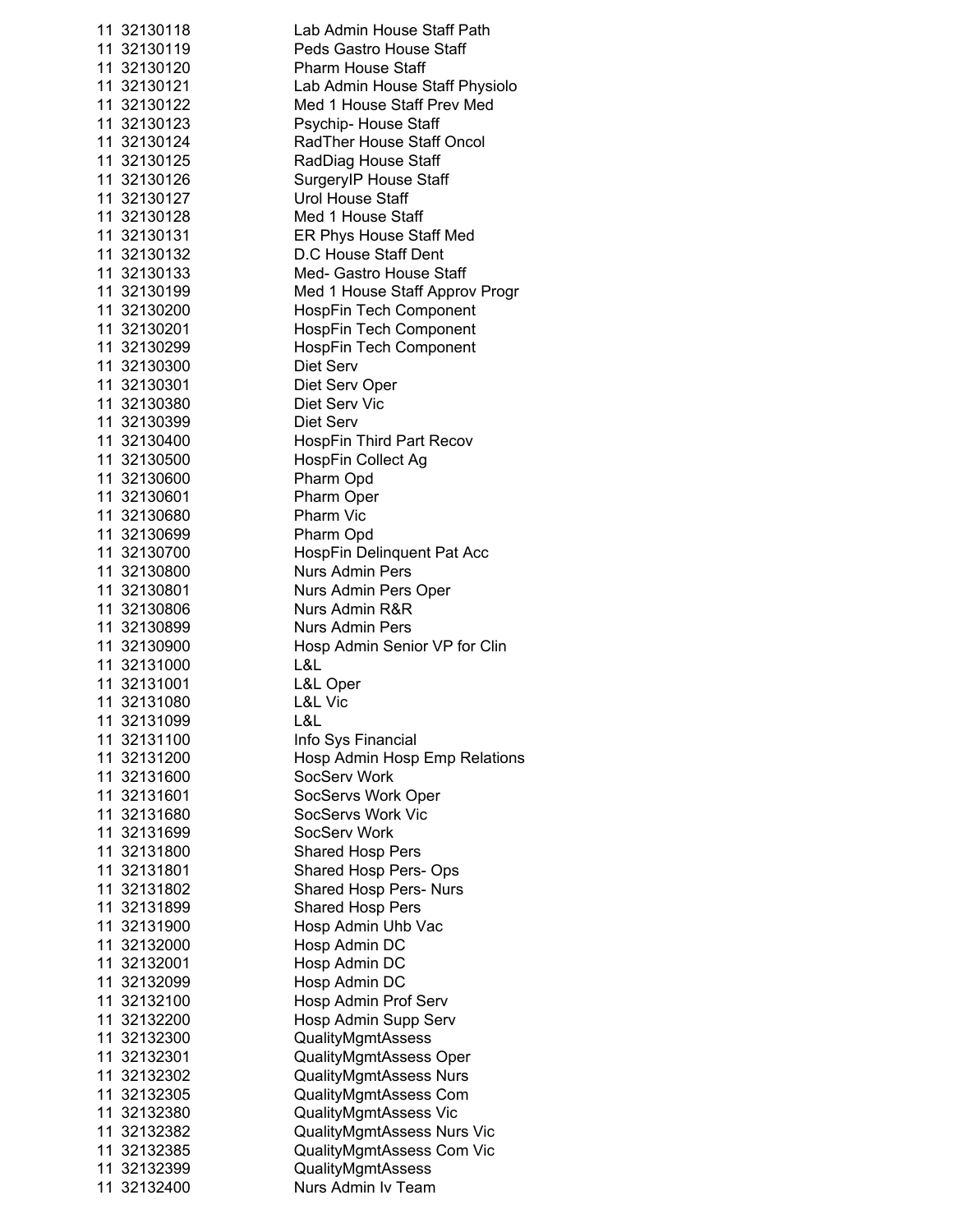| | | |
|---|---|---|
| 11 | 32130118 | Lab Admin House Staff Path |
| 11 | 32130119 | Peds Gastro House Staff |
| 11 | 32130120 | Pharm House Staff |
| 11 | 32130121 | Lab Admin House Staff Physiolo |
| 11 | 32130122 | Med 1 House Staff Prev Med |
| 11 | 32130123 | Psychip- House Staff |
| 11 | 32130124 | RadTher House Staff Oncol |
| 11 | 32130125 | RadDiag House Staff |
| 11 | 32130126 | SurgeryIP House Staff |
| 11 | 32130127 | Urol House Staff |
| 11 | 32130128 | Med 1 House Staff |
| 11 | 32130131 | ER Phys House Staff Med |
| 11 | 32130132 | D.C House Staff Dent |
| 11 | 32130133 | Med- Gastro House Staff |
| 11 | 32130199 | Med 1 House Staff Approv Progr |
| 11 | 32130200 | HospFin Tech Component |
| 11 | 32130201 | HospFin Tech Component |
| 11 | 32130299 | HospFin Tech Component |
| 11 | 32130300 | Diet Serv |
| 11 | 32130301 | Diet Serv Oper |
| 11 | 32130380 | Diet Serv Vic |
| 11 | 32130399 | Diet Serv |
| 11 | 32130400 | HospFin Third Part Recov |
| 11 | 32130500 | HospFin Collect Ag |
| 11 | 32130600 | Pharm Opd |
| 11 | 32130601 | Pharm Oper |
| 11 | 32130680 | Pharm Vic |
| 11 | 32130699 | Pharm Opd |
| 11 | 32130700 | HospFin Delinquent Pat Acc |
| 11 | 32130800 | Nurs Admin Pers |
| 11 | 32130801 | Nurs Admin Pers Oper |
| 11 | 32130806 | Nurs Admin R&R |
| 11 | 32130899 | Nurs Admin Pers |
| 11 | 32130900 | Hosp Admin Senior VP for Clin |
| 11 | 32131000 | L&L |
| 11 | 32131001 | L&L Oper |
| 11 | 32131080 | L&L Vic |
| 11 | 32131099 | L&L |
| 11 | 32131100 | Info Sys Financial |
| 11 | 32131200 | Hosp Admin Hosp Emp Relations |
| 11 | 32131600 | SocServ Work |
| 11 | 32131601 | SocServs Work Oper |
| 11 | 32131680 | SocServs Work Vic |
| 11 | 32131699 | SocServ Work |
| 11 | 32131800 | Shared Hosp Pers |
| 11 | 32131801 | Shared Hosp Pers- Ops |
| 11 | 32131802 | Shared Hosp Pers- Nurs |
| 11 | 32131899 | Shared Hosp Pers |
| 11 | 32131900 | Hosp Admin Uhb Vac |
| 11 | 32132000 | Hosp Admin DC |
| 11 | 32132001 | Hosp Admin DC |
| 11 | 32132099 | Hosp Admin DC |
| 11 | 32132100 | Hosp Admin Prof Serv |
| 11 | 32132200 | Hosp Admin Supp Serv |
| 11 | 32132300 | QualityMgmtAssess |
| 11 | 32132301 | QualityMgmtAssess Oper |
| 11 | 32132302 | QualityMgmtAssess Nurs |
| 11 | 32132305 | QualityMgmtAssess Com |
| 11 | 32132380 | QualityMgmtAssess Vic |
| 11 | 32132382 | QualityMgmtAssess Nurs Vic |
| 11 | 32132385 | QualityMgmtAssess Com Vic |
| 11 | 32132399 | QualityMgmtAssess |
| 11 | 32132400 | Nurs Admin Iv Team |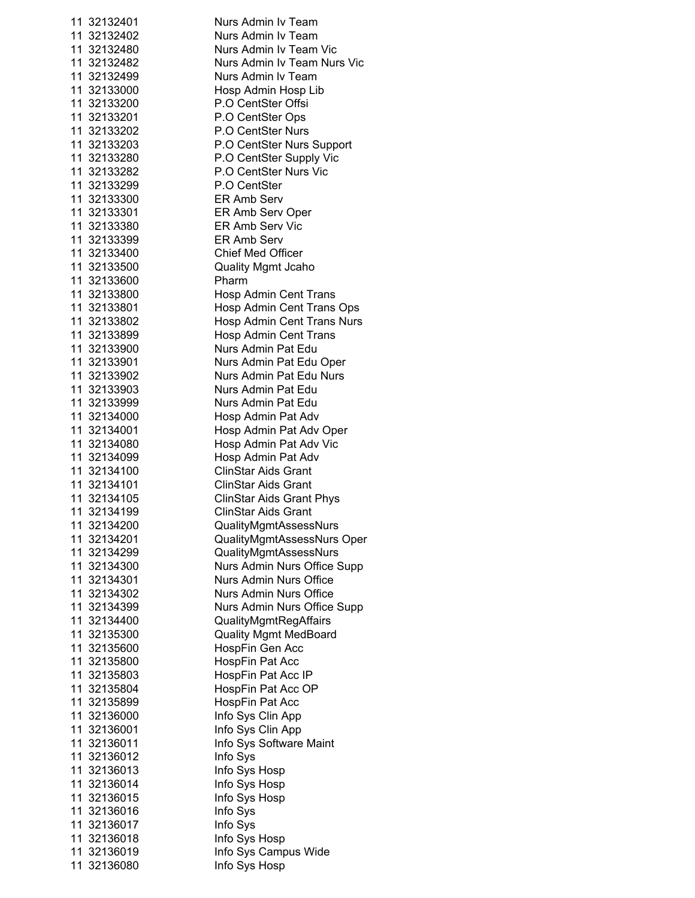| | | |
|---|---|---|
| 11 | 32132401 | Nurs Admin Iv Team |
| 11 | 32132402 | Nurs Admin Iv Team |
| 11 | 32132480 | Nurs Admin Iv Team Vic |
| 11 | 32132482 | Nurs Admin Iv Team Nurs Vic |
| 11 | 32132499 | Nurs Admin Iv Team |
| 11 | 32133000 | Hosp Admin Hosp Lib |
| 11 | 32133200 | P.O CentSter Offsi |
| 11 | 32133201 | P.O CentSter Ops |
| 11 | 32133202 | P.O CentSter Nurs |
| 11 | 32133203 | P.O CentSter Nurs Support |
| 11 | 32133280 | P.O CentSter Supply Vic |
| 11 | 32133282 | P.O CentSter Nurs Vic |
| 11 | 32133299 | P.O CentSter |
| 11 | 32133300 | ER Amb Serv |
| 11 | 32133301 | ER Amb Serv Oper |
| 11 | 32133380 | ER Amb Serv Vic |
| 11 | 32133399 | ER Amb Serv |
| 11 | 32133400 | Chief Med Officer |
| 11 | 32133500 | Quality Mgmt Jcaho |
| 11 | 32133600 | Pharm |
| 11 | 32133800 | Hosp Admin Cent Trans |
| 11 | 32133801 | Hosp Admin Cent Trans Ops |
| 11 | 32133802 | Hosp Admin Cent Trans Nurs |
| 11 | 32133899 | Hosp Admin Cent Trans |
| 11 | 32133900 | Nurs Admin Pat Edu |
| 11 | 32133901 | Nurs Admin Pat Edu Oper |
| 11 | 32133902 | Nurs Admin Pat Edu Nurs |
| 11 | 32133903 | Nurs Admin Pat Edu |
| 11 | 32133999 | Nurs Admin Pat Edu |
| 11 | 32134000 | Hosp Admin Pat Adv |
| 11 | 32134001 | Hosp Admin Pat Adv Oper |
| 11 | 32134080 | Hosp Admin Pat Adv Vic |
| 11 | 32134099 | Hosp Admin Pat Adv |
| 11 | 32134100 | ClinStar Aids Grant |
| 11 | 32134101 | ClinStar Aids Grant |
| 11 | 32134105 | ClinStar Aids Grant Phys |
| 11 | 32134199 | ClinStar Aids Grant |
| 11 | 32134200 | QualityMgmtAssessNurs |
| 11 | 32134201 | QualityMgmtAssessNurs Oper |
| 11 | 32134299 | QualityMgmtAssessNurs |
| 11 | 32134300 | Nurs Admin Nurs Office Supp |
| 11 | 32134301 | Nurs Admin Nurs Office |
| 11 | 32134302 | Nurs Admin Nurs Office |
| 11 | 32134399 | Nurs Admin Nurs Office Supp |
| 11 | 32134400 | QualityMgmtRegAffairs |
| 11 | 32135300 | Quality Mgmt MedBoard |
| 11 | 32135600 | HospFin Gen Acc |
| 11 | 32135800 | HospFin Pat Acc |
| 11 | 32135803 | HospFin Pat Acc IP |
| 11 | 32135804 | HospFin Pat Acc OP |
| 11 | 32135899 | HospFin Pat Acc |
| 11 | 32136000 | Info Sys Clin App |
| 11 | 32136001 | Info Sys Clin App |
| 11 | 32136011 | Info Sys Software Maint |
| 11 | 32136012 | Info Sys |
| 11 | 32136013 | Info Sys Hosp |
| 11 | 32136014 | Info Sys Hosp |
| 11 | 32136015 | Info Sys Hosp |
| 11 | 32136016 | Info Sys |
| 11 | 32136017 | Info Sys |
| 11 | 32136018 | Info Sys Hosp |
| 11 | 32136019 | Info Sys Campus Wide |
| 11 | 32136080 | Info Sys Hosp |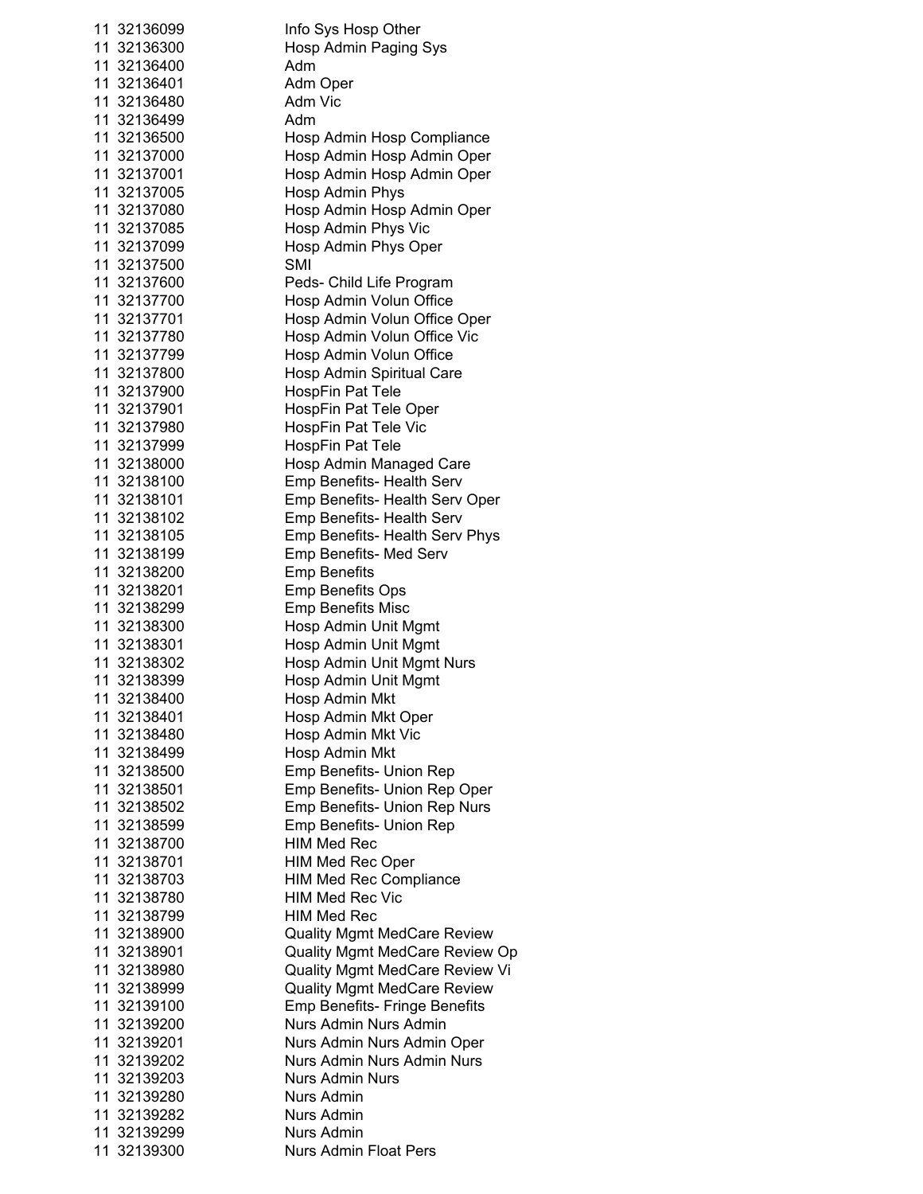| | | |
|---|---|---|
| 11 | 32136099 | Info Sys Hosp Other |
| 11 | 32136300 | Hosp Admin Paging Sys |
| 11 | 32136400 | Adm |
| 11 | 32136401 | Adm Oper |
| 11 | 32136480 | Adm Vic |
| 11 | 32136499 | Adm |
| 11 | 32136500 | Hosp Admin Hosp Compliance |
| 11 | 32137000 | Hosp Admin Hosp Admin Oper |
| 11 | 32137001 | Hosp Admin Hosp Admin Oper |
| 11 | 32137005 | Hosp Admin Phys |
| 11 | 32137080 | Hosp Admin Hosp Admin Oper |
| 11 | 32137085 | Hosp Admin Phys Vic |
| 11 | 32137099 | Hosp Admin Phys Oper |
| 11 | 32137500 | SMI |
| 11 | 32137600 | Peds- Child Life Program |
| 11 | 32137700 | Hosp Admin Volun Office |
| 11 | 32137701 | Hosp Admin Volun Office Oper |
| 11 | 32137780 | Hosp Admin Volun Office Vic |
| 11 | 32137799 | Hosp Admin Volun Office |
| 11 | 32137800 | Hosp Admin Spiritual Care |
| 11 | 32137900 | HospFin Pat Tele |
| 11 | 32137901 | HospFin Pat Tele Oper |
| 11 | 32137980 | HospFin Pat Tele Vic |
| 11 | 32137999 | HospFin Pat Tele |
| 11 | 32138000 | Hosp Admin Managed Care |
| 11 | 32138100 | Emp Benefits- Health Serv |
| 11 | 32138101 | Emp Benefits- Health Serv Oper |
| 11 | 32138102 | Emp Benefits- Health Serv |
| 11 | 32138105 | Emp Benefits- Health Serv Phys |
| 11 | 32138199 | Emp Benefits- Med Serv |
| 11 | 32138200 | Emp Benefits |
| 11 | 32138201 | Emp Benefits Ops |
| 11 | 32138299 | Emp Benefits Misc |
| 11 | 32138300 | Hosp Admin Unit Mgmt |
| 11 | 32138301 | Hosp Admin Unit Mgmt |
| 11 | 32138302 | Hosp Admin Unit Mgmt Nurs |
| 11 | 32138399 | Hosp Admin Unit Mgmt |
| 11 | 32138400 | Hosp Admin Mkt |
| 11 | 32138401 | Hosp Admin Mkt Oper |
| 11 | 32138480 | Hosp Admin Mkt Vic |
| 11 | 32138499 | Hosp Admin Mkt |
| 11 | 32138500 | Emp Benefits- Union Rep |
| 11 | 32138501 | Emp Benefits- Union Rep Oper |
| 11 | 32138502 | Emp Benefits- Union Rep Nurs |
| 11 | 32138599 | Emp Benefits- Union Rep |
| 11 | 32138700 | HIM Med Rec |
| 11 | 32138701 | HIM Med Rec Oper |
| 11 | 32138703 | HIM Med Rec Compliance |
| 11 | 32138780 | HIM Med Rec Vic |
| 11 | 32138799 | HIM Med Rec |
| 11 | 32138900 | Quality Mgmt MedCare Review |
| 11 | 32138901 | Quality Mgmt MedCare Review Op |
| 11 | 32138980 | Quality Mgmt MedCare Review Vi |
| 11 | 32138999 | Quality Mgmt MedCare Review |
| 11 | 32139100 | Emp Benefits- Fringe Benefits |
| 11 | 32139200 | Nurs Admin Nurs Admin |
| 11 | 32139201 | Nurs Admin Nurs Admin Oper |
| 11 | 32139202 | Nurs Admin Nurs Admin Nurs |
| 11 | 32139203 | Nurs Admin Nurs |
| 11 | 32139280 | Nurs Admin |
| 11 | 32139282 | Nurs Admin |
| 11 | 32139299 | Nurs Admin |
| 11 | 32139300 | Nurs Admin Float Pers |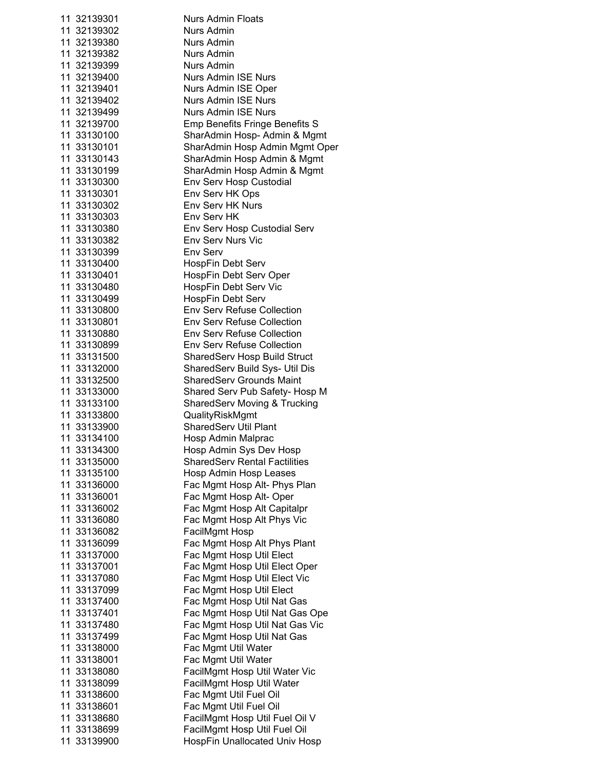| | | |
|---|---|---|
| 11 | 32139301 | Nurs Admin Floats |
| 11 | 32139302 | Nurs Admin |
| 11 | 32139380 | Nurs Admin |
| 11 | 32139382 | Nurs Admin |
| 11 | 32139399 | Nurs Admin |
| 11 | 32139400 | Nurs Admin ISE Nurs |
| 11 | 32139401 | Nurs Admin ISE Oper |
| 11 | 32139402 | Nurs Admin ISE Nurs |
| 11 | 32139499 | Nurs Admin ISE Nurs |
| 11 | 32139700 | Emp Benefits Fringe Benefits S |
| 11 | 33130100 | SharAdmin Hosp- Admin & Mgmt |
| 11 | 33130101 | SharAdmin Hosp Admin Mgmt Oper |
| 11 | 33130143 | SharAdmin Hosp Admin & Mgmt |
| 11 | 33130199 | SharAdmin Hosp Admin & Mgmt |
| 11 | 33130300 | Env Serv Hosp Custodial |
| 11 | 33130301 | Env Serv HK Ops |
| 11 | 33130302 | Env Serv HK Nurs |
| 11 | 33130303 | Env Serv HK |
| 11 | 33130380 | Env Serv Hosp Custodial Serv |
| 11 | 33130382 | Env Serv Nurs Vic |
| 11 | 33130399 | Env Serv |
| 11 | 33130400 | HospFin Debt Serv |
| 11 | 33130401 | HospFin Debt Serv Oper |
| 11 | 33130480 | HospFin Debt Serv Vic |
| 11 | 33130499 | HospFin Debt Serv |
| 11 | 33130800 | Env Serv Refuse Collection |
| 11 | 33130801 | Env Serv Refuse Collection |
| 11 | 33130880 | Env Serv Refuse Collection |
| 11 | 33130899 | Env Serv Refuse Collection |
| 11 | 33131500 | SharedServ Hosp Build Struct |
| 11 | 33132000 | SharedServ Build Sys- Util Dis |
| 11 | 33132500 | SharedServ Grounds Maint |
| 11 | 33133000 | Shared Serv Pub Safety- Hosp M |
| 11 | 33133100 | SharedServ Moving & Trucking |
| 11 | 33133800 | QualityRiskMgmt |
| 11 | 33133900 | SharedServ Util Plant |
| 11 | 33134100 | Hosp Admin Malprac |
| 11 | 33134300 | Hosp Admin Sys Dev Hosp |
| 11 | 33135000 | SharedServ Rental Factilities |
| 11 | 33135100 | Hosp Admin Hosp Leases |
| 11 | 33136000 | Fac Mgmt Hosp Alt- Phys Plan |
| 11 | 33136001 | Fac Mgmt Hosp Alt- Oper |
| 11 | 33136002 | Fac Mgmt Hosp Alt Capitalpr |
| 11 | 33136080 | Fac Mgmt Hosp Alt Phys Vic |
| 11 | 33136082 | FacilMgmt Hosp |
| 11 | 33136099 | Fac Mgmt Hosp Alt Phys Plant |
| 11 | 33137000 | Fac Mgmt Hosp Util Elect |
| 11 | 33137001 | Fac Mgmt Hosp Util Elect Oper |
| 11 | 33137080 | Fac Mgmt Hosp Util Elect Vic |
| 11 | 33137099 | Fac Mgmt Hosp Util Elect |
| 11 | 33137400 | Fac Mgmt Hosp Util Nat Gas |
| 11 | 33137401 | Fac Mgmt Hosp Util Nat Gas Ope |
| 11 | 33137480 | Fac Mgmt Hosp Util Nat Gas Vic |
| 11 | 33137499 | Fac Mgmt Hosp Util Nat Gas |
| 11 | 33138000 | Fac Mgmt Util Water |
| 11 | 33138001 | Fac Mgmt Util Water |
| 11 | 33138080 | FacilMgmt Hosp Util Water Vic |
| 11 | 33138099 | FacilMgmt Hosp Util Water |
| 11 | 33138600 | Fac Mgmt Util Fuel Oil |
| 11 | 33138601 | Fac Mgmt Util Fuel Oil |
| 11 | 33138680 | FacilMgmt Hosp Util Fuel Oil V |
| 11 | 33138699 | FacilMgmt Hosp Util Fuel Oil |
| 11 | 33139900 | HospFin Unallocated Univ Hosp |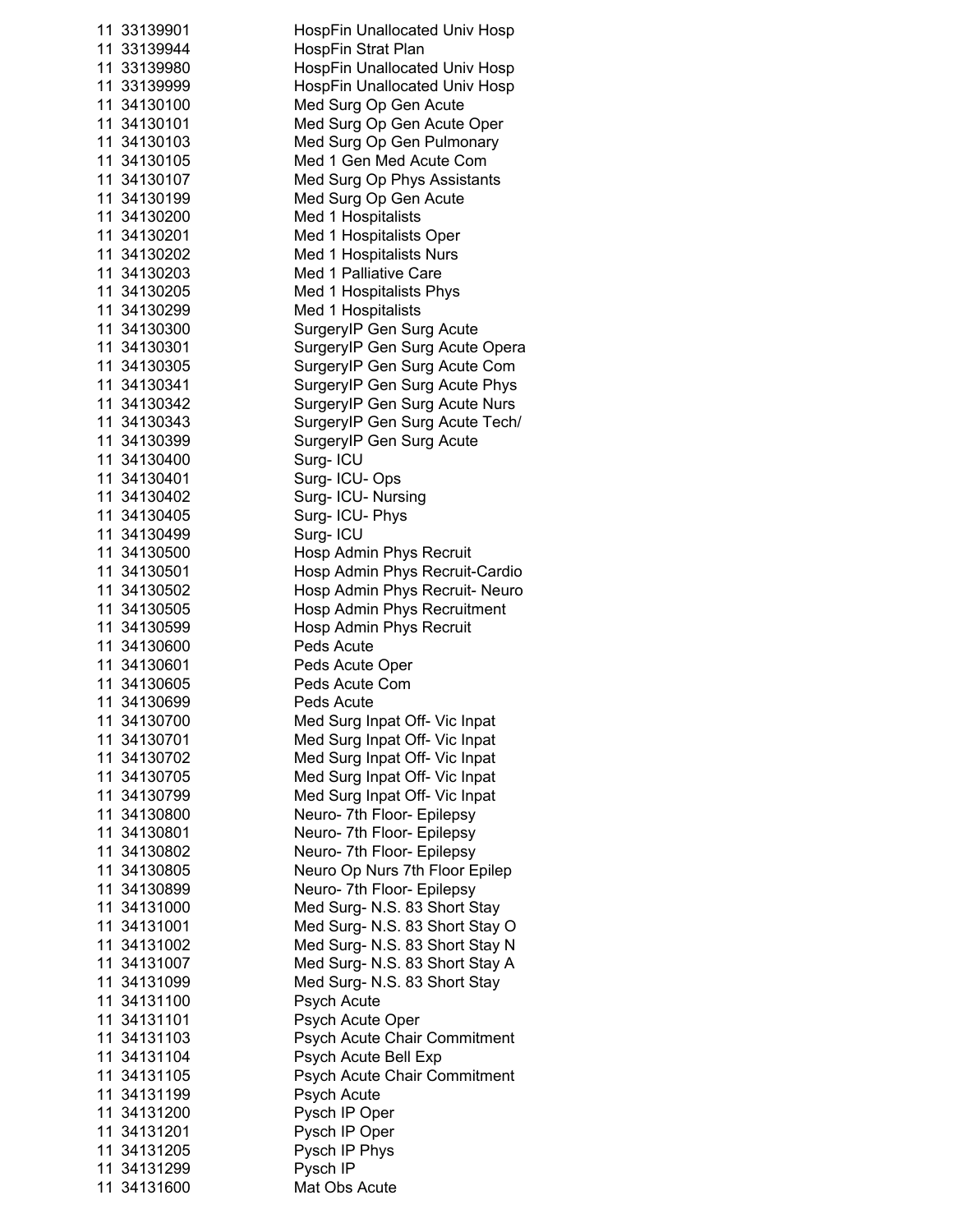| | | |
|---|---|---|
| 11 | 33139901 | HospFin Unallocated Univ Hosp |
| 11 | 33139944 | HospFin Strat Plan |
| 11 | 33139980 | HospFin Unallocated Univ Hosp |
| 11 | 33139999 | HospFin Unallocated Univ Hosp |
| 11 | 34130100 | Med Surg Op Gen Acute |
| 11 | 34130101 | Med Surg Op Gen Acute Oper |
| 11 | 34130103 | Med Surg Op Gen Pulmonary |
| 11 | 34130105 | Med 1 Gen Med Acute Com |
| 11 | 34130107 | Med Surg Op Phys Assistants |
| 11 | 34130199 | Med Surg Op Gen Acute |
| 11 | 34130200 | Med 1 Hospitalists |
| 11 | 34130201 | Med 1 Hospitalists Oper |
| 11 | 34130202 | Med 1 Hospitalists Nurs |
| 11 | 34130203 | Med 1 Palliative Care |
| 11 | 34130205 | Med 1 Hospitalists Phys |
| 11 | 34130299 | Med 1 Hospitalists |
| 11 | 34130300 | SurgeryIP Gen Surg Acute |
| 11 | 34130301 | SurgeryIP Gen Surg Acute Opera |
| 11 | 34130305 | SurgeryIP Gen Surg Acute Com |
| 11 | 34130341 | SurgeryIP Gen Surg Acute Phys |
| 11 | 34130342 | SurgeryIP Gen Surg Acute Nurs |
| 11 | 34130343 | SurgeryIP Gen Surg Acute Tech/ |
| 11 | 34130399 | SurgeryIP Gen Surg Acute |
| 11 | 34130400 | Surg- ICU |
| 11 | 34130401 | Surg- ICU- Ops |
| 11 | 34130402 | Surg- ICU- Nursing |
| 11 | 34130405 | Surg- ICU- Phys |
| 11 | 34130499 | Surg- ICU |
| 11 | 34130500 | Hosp Admin Phys Recruit |
| 11 | 34130501 | Hosp Admin Phys Recruit-Cardio |
| 11 | 34130502 | Hosp Admin Phys Recruit- Neuro |
| 11 | 34130505 | Hosp Admin Phys Recruitment |
| 11 | 34130599 | Hosp Admin Phys Recruit |
| 11 | 34130600 | Peds Acute |
| 11 | 34130601 | Peds Acute Oper |
| 11 | 34130605 | Peds Acute Com |
| 11 | 34130699 | Peds Acute |
| 11 | 34130700 | Med Surg Inpat Off- Vic Inpat |
| 11 | 34130701 | Med Surg Inpat Off- Vic Inpat |
| 11 | 34130702 | Med Surg Inpat Off- Vic Inpat |
| 11 | 34130705 | Med Surg Inpat Off- Vic Inpat |
| 11 | 34130799 | Med Surg Inpat Off- Vic Inpat |
| 11 | 34130800 | Neuro- 7th Floor- Epilepsy |
| 11 | 34130801 | Neuro- 7th Floor- Epilepsy |
| 11 | 34130802 | Neuro- 7th Floor- Epilepsy |
| 11 | 34130805 | Neuro Op Nurs 7th Floor Epilep |
| 11 | 34130899 | Neuro- 7th Floor- Epilepsy |
| 11 | 34131000 | Med Surg- N.S. 83 Short Stay |
| 11 | 34131001 | Med Surg- N.S. 83 Short Stay O |
| 11 | 34131002 | Med Surg- N.S. 83 Short Stay N |
| 11 | 34131007 | Med Surg- N.S. 83 Short Stay A |
| 11 | 34131099 | Med Surg- N.S. 83 Short Stay |
| 11 | 34131100 | Psych Acute |
| 11 | 34131101 | Psych Acute Oper |
| 11 | 34131103 | Psych Acute Chair Commitment |
| 11 | 34131104 | Psych Acute Bell Exp |
| 11 | 34131105 | Psych Acute Chair Commitment |
| 11 | 34131199 | Psych Acute |
| 11 | 34131200 | Pysch IP Oper |
| 11 | 34131201 | Pysch IP Oper |
| 11 | 34131205 | Pysch IP Phys |
| 11 | 34131299 | Pysch IP |
| 11 | 34131600 | Mat Obs Acute |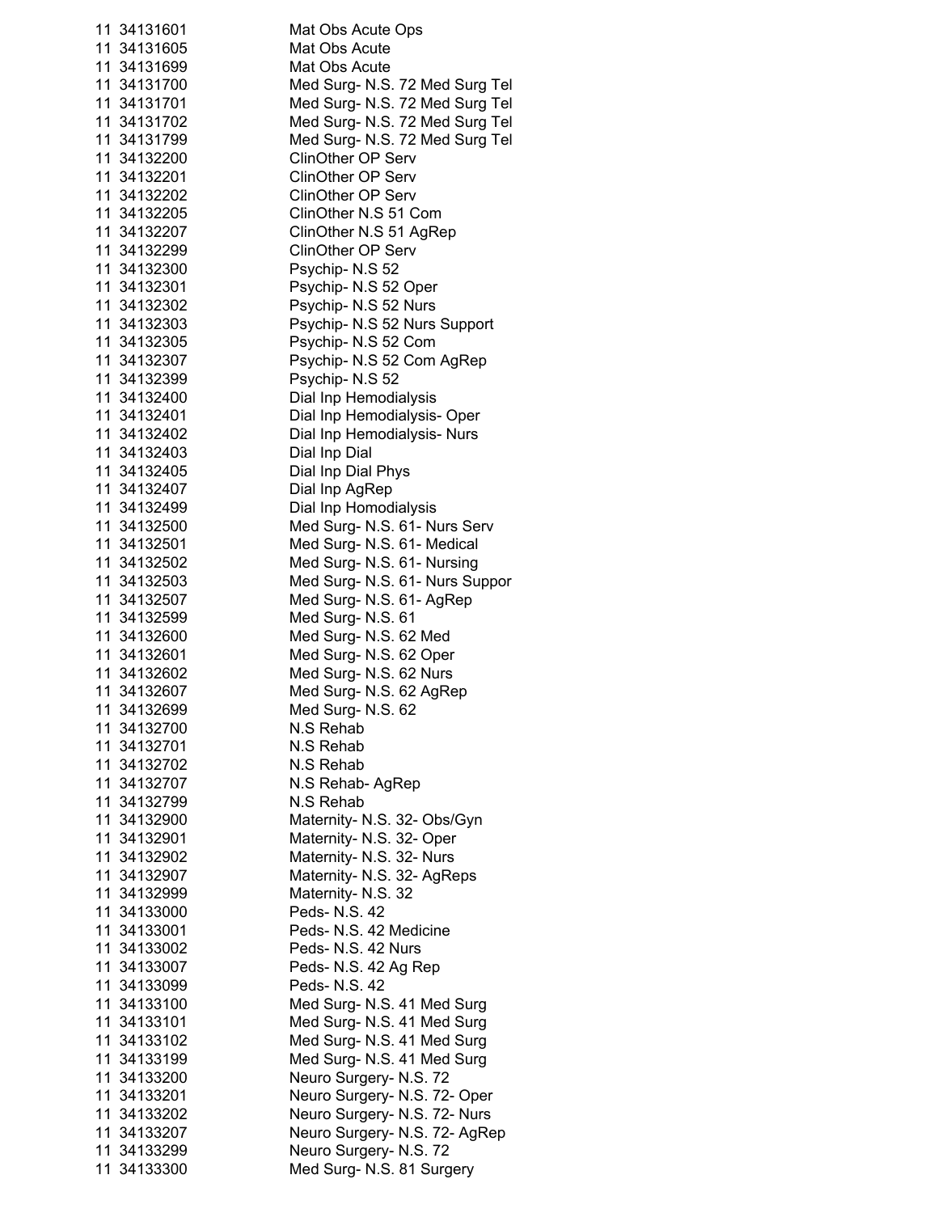| | | |
|---|---|---|
| 11 | 34131601 | Mat Obs Acute Ops |
| 11 | 34131605 | Mat Obs Acute |
| 11 | 34131699 | Mat Obs Acute |
| 11 | 34131700 | Med Surg- N.S. 72 Med Surg Tel |
| 11 | 34131701 | Med Surg- N.S. 72 Med Surg Tel |
| 11 | 34131702 | Med Surg- N.S. 72 Med Surg Tel |
| 11 | 34131799 | Med Surg- N.S. 72 Med Surg Tel |
| 11 | 34132200 | ClinOther OP Serv |
| 11 | 34132201 | ClinOther OP Serv |
| 11 | 34132202 | ClinOther OP Serv |
| 11 | 34132205 | ClinOther N.S 51 Com |
| 11 | 34132207 | ClinOther N.S 51 AgRep |
| 11 | 34132299 | ClinOther OP Serv |
| 11 | 34132300 | Psychip- N.S 52 |
| 11 | 34132301 | Psychip- N.S 52 Oper |
| 11 | 34132302 | Psychip- N.S 52 Nurs |
| 11 | 34132303 | Psychip- N.S 52 Nurs Support |
| 11 | 34132305 | Psychip- N.S 52 Com |
| 11 | 34132307 | Psychip- N.S 52 Com AgRep |
| 11 | 34132399 | Psychip- N.S 52 |
| 11 | 34132400 | Dial Inp Hemodialysis |
| 11 | 34132401 | Dial Inp Hemodialysis- Oper |
| 11 | 34132402 | Dial Inp Hemodialysis- Nurs |
| 11 | 34132403 | Dial Inp Dial |
| 11 | 34132405 | Dial Inp Dial Phys |
| 11 | 34132407 | Dial Inp AgRep |
| 11 | 34132499 | Dial Inp Homodialysis |
| 11 | 34132500 | Med Surg- N.S. 61- Nurs Serv |
| 11 | 34132501 | Med Surg- N.S. 61- Medical |
| 11 | 34132502 | Med Surg- N.S. 61- Nursing |
| 11 | 34132503 | Med Surg- N.S. 61- Nurs Suppor |
| 11 | 34132507 | Med Surg- N.S. 61- AgRep |
| 11 | 34132599 | Med Surg- N.S. 61 |
| 11 | 34132600 | Med Surg- N.S. 62 Med |
| 11 | 34132601 | Med Surg- N.S. 62 Oper |
| 11 | 34132602 | Med Surg- N.S. 62 Nurs |
| 11 | 34132607 | Med Surg- N.S. 62 AgRep |
| 11 | 34132699 | Med Surg- N.S. 62 |
| 11 | 34132700 | N.S Rehab |
| 11 | 34132701 | N.S Rehab |
| 11 | 34132702 | N.S Rehab |
| 11 | 34132707 | N.S Rehab- AgRep |
| 11 | 34132799 | N.S Rehab |
| 11 | 34132900 | Maternity- N.S. 32- Obs/Gyn |
| 11 | 34132901 | Maternity- N.S. 32- Oper |
| 11 | 34132902 | Maternity- N.S. 32- Nurs |
| 11 | 34132907 | Maternity- N.S. 32- AgReps |
| 11 | 34132999 | Maternity- N.S. 32 |
| 11 | 34133000 | Peds- N.S. 42 |
| 11 | 34133001 | Peds- N.S. 42 Medicine |
| 11 | 34133002 | Peds- N.S. 42 Nurs |
| 11 | 34133007 | Peds- N.S. 42 Ag Rep |
| 11 | 34133099 | Peds- N.S. 42 |
| 11 | 34133100 | Med Surg- N.S. 41 Med Surg |
| 11 | 34133101 | Med Surg- N.S. 41 Med Surg |
| 11 | 34133102 | Med Surg- N.S. 41 Med Surg |
| 11 | 34133199 | Med Surg- N.S. 41 Med Surg |
| 11 | 34133200 | Neuro Surgery- N.S. 72 |
| 11 | 34133201 | Neuro Surgery- N.S. 72- Oper |
| 11 | 34133202 | Neuro Surgery- N.S. 72- Nurs |
| 11 | 34133207 | Neuro Surgery- N.S. 72- AgRep |
| 11 | 34133299 | Neuro Surgery- N.S. 72 |
| 11 | 34133300 | Med Surg- N.S. 81 Surgery |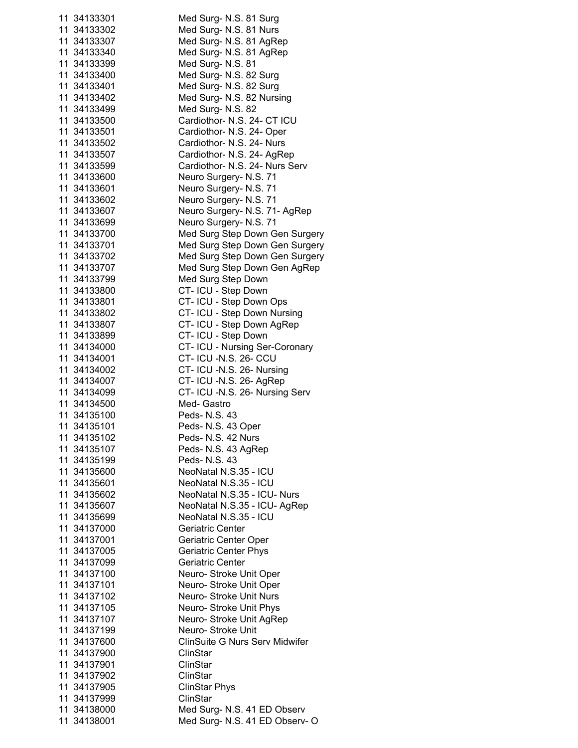| | | |
|---|---|---|
| 11 | 34133301 | Med Surg- N.S. 81 Surg |
| 11 | 34133302 | Med Surg- N.S. 81 Nurs |
| 11 | 34133307 | Med Surg- N.S. 81 AgRep |
| 11 | 34133340 | Med Surg- N.S. 81 AgRep |
| 11 | 34133399 | Med Surg- N.S. 81 |
| 11 | 34133400 | Med Surg- N.S. 82 Surg |
| 11 | 34133401 | Med Surg- N.S. 82 Surg |
| 11 | 34133402 | Med Surg- N.S. 82 Nursing |
| 11 | 34133499 | Med Surg- N.S. 82 |
| 11 | 34133500 | Cardiothor- N.S. 24- CT ICU |
| 11 | 34133501 | Cardiothor- N.S. 24- Oper |
| 11 | 34133502 | Cardiothor- N.S. 24- Nurs |
| 11 | 34133507 | Cardiothor- N.S. 24- AgRep |
| 11 | 34133599 | Cardiothor- N.S. 24- Nurs Serv |
| 11 | 34133600 | Neuro Surgery- N.S. 71 |
| 11 | 34133601 | Neuro Surgery- N.S. 71 |
| 11 | 34133602 | Neuro Surgery- N.S. 71 |
| 11 | 34133607 | Neuro Surgery- N.S. 71- AgRep |
| 11 | 34133699 | Neuro Surgery- N.S. 71 |
| 11 | 34133700 | Med Surg Step Down Gen Surgery |
| 11 | 34133701 | Med Surg Step Down Gen Surgery |
| 11 | 34133702 | Med Surg Step Down Gen Surgery |
| 11 | 34133707 | Med Surg Step Down Gen AgRep |
| 11 | 34133799 | Med Surg Step Down |
| 11 | 34133800 | CT- ICU - Step Down |
| 11 | 34133801 | CT- ICU - Step Down Ops |
| 11 | 34133802 | CT- ICU - Step Down Nursing |
| 11 | 34133807 | CT- ICU - Step Down AgRep |
| 11 | 34133899 | CT- ICU - Step Down |
| 11 | 34134000 | CT- ICU - Nursing Ser-Coronary |
| 11 | 34134001 | CT- ICU -N.S. 26- CCU |
| 11 | 34134002 | CT- ICU -N.S. 26- Nursing |
| 11 | 34134007 | CT- ICU -N.S. 26- AgRep |
| 11 | 34134099 | CT- ICU -N.S. 26- Nursing Serv |
| 11 | 34134500 | Med- Gastro |
| 11 | 34135100 | Peds- N.S. 43 |
| 11 | 34135101 | Peds- N.S. 43 Oper |
| 11 | 34135102 | Peds- N.S. 42 Nurs |
| 11 | 34135107 | Peds- N.S. 43 AgRep |
| 11 | 34135199 | Peds- N.S. 43 |
| 11 | 34135600 | NeoNatal N.S.35 - ICU |
| 11 | 34135601 | NeoNatal N.S.35 - ICU |
| 11 | 34135602 | NeoNatal N.S.35 - ICU- Nurs |
| 11 | 34135607 | NeoNatal N.S.35 - ICU- AgRep |
| 11 | 34135699 | NeoNatal N.S.35 - ICU |
| 11 | 34137000 | Geriatric Center |
| 11 | 34137001 | Geriatric Center Oper |
| 11 | 34137005 | Geriatric Center Phys |
| 11 | 34137099 | Geriatric Center |
| 11 | 34137100 | Neuro- Stroke Unit Oper |
| 11 | 34137101 | Neuro- Stroke Unit Oper |
| 11 | 34137102 | Neuro- Stroke Unit Nurs |
| 11 | 34137105 | Neuro- Stroke Unit Phys |
| 11 | 34137107 | Neuro- Stroke Unit AgRep |
| 11 | 34137199 | Neuro- Stroke Unit |
| 11 | 34137600 | ClinSuite G Nurs Serv Midwifer |
| 11 | 34137900 | ClinStar |
| 11 | 34137901 | ClinStar |
| 11 | 34137902 | ClinStar |
| 11 | 34137905 | ClinStar Phys |
| 11 | 34137999 | ClinStar |
| 11 | 34138000 | Med Surg- N.S. 41 ED Observ |
| 11 | 34138001 | Med Surg- N.S. 41 ED Observ- O |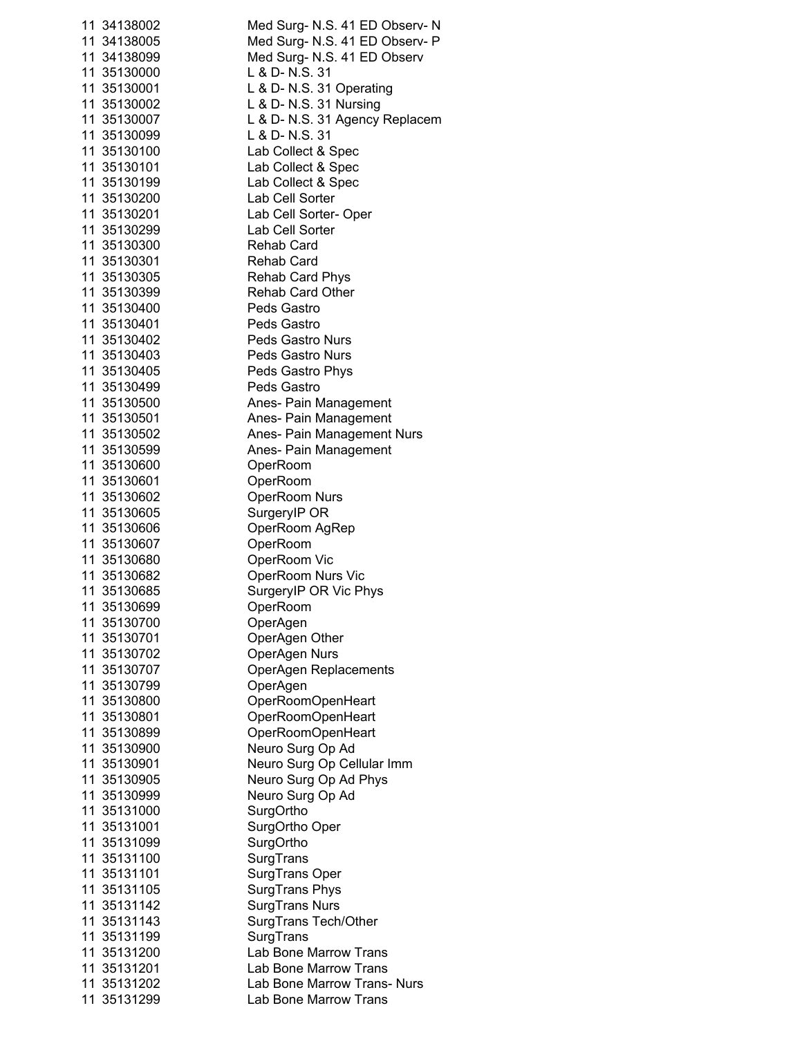| | | |
|---|---|---|
| 11 | 34138002 | Med Surg- N.S. 41 ED Observ- N |
| 11 | 34138005 | Med Surg- N.S. 41 ED Observ- P |
| 11 | 34138099 | Med Surg- N.S. 41 ED Observ |
| 11 | 35130000 | L & D- N.S. 31 |
| 11 | 35130001 | L & D- N.S. 31 Operating |
| 11 | 35130002 | L & D- N.S. 31 Nursing |
| 11 | 35130007 | L & D- N.S. 31 Agency Replacem |
| 11 | 35130099 | L & D- N.S. 31 |
| 11 | 35130100 | Lab Collect & Spec |
| 11 | 35130101 | Lab Collect & Spec |
| 11 | 35130199 | Lab Collect & Spec |
| 11 | 35130200 | Lab Cell Sorter |
| 11 | 35130201 | Lab Cell Sorter- Oper |
| 11 | 35130299 | Lab Cell Sorter |
| 11 | 35130300 | Rehab Card |
| 11 | 35130301 | Rehab Card |
| 11 | 35130305 | Rehab Card Phys |
| 11 | 35130399 | Rehab Card Other |
| 11 | 35130400 | Peds Gastro |
| 11 | 35130401 | Peds Gastro |
| 11 | 35130402 | Peds Gastro Nurs |
| 11 | 35130403 | Peds Gastro Nurs |
| 11 | 35130405 | Peds Gastro Phys |
| 11 | 35130499 | Peds Gastro |
| 11 | 35130500 | Anes- Pain Management |
| 11 | 35130501 | Anes- Pain Management |
| 11 | 35130502 | Anes- Pain Management Nurs |
| 11 | 35130599 | Anes- Pain Management |
| 11 | 35130600 | OperRoom |
| 11 | 35130601 | OperRoom |
| 11 | 35130602 | OperRoom Nurs |
| 11 | 35130605 | SurgeryIP OR |
| 11 | 35130606 | OperRoom AgRep |
| 11 | 35130607 | OperRoom |
| 11 | 35130680 | OperRoom Vic |
| 11 | 35130682 | OperRoom Nurs Vic |
| 11 | 35130685 | SurgeryIP OR Vic Phys |
| 11 | 35130699 | OperRoom |
| 11 | 35130700 | OperAgen |
| 11 | 35130701 | OperAgen Other |
| 11 | 35130702 | OperAgen Nurs |
| 11 | 35130707 | OperAgen Replacements |
| 11 | 35130799 | OperAgen |
| 11 | 35130800 | OperRoomOpenHeart |
| 11 | 35130801 | OperRoomOpenHeart |
| 11 | 35130899 | OperRoomOpenHeart |
| 11 | 35130900 | Neuro Surg Op Ad |
| 11 | 35130901 | Neuro Surg Op Cellular Imm |
| 11 | 35130905 | Neuro Surg Op Ad Phys |
| 11 | 35130999 | Neuro Surg Op Ad |
| 11 | 35131000 | SurgOrtho |
| 11 | 35131001 | SurgOrtho Oper |
| 11 | 35131099 | SurgOrtho |
| 11 | 35131100 | SurgTrans |
| 11 | 35131101 | SurgTrans Oper |
| 11 | 35131105 | SurgTrans Phys |
| 11 | 35131142 | SurgTrans Nurs |
| 11 | 35131143 | SurgTrans Tech/Other |
| 11 | 35131199 | SurgTrans |
| 11 | 35131200 | Lab Bone Marrow Trans |
| 11 | 35131201 | Lab Bone Marrow Trans |
| 11 | 35131202 | Lab Bone Marrow Trans- Nurs |
| 11 | 35131299 | Lab Bone Marrow Trans |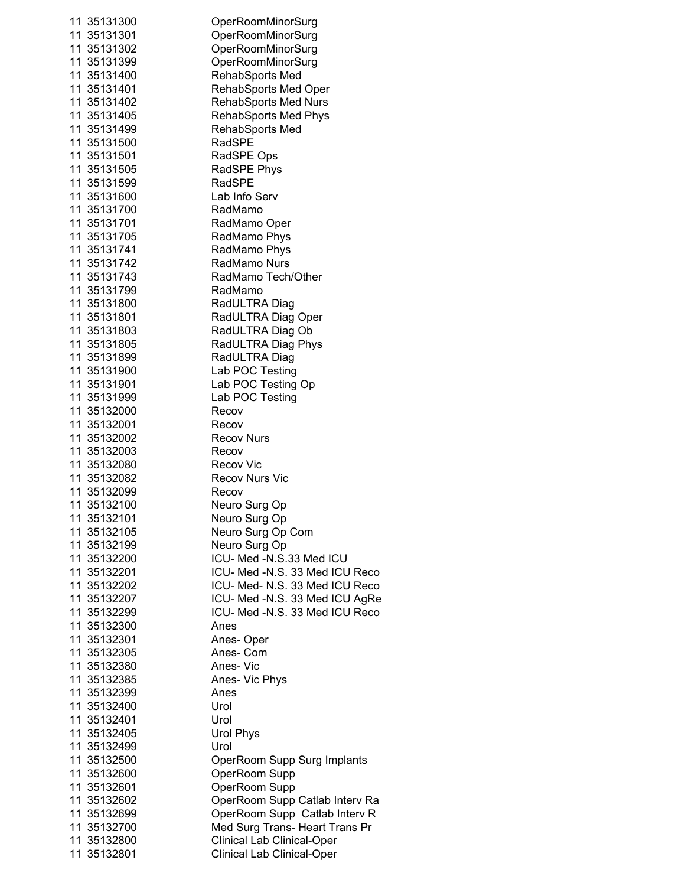| | | |
|---|---|---|
| 11 | 35131300 | OperRoomMinorSurg |
| 11 | 35131301 | OperRoomMinorSurg |
| 11 | 35131302 | OperRoomMinorSurg |
| 11 | 35131399 | OperRoomMinorSurg |
| 11 | 35131400 | RehabSports Med |
| 11 | 35131401 | RehabSports Med Oper |
| 11 | 35131402 | RehabSports Med Nurs |
| 11 | 35131405 | RehabSports Med Phys |
| 11 | 35131499 | RehabSports Med |
| 11 | 35131500 | RadSPE |
| 11 | 35131501 | RadSPE Ops |
| 11 | 35131505 | RadSPE Phys |
| 11 | 35131599 | RadSPE |
| 11 | 35131600 | Lab Info Serv |
| 11 | 35131700 | RadMamo |
| 11 | 35131701 | RadMamo Oper |
| 11 | 35131705 | RadMamo Phys |
| 11 | 35131741 | RadMamo Phys |
| 11 | 35131742 | RadMamo Nurs |
| 11 | 35131743 | RadMamo Tech/Other |
| 11 | 35131799 | RadMamo |
| 11 | 35131800 | RadULTRA Diag |
| 11 | 35131801 | RadULTRA Diag Oper |
| 11 | 35131803 | RadULTRA Diag Ob |
| 11 | 35131805 | RadULTRA Diag Phys |
| 11 | 35131899 | RadULTRA Diag |
| 11 | 35131900 | Lab POC Testing |
| 11 | 35131901 | Lab POC Testing Op |
| 11 | 35131999 | Lab POC Testing |
| 11 | 35132000 | Recov |
| 11 | 35132001 | Recov |
| 11 | 35132002 | Recov Nurs |
| 11 | 35132003 | Recov |
| 11 | 35132080 | Recov Vic |
| 11 | 35132082 | Recov Nurs Vic |
| 11 | 35132099 | Recov |
| 11 | 35132100 | Neuro Surg Op |
| 11 | 35132101 | Neuro Surg Op |
| 11 | 35132105 | Neuro Surg Op Com |
| 11 | 35132199 | Neuro Surg Op |
| 11 | 35132200 | ICU- Med -N.S.33 Med ICU |
| 11 | 35132201 | ICU- Med -N.S. 33 Med ICU Reco |
| 11 | 35132202 | ICU- Med- N.S. 33 Med ICU Reco |
| 11 | 35132207 | ICU- Med -N.S. 33 Med ICU AgRe |
| 11 | 35132299 | ICU- Med -N.S. 33 Med ICU Reco |
| 11 | 35132300 | Anes |
| 11 | 35132301 | Anes- Oper |
| 11 | 35132305 | Anes- Com |
| 11 | 35132380 | Anes- Vic |
| 11 | 35132385 | Anes- Vic Phys |
| 11 | 35132399 | Anes |
| 11 | 35132400 | Urol |
| 11 | 35132401 | Urol |
| 11 | 35132405 | Urol Phys |
| 11 | 35132499 | Urol |
| 11 | 35132500 | OperRoom Supp Surg Implants |
| 11 | 35132600 | OperRoom Supp |
| 11 | 35132601 | OperRoom Supp |
| 11 | 35132602 | OperRoom Supp Catlab Interv Ra |
| 11 | 35132699 | OperRoom Supp  Catlab Interv R |
| 11 | 35132700 | Med Surg Trans- Heart Trans Pr |
| 11 | 35132800 | Clinical Lab Clinical-Oper |
| 11 | 35132801 | Clinical Lab Clinical-Oper |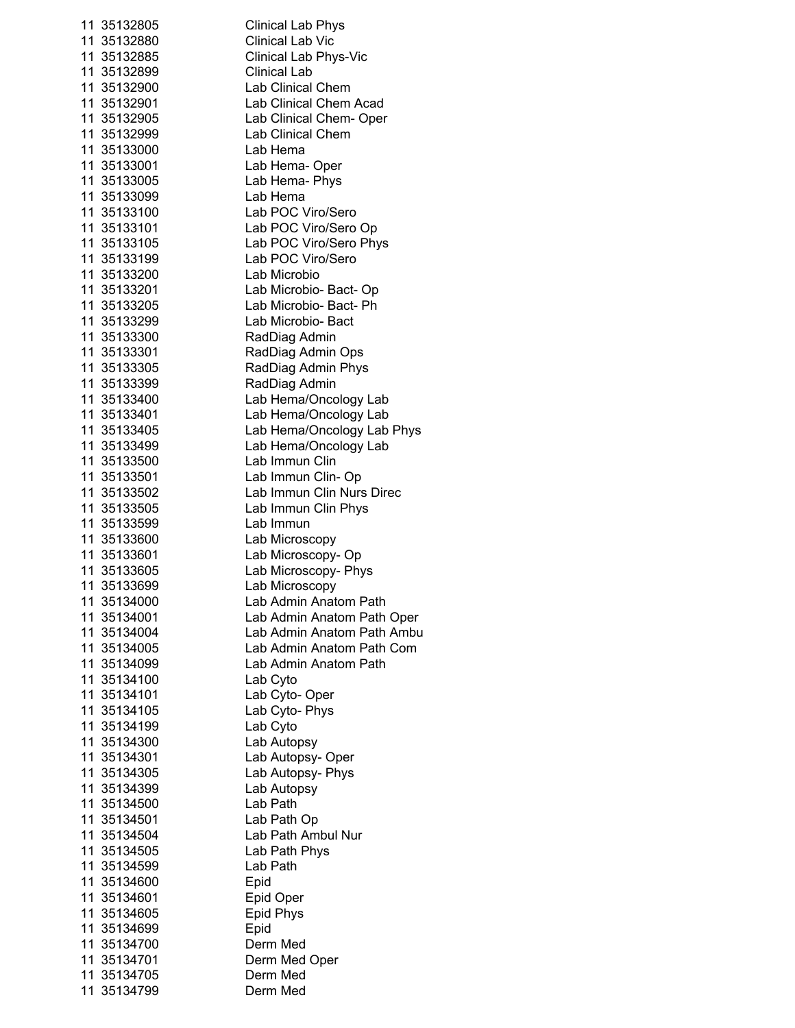| | | |
|---|---|---|
| 11 | 35132805 | Clinical Lab Phys |
| 11 | 35132880 | Clinical Lab Vic |
| 11 | 35132885 | Clinical Lab Phys-Vic |
| 11 | 35132899 | Clinical Lab |
| 11 | 35132900 | Lab Clinical Chem |
| 11 | 35132901 | Lab Clinical Chem Acad |
| 11 | 35132905 | Lab Clinical Chem- Oper |
| 11 | 35132999 | Lab Clinical Chem |
| 11 | 35133000 | Lab Hema |
| 11 | 35133001 | Lab Hema- Oper |
| 11 | 35133005 | Lab Hema- Phys |
| 11 | 35133099 | Lab Hema |
| 11 | 35133100 | Lab POC Viro/Sero |
| 11 | 35133101 | Lab POC Viro/Sero Op |
| 11 | 35133105 | Lab POC Viro/Sero Phys |
| 11 | 35133199 | Lab POC Viro/Sero |
| 11 | 35133200 | Lab Microbio |
| 11 | 35133201 | Lab Microbio- Bact- Op |
| 11 | 35133205 | Lab Microbio- Bact- Ph |
| 11 | 35133299 | Lab Microbio- Bact |
| 11 | 35133300 | RadDiag Admin |
| 11 | 35133301 | RadDiag Admin Ops |
| 11 | 35133305 | RadDiag Admin Phys |
| 11 | 35133399 | RadDiag Admin |
| 11 | 35133400 | Lab Hema/Oncology Lab |
| 11 | 35133401 | Lab Hema/Oncology Lab |
| 11 | 35133405 | Lab Hema/Oncology Lab Phys |
| 11 | 35133499 | Lab Hema/Oncology Lab |
| 11 | 35133500 | Lab Immun Clin |
| 11 | 35133501 | Lab Immun Clin- Op |
| 11 | 35133502 | Lab Immun Clin Nurs Direc |
| 11 | 35133505 | Lab Immun Clin Phys |
| 11 | 35133599 | Lab Immun |
| 11 | 35133600 | Lab Microscopy |
| 11 | 35133601 | Lab Microscopy- Op |
| 11 | 35133605 | Lab Microscopy- Phys |
| 11 | 35133699 | Lab Microscopy |
| 11 | 35134000 | Lab Admin Anatom Path |
| 11 | 35134001 | Lab Admin Anatom Path Oper |
| 11 | 35134004 | Lab Admin Anatom Path Ambu |
| 11 | 35134005 | Lab Admin Anatom Path Com |
| 11 | 35134099 | Lab Admin Anatom Path |
| 11 | 35134100 | Lab Cyto |
| 11 | 35134101 | Lab Cyto- Oper |
| 11 | 35134105 | Lab Cyto- Phys |
| 11 | 35134199 | Lab Cyto |
| 11 | 35134300 | Lab Autopsy |
| 11 | 35134301 | Lab Autopsy- Oper |
| 11 | 35134305 | Lab Autopsy- Phys |
| 11 | 35134399 | Lab Autopsy |
| 11 | 35134500 | Lab Path |
| 11 | 35134501 | Lab Path Op |
| 11 | 35134504 | Lab Path Ambul Nur |
| 11 | 35134505 | Lab Path Phys |
| 11 | 35134599 | Lab Path |
| 11 | 35134600 | Epid |
| 11 | 35134601 | Epid Oper |
| 11 | 35134605 | Epid Phys |
| 11 | 35134699 | Epid |
| 11 | 35134700 | Derm Med |
| 11 | 35134701 | Derm Med Oper |
| 11 | 35134705 | Derm Med |
| 11 | 35134799 | Derm Med |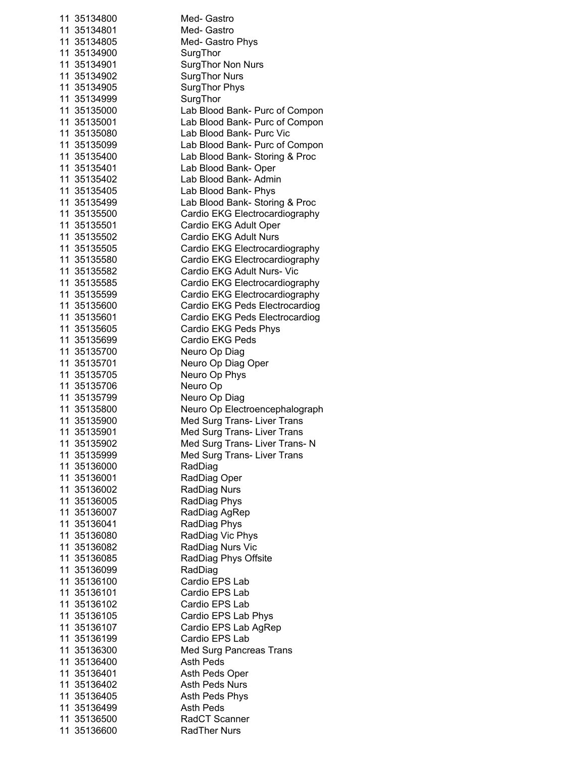| | | |
|---|---|---|
| 11 | 35134800 | Med- Gastro |
| 11 | 35134801 | Med- Gastro |
| 11 | 35134805 | Med- Gastro Phys |
| 11 | 35134900 | SurgThor |
| 11 | 35134901 | SurgThor Non Nurs |
| 11 | 35134902 | SurgThor Nurs |
| 11 | 35134905 | SurgThor Phys |
| 11 | 35134999 | SurgThor |
| 11 | 35135000 | Lab Blood Bank- Purc of Compon |
| 11 | 35135001 | Lab Blood Bank- Purc of Compon |
| 11 | 35135080 | Lab Blood Bank- Purc Vic |
| 11 | 35135099 | Lab Blood Bank- Purc of Compon |
| 11 | 35135400 | Lab Blood Bank- Storing & Proc |
| 11 | 35135401 | Lab Blood Bank- Oper |
| 11 | 35135402 | Lab Blood Bank- Admin |
| 11 | 35135405 | Lab Blood Bank- Phys |
| 11 | 35135499 | Lab Blood Bank- Storing & Proc |
| 11 | 35135500 | Cardio EKG Electrocardiography |
| 11 | 35135501 | Cardio EKG Adult Oper |
| 11 | 35135502 | Cardio EKG Adult Nurs |
| 11 | 35135505 | Cardio EKG Electrocardiography |
| 11 | 35135580 | Cardio EKG Electrocardiography |
| 11 | 35135582 | Cardio EKG Adult Nurs- Vic |
| 11 | 35135585 | Cardio EKG Electrocardiography |
| 11 | 35135599 | Cardio EKG Electrocardiography |
| 11 | 35135600 | Cardio EKG Peds Electrocardiog |
| 11 | 35135601 | Cardio EKG Peds Electrocardiog |
| 11 | 35135605 | Cardio EKG Peds Phys |
| 11 | 35135699 | Cardio EKG Peds |
| 11 | 35135700 | Neuro Op Diag |
| 11 | 35135701 | Neuro Op Diag Oper |
| 11 | 35135705 | Neuro Op Phys |
| 11 | 35135706 | Neuro Op |
| 11 | 35135799 | Neuro Op Diag |
| 11 | 35135800 | Neuro Op Electroencephalograph |
| 11 | 35135900 | Med Surg Trans- Liver Trans |
| 11 | 35135901 | Med Surg Trans- Liver Trans |
| 11 | 35135902 | Med Surg Trans- Liver Trans- N |
| 11 | 35135999 | Med Surg Trans- Liver Trans |
| 11 | 35136000 | RadDiag |
| 11 | 35136001 | RadDiag Oper |
| 11 | 35136002 | RadDiag Nurs |
| 11 | 35136005 | RadDiag Phys |
| 11 | 35136007 | RadDiag AgRep |
| 11 | 35136041 | RadDiag Phys |
| 11 | 35136080 | RadDiag Vic Phys |
| 11 | 35136082 | RadDiag Nurs Vic |
| 11 | 35136085 | RadDiag Phys Offsite |
| 11 | 35136099 | RadDiag |
| 11 | 35136100 | Cardio EPS Lab |
| 11 | 35136101 | Cardio EPS Lab |
| 11 | 35136102 | Cardio EPS Lab |
| 11 | 35136105 | Cardio EPS Lab Phys |
| 11 | 35136107 | Cardio EPS Lab AgRep |
| 11 | 35136199 | Cardio EPS Lab |
| 11 | 35136300 | Med Surg Pancreas Trans |
| 11 | 35136400 | Asth Peds |
| 11 | 35136401 | Asth Peds Oper |
| 11 | 35136402 | Asth Peds Nurs |
| 11 | 35136405 | Asth Peds Phys |
| 11 | 35136499 | Asth Peds |
| 11 | 35136500 | RadCT Scanner |
| 11 | 35136600 | RadTher Nurs |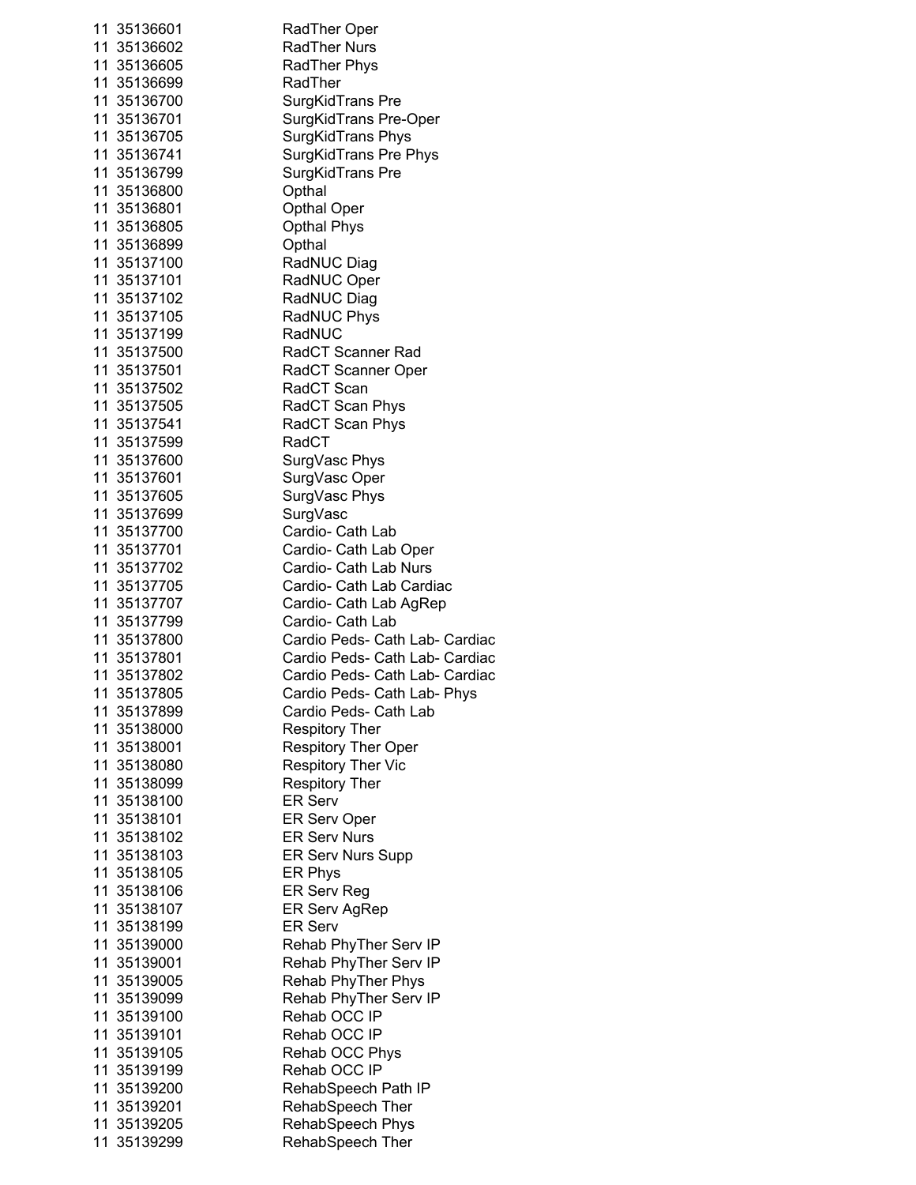| | | |
|---|---|---|
| 11 | 35136601 | RadTher Oper |
| 11 | 35136602 | RadTher Nurs |
| 11 | 35136605 | RadTher Phys |
| 11 | 35136699 | RadTher |
| 11 | 35136700 | SurgKidTrans Pre |
| 11 | 35136701 | SurgKidTrans Pre-Oper |
| 11 | 35136705 | SurgKidTrans Phys |
| 11 | 35136741 | SurgKidTrans Pre Phys |
| 11 | 35136799 | SurgKidTrans Pre |
| 11 | 35136800 | Opthal |
| 11 | 35136801 | Opthal Oper |
| 11 | 35136805 | Opthal Phys |
| 11 | 35136899 | Opthal |
| 11 | 35137100 | RadNUC Diag |
| 11 | 35137101 | RadNUC Oper |
| 11 | 35137102 | RadNUC Diag |
| 11 | 35137105 | RadNUC Phys |
| 11 | 35137199 | RadNUC |
| 11 | 35137500 | RadCT Scanner Rad |
| 11 | 35137501 | RadCT Scanner Oper |
| 11 | 35137502 | RadCT Scan |
| 11 | 35137505 | RadCT Scan Phys |
| 11 | 35137541 | RadCT Scan Phys |
| 11 | 35137599 | RadCT |
| 11 | 35137600 | SurgVasc Phys |
| 11 | 35137601 | SurgVasc Oper |
| 11 | 35137605 | SurgVasc Phys |
| 11 | 35137699 | SurgVasc |
| 11 | 35137700 | Cardio- Cath Lab |
| 11 | 35137701 | Cardio- Cath Lab Oper |
| 11 | 35137702 | Cardio- Cath Lab Nurs |
| 11 | 35137705 | Cardio- Cath Lab Cardiac |
| 11 | 35137707 | Cardio- Cath Lab AgRep |
| 11 | 35137799 | Cardio- Cath Lab |
| 11 | 35137800 | Cardio Peds- Cath Lab- Cardiac |
| 11 | 35137801 | Cardio Peds- Cath Lab- Cardiac |
| 11 | 35137802 | Cardio Peds- Cath Lab- Cardiac |
| 11 | 35137805 | Cardio Peds- Cath Lab- Phys |
| 11 | 35137899 | Cardio Peds- Cath Lab |
| 11 | 35138000 | Respitory Ther |
| 11 | 35138001 | Respitory Ther Oper |
| 11 | 35138080 | Respitory Ther Vic |
| 11 | 35138099 | Respitory Ther |
| 11 | 35138100 | ER Serv |
| 11 | 35138101 | ER Serv Oper |
| 11 | 35138102 | ER Serv Nurs |
| 11 | 35138103 | ER Serv Nurs Supp |
| 11 | 35138105 | ER Phys |
| 11 | 35138106 | ER Serv Reg |
| 11 | 35138107 | ER Serv AgRep |
| 11 | 35138199 | ER Serv |
| 11 | 35139000 | Rehab PhyTher Serv IP |
| 11 | 35139001 | Rehab PhyTher Serv IP |
| 11 | 35139005 | Rehab PhyTher Phys |
| 11 | 35139099 | Rehab PhyTher Serv IP |
| 11 | 35139100 | Rehab OCC IP |
| 11 | 35139101 | Rehab OCC IP |
| 11 | 35139105 | Rehab OCC Phys |
| 11 | 35139199 | Rehab OCC IP |
| 11 | 35139200 | RehabSpeech Path IP |
| 11 | 35139201 | RehabSpeech Ther |
| 11 | 35139205 | RehabSpeech Phys |
| 11 | 35139299 | RehabSpeech Ther |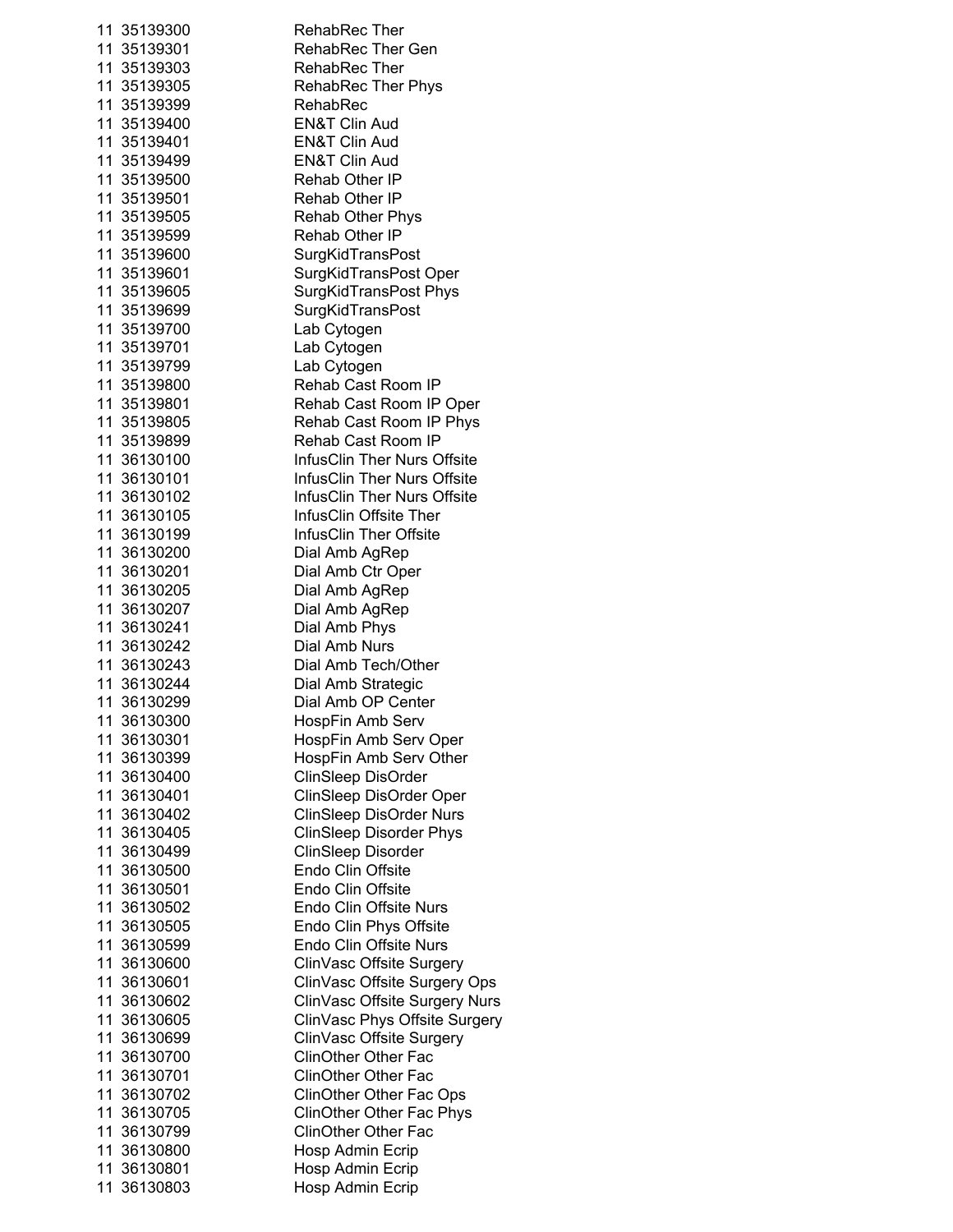| | | |
|---|---|---|
| 11 | 35139300 | RehabRec Ther |
| 11 | 35139301 | RehabRec Ther Gen |
| 11 | 35139303 | RehabRec Ther |
| 11 | 35139305 | RehabRec Ther Phys |
| 11 | 35139399 | RehabRec |
| 11 | 35139400 | EN&T Clin Aud |
| 11 | 35139401 | EN&T Clin Aud |
| 11 | 35139499 | EN&T Clin Aud |
| 11 | 35139500 | Rehab Other IP |
| 11 | 35139501 | Rehab Other IP |
| 11 | 35139505 | Rehab Other Phys |
| 11 | 35139599 | Rehab Other IP |
| 11 | 35139600 | SurgKidTransPost |
| 11 | 35139601 | SurgKidTransPost Oper |
| 11 | 35139605 | SurgKidTransPost Phys |
| 11 | 35139699 | SurgKidTransPost |
| 11 | 35139700 | Lab Cytogen |
| 11 | 35139701 | Lab Cytogen |
| 11 | 35139799 | Lab Cytogen |
| 11 | 35139800 | Rehab Cast Room IP |
| 11 | 35139801 | Rehab Cast Room IP Oper |
| 11 | 35139805 | Rehab Cast Room IP Phys |
| 11 | 35139899 | Rehab Cast Room IP |
| 11 | 36130100 | InfusClin Ther Nurs Offsite |
| 11 | 36130101 | InfusClin Ther Nurs Offsite |
| 11 | 36130102 | InfusClin Ther Nurs Offsite |
| 11 | 36130105 | InfusClin Offsite Ther |
| 11 | 36130199 | InfusClin Ther Offsite |
| 11 | 36130200 | Dial Amb AgRep |
| 11 | 36130201 | Dial Amb Ctr Oper |
| 11 | 36130205 | Dial Amb AgRep |
| 11 | 36130207 | Dial Amb AgRep |
| 11 | 36130241 | Dial Amb Phys |
| 11 | 36130242 | Dial Amb Nurs |
| 11 | 36130243 | Dial Amb Tech/Other |
| 11 | 36130244 | Dial Amb Strategic |
| 11 | 36130299 | Dial Amb OP Center |
| 11 | 36130300 | HospFin Amb Serv |
| 11 | 36130301 | HospFin Amb Serv Oper |
| 11 | 36130399 | HospFin Amb Serv Other |
| 11 | 36130400 | ClinSleep DisOrder |
| 11 | 36130401 | ClinSleep DisOrder Oper |
| 11 | 36130402 | ClinSleep DisOrder Nurs |
| 11 | 36130405 | ClinSleep Disorder Phys |
| 11 | 36130499 | ClinSleep Disorder |
| 11 | 36130500 | Endo Clin Offsite |
| 11 | 36130501 | Endo Clin Offsite |
| 11 | 36130502 | Endo Clin Offsite Nurs |
| 11 | 36130505 | Endo Clin Phys Offsite |
| 11 | 36130599 | Endo Clin Offsite Nurs |
| 11 | 36130600 | ClinVasc Offsite Surgery |
| 11 | 36130601 | ClinVasc Offsite Surgery Ops |
| 11 | 36130602 | ClinVasc Offsite Surgery Nurs |
| 11 | 36130605 | ClinVasc Phys Offsite Surgery |
| 11 | 36130699 | ClinVasc Offsite Surgery |
| 11 | 36130700 | ClinOther Other Fac |
| 11 | 36130701 | ClinOther Other Fac |
| 11 | 36130702 | ClinOther Other Fac Ops |
| 11 | 36130705 | ClinOther Other Fac Phys |
| 11 | 36130799 | ClinOther Other Fac |
| 11 | 36130800 | Hosp Admin Ecrip |
| 11 | 36130801 | Hosp Admin Ecrip |
| 11 | 36130803 | Hosp Admin Ecrip |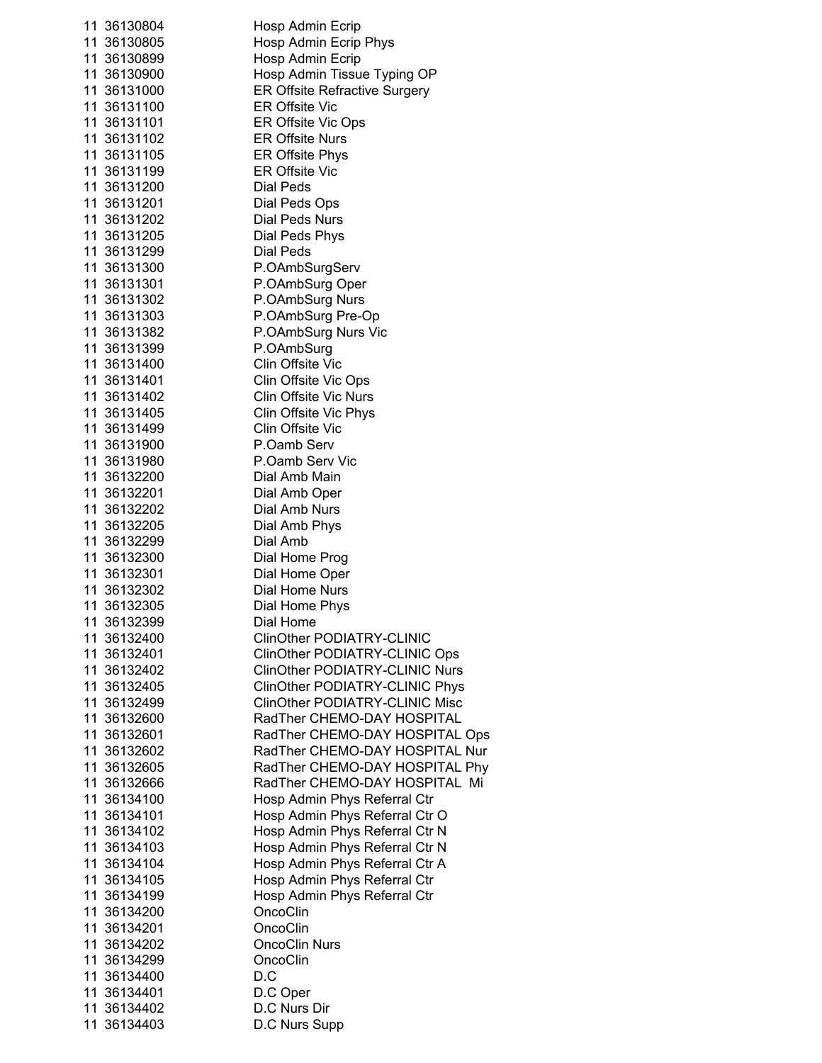| | | |
|---|---|---|
| 11 | 36130804 | Hosp Admin Ecrip |
| 11 | 36130805 | Hosp Admin Ecrip Phys |
| 11 | 36130899 | Hosp Admin Ecrip |
| 11 | 36130900 | Hosp Admin Tissue Typing OP |
| 11 | 36131000 | ER Offsite Refractive Surgery |
| 11 | 36131100 | ER Offsite Vic |
| 11 | 36131101 | ER Offsite Vic Ops |
| 11 | 36131102 | ER Offsite Nurs |
| 11 | 36131105 | ER Offsite Phys |
| 11 | 36131199 | ER Offsite Vic |
| 11 | 36131200 | Dial Peds |
| 11 | 36131201 | Dial Peds Ops |
| 11 | 36131202 | Dial Peds Nurs |
| 11 | 36131205 | Dial Peds Phys |
| 11 | 36131299 | Dial Peds |
| 11 | 36131300 | P.OAmbSurgServ |
| 11 | 36131301 | P.OAmbSurg Oper |
| 11 | 36131302 | P.OAmbSurg Nurs |
| 11 | 36131303 | P.OAmbSurg Pre-Op |
| 11 | 36131382 | P.OAmbSurg Nurs Vic |
| 11 | 36131399 | P.OAmbSurg |
| 11 | 36131400 | Clin Offsite Vic |
| 11 | 36131401 | Clin Offsite Vic Ops |
| 11 | 36131402 | Clin Offsite Vic Nurs |
| 11 | 36131405 | Clin Offsite Vic Phys |
| 11 | 36131499 | Clin Offsite Vic |
| 11 | 36131900 | P.Oamb Serv |
| 11 | 36131980 | P.Oamb Serv Vic |
| 11 | 36132200 | Dial Amb Main |
| 11 | 36132201 | Dial Amb Oper |
| 11 | 36132202 | Dial Amb Nurs |
| 11 | 36132205 | Dial Amb Phys |
| 11 | 36132299 | Dial Amb |
| 11 | 36132300 | Dial Home Prog |
| 11 | 36132301 | Dial Home Oper |
| 11 | 36132302 | Dial Home Nurs |
| 11 | 36132305 | Dial Home Phys |
| 11 | 36132399 | Dial Home |
| 11 | 36132400 | ClinOther PODIATRY-CLINIC |
| 11 | 36132401 | ClinOther PODIATRY-CLINIC Ops |
| 11 | 36132402 | ClinOther PODIATRY-CLINIC Nurs |
| 11 | 36132405 | ClinOther PODIATRY-CLINIC Phys |
| 11 | 36132499 | ClinOther PODIATRY-CLINIC Misc |
| 11 | 36132600 | RadTher CHEMO-DAY HOSPITAL |
| 11 | 36132601 | RadTher CHEMO-DAY HOSPITAL Ops |
| 11 | 36132602 | RadTher CHEMO-DAY HOSPITAL Nur |
| 11 | 36132605 | RadTher CHEMO-DAY HOSPITAL Phy |
| 11 | 36132666 | RadTher CHEMO-DAY HOSPITAL Mi |
| 11 | 36134100 | Hosp Admin Phys Referral Ctr |
| 11 | 36134101 | Hosp Admin Phys Referral Ctr O |
| 11 | 36134102 | Hosp Admin Phys Referral Ctr N |
| 11 | 36134103 | Hosp Admin Phys Referral Ctr N |
| 11 | 36134104 | Hosp Admin Phys Referral Ctr A |
| 11 | 36134105 | Hosp Admin Phys Referral Ctr |
| 11 | 36134199 | Hosp Admin Phys Referral Ctr |
| 11 | 36134200 | OncoClin |
| 11 | 36134201 | OncoClin |
| 11 | 36134202 | OncoClin Nurs |
| 11 | 36134299 | OncoClin |
| 11 | 36134400 | D.C |
| 11 | 36134401 | D.C Oper |
| 11 | 36134402 | D.C Nurs Dir |
| 11 | 36134403 | D.C Nurs Supp |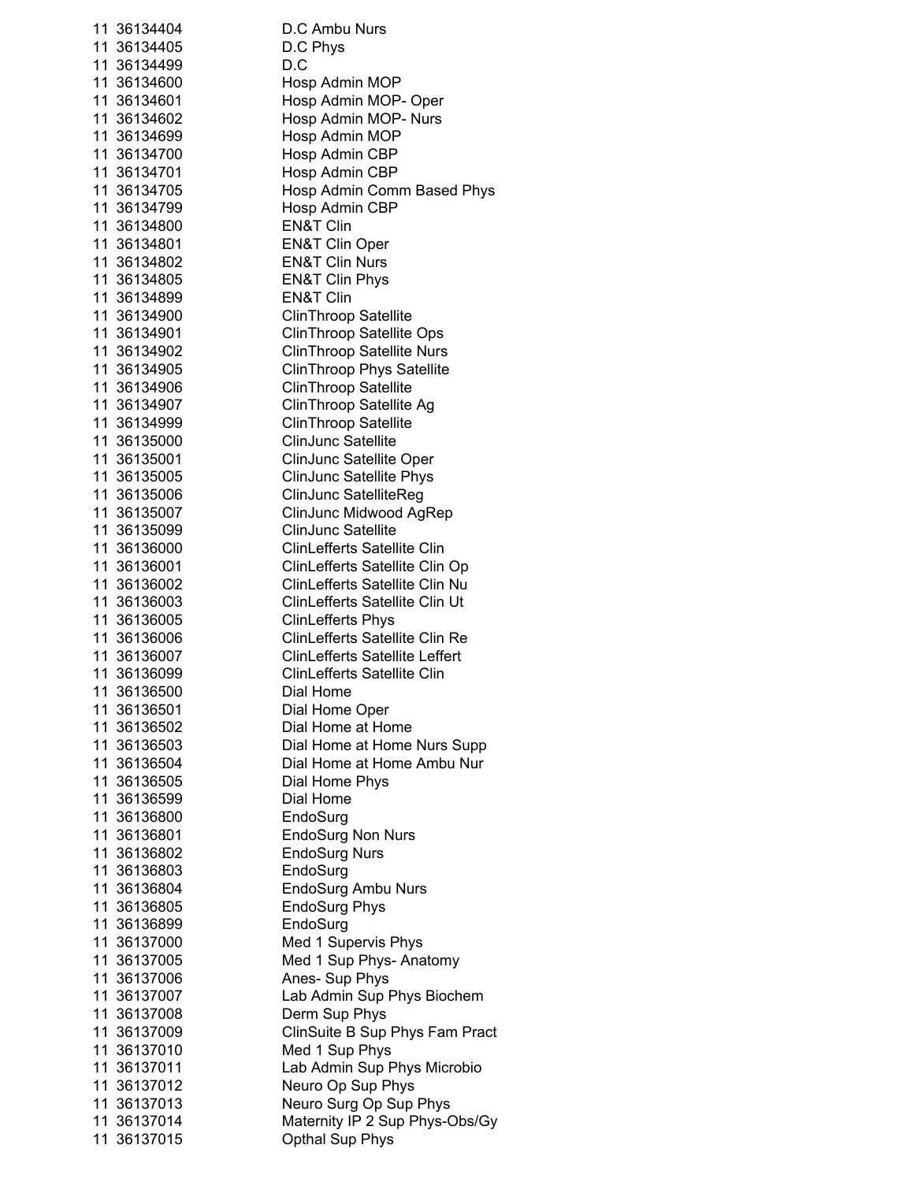| | | |
|---|---|---|
| 11 | 36134404 | D.C Ambu Nurs |
| 11 | 36134405 | D.C Phys |
| 11 | 36134499 | D.C |
| 11 | 36134600 | Hosp Admin MOP |
| 11 | 36134601 | Hosp Admin MOP- Oper |
| 11 | 36134602 | Hosp Admin MOP- Nurs |
| 11 | 36134699 | Hosp Admin MOP |
| 11 | 36134700 | Hosp Admin CBP |
| 11 | 36134701 | Hosp Admin CBP |
| 11 | 36134705 | Hosp Admin Comm Based Phys |
| 11 | 36134799 | Hosp Admin CBP |
| 11 | 36134800 | EN&T Clin |
| 11 | 36134801 | EN&T Clin Oper |
| 11 | 36134802 | EN&T Clin Nurs |
| 11 | 36134805 | EN&T Clin Phys |
| 11 | 36134899 | EN&T Clin |
| 11 | 36134900 | ClinThroop Satellite |
| 11 | 36134901 | ClinThroop Satellite Ops |
| 11 | 36134902 | ClinThroop Satellite Nurs |
| 11 | 36134905 | ClinThroop Phys Satellite |
| 11 | 36134906 | ClinThroop Satellite |
| 11 | 36134907 | ClinThroop Satellite Ag |
| 11 | 36134999 | ClinThroop Satellite |
| 11 | 36135000 | ClinJunc Satellite |
| 11 | 36135001 | ClinJunc Satellite Oper |
| 11 | 36135005 | ClinJunc Satellite Phys |
| 11 | 36135006 | ClinJunc SatelliteReg |
| 11 | 36135007 | ClinJunc Midwood AgRep |
| 11 | 36135099 | ClinJunc Satellite |
| 11 | 36136000 | ClinLefferts Satellite Clin |
| 11 | 36136001 | ClinLefferts Satellite Clin Op |
| 11 | 36136002 | ClinLefferts Satellite Clin Nu |
| 11 | 36136003 | ClinLefferts Satellite Clin Ut |
| 11 | 36136005 | ClinLefferts Phys |
| 11 | 36136006 | ClinLefferts Satellite Clin Re |
| 11 | 36136007 | ClinLefferts Satellite Leffert |
| 11 | 36136099 | ClinLefferts Satellite Clin |
| 11 | 36136500 | Dial Home |
| 11 | 36136501 | Dial Home Oper |
| 11 | 36136502 | Dial Home at Home |
| 11 | 36136503 | Dial Home at Home Nurs Supp |
| 11 | 36136504 | Dial Home at Home Ambu Nur |
| 11 | 36136505 | Dial Home Phys |
| 11 | 36136599 | Dial Home |
| 11 | 36136800 | EndoSurg |
| 11 | 36136801 | EndoSurg Non Nurs |
| 11 | 36136802 | EndoSurg Nurs |
| 11 | 36136803 | EndoSurg |
| 11 | 36136804 | EndoSurg Ambu Nurs |
| 11 | 36136805 | EndoSurg Phys |
| 11 | 36136899 | EndoSurg |
| 11 | 36137000 | Med 1 Supervis Phys |
| 11 | 36137005 | Med 1 Sup Phys- Anatomy |
| 11 | 36137006 | Anes- Sup Phys |
| 11 | 36137007 | Lab Admin Sup Phys Biochem |
| 11 | 36137008 | Derm Sup Phys |
| 11 | 36137009 | ClinSuite B Sup Phys Fam Pract |
| 11 | 36137010 | Med 1 Sup Phys |
| 11 | 36137011 | Lab Admin Sup Phys Microbio |
| 11 | 36137012 | Neuro Op Sup Phys |
| 11 | 36137013 | Neuro Surg Op Sup Phys |
| 11 | 36137014 | Maternity IP 2 Sup Phys-Obs/Gy |
| 11 | 36137015 | Opthal Sup Phys |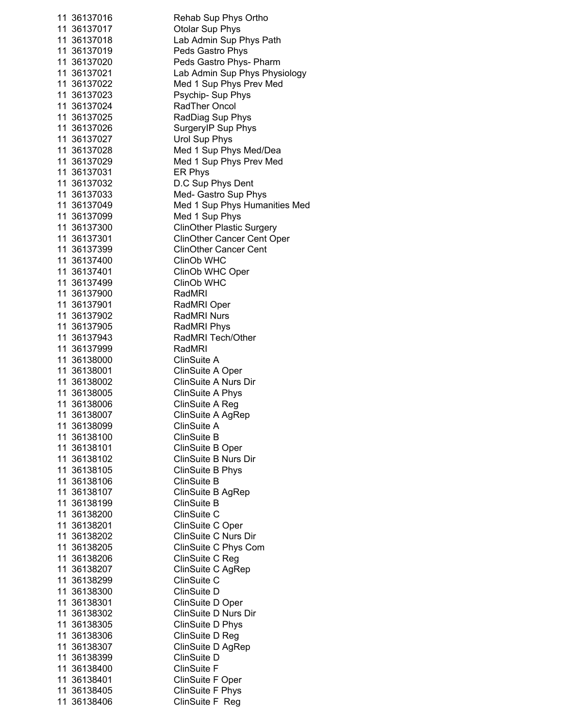| | | |
|---|---|---|
| 11 | 36137016 | Rehab Sup Phys Ortho |
| 11 | 36137017 | Otolar Sup Phys |
| 11 | 36137018 | Lab Admin Sup Phys Path |
| 11 | 36137019 | Peds Gastro Phys |
| 11 | 36137020 | Peds Gastro Phys- Pharm |
| 11 | 36137021 | Lab Admin Sup Phys Physiology |
| 11 | 36137022 | Med 1 Sup Phys Prev Med |
| 11 | 36137023 | Psychip- Sup Phys |
| 11 | 36137024 | RadTher Oncol |
| 11 | 36137025 | RadDiag Sup Phys |
| 11 | 36137026 | SurgeryIP Sup Phys |
| 11 | 36137027 | Urol Sup Phys |
| 11 | 36137028 | Med 1 Sup Phys Med/Dea |
| 11 | 36137029 | Med 1 Sup Phys Prev Med |
| 11 | 36137031 | ER Phys |
| 11 | 36137032 | D.C Sup Phys Dent |
| 11 | 36137033 | Med- Gastro Sup Phys |
| 11 | 36137049 | Med 1 Sup Phys Humanities Med |
| 11 | 36137099 | Med 1 Sup Phys |
| 11 | 36137300 | ClinOther Plastic Surgery |
| 11 | 36137301 | ClinOther Cancer Cent Oper |
| 11 | 36137399 | ClinOther Cancer Cent |
| 11 | 36137400 | ClinOb WHC |
| 11 | 36137401 | ClinOb WHC Oper |
| 11 | 36137499 | ClinOb WHC |
| 11 | 36137900 | RadMRI |
| 11 | 36137901 | RadMRI Oper |
| 11 | 36137902 | RadMRI Nurs |
| 11 | 36137905 | RadMRI Phys |
| 11 | 36137943 | RadMRI Tech/Other |
| 11 | 36137999 | RadMRI |
| 11 | 36138000 | ClinSuite A |
| 11 | 36138001 | ClinSuite A Oper |
| 11 | 36138002 | ClinSuite A Nurs Dir |
| 11 | 36138005 | ClinSuite A Phys |
| 11 | 36138006 | ClinSuite A Reg |
| 11 | 36138007 | ClinSuite A AgRep |
| 11 | 36138099 | ClinSuite A |
| 11 | 36138100 | ClinSuite B |
| 11 | 36138101 | ClinSuite B Oper |
| 11 | 36138102 | ClinSuite B Nurs Dir |
| 11 | 36138105 | ClinSuite B Phys |
| 11 | 36138106 | ClinSuite B |
| 11 | 36138107 | ClinSuite B AgRep |
| 11 | 36138199 | ClinSuite B |
| 11 | 36138200 | ClinSuite C |
| 11 | 36138201 | ClinSuite C Oper |
| 11 | 36138202 | ClinSuite C Nurs Dir |
| 11 | 36138205 | ClinSuite C Phys Com |
| 11 | 36138206 | ClinSuite C Reg |
| 11 | 36138207 | ClinSuite C AgRep |
| 11 | 36138299 | ClinSuite C |
| 11 | 36138300 | ClinSuite D |
| 11 | 36138301 | ClinSuite D Oper |
| 11 | 36138302 | ClinSuite D Nurs Dir |
| 11 | 36138305 | ClinSuite D Phys |
| 11 | 36138306 | ClinSuite D Reg |
| 11 | 36138307 | ClinSuite D AgRep |
| 11 | 36138399 | ClinSuite D |
| 11 | 36138400 | ClinSuite F |
| 11 | 36138401 | ClinSuite F Oper |
| 11 | 36138405 | ClinSuite F Phys |
| 11 | 36138406 | ClinSuite F  Reg |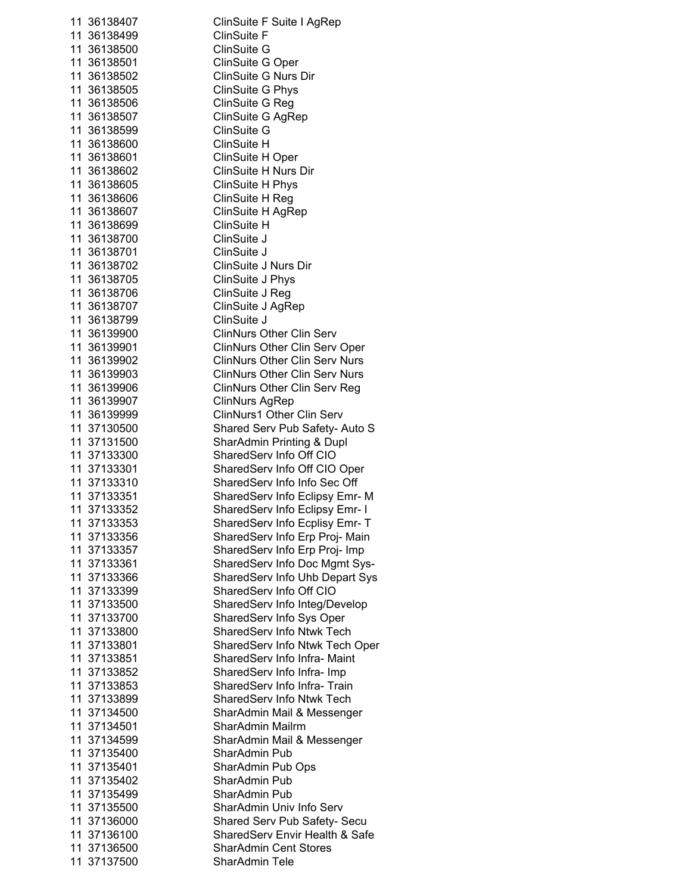| | | |
|---|---|---|
| 11 | 36138407 | ClinSuite F Suite I AgRep |
| 11 | 36138499 | ClinSuite F |
| 11 | 36138500 | ClinSuite G |
| 11 | 36138501 | ClinSuite G Oper |
| 11 | 36138502 | ClinSuite G Nurs Dir |
| 11 | 36138505 | ClinSuite G Phys |
| 11 | 36138506 | ClinSuite G Reg |
| 11 | 36138507 | ClinSuite G AgRep |
| 11 | 36138599 | ClinSuite G |
| 11 | 36138600 | ClinSuite H |
| 11 | 36138601 | ClinSuite H Oper |
| 11 | 36138602 | ClinSuite H Nurs Dir |
| 11 | 36138605 | ClinSuite H Phys |
| 11 | 36138606 | ClinSuite H Reg |
| 11 | 36138607 | ClinSuite H AgRep |
| 11 | 36138699 | ClinSuite H |
| 11 | 36138700 | ClinSuite J |
| 11 | 36138701 | ClinSuite J |
| 11 | 36138702 | ClinSuite J Nurs Dir |
| 11 | 36138705 | ClinSuite J Phys |
| 11 | 36138706 | ClinSuite J Reg |
| 11 | 36138707 | ClinSuite J AgRep |
| 11 | 36138799 | ClinSuite J |
| 11 | 36139900 | ClinNurs Other Clin Serv |
| 11 | 36139901 | ClinNurs Other Clin Serv Oper |
| 11 | 36139902 | ClinNurs Other Clin Serv Nurs |
| 11 | 36139903 | ClinNurs Other Clin Serv Nurs |
| 11 | 36139906 | ClinNurs Other Clin Serv Reg |
| 11 | 36139907 | ClinNurs AgRep |
| 11 | 36139999 | ClinNurs1 Other Clin Serv |
| 11 | 37130500 | Shared Serv Pub Safety- Auto S |
| 11 | 37131500 | SharAdmin Printing & Dupl |
| 11 | 37133300 | SharedServ Info Off CIO |
| 11 | 37133301 | SharedServ Info Off CIO Oper |
| 11 | 37133310 | SharedServ Info Info Sec Off |
| 11 | 37133351 | SharedServ Info Eclipsy Emr- M |
| 11 | 37133352 | SharedServ Info Eclipsy Emr- I |
| 11 | 37133353 | SharedServ Info Ecplisy Emr- T |
| 11 | 37133356 | SharedServ Info Erp Proj- Main |
| 11 | 37133357 | SharedServ Info Erp Proj- Imp |
| 11 | 37133361 | SharedServ Info Doc Mgmt Sys- |
| 11 | 37133366 | SharedServ Info Uhb Depart Sys |
| 11 | 37133399 | SharedServ Info Off CIO |
| 11 | 37133500 | SharedServ Info Integ/Develop |
| 11 | 37133700 | SharedServ Info Sys Oper |
| 11 | 37133800 | SharedServ Info Ntwk Tech |
| 11 | 37133801 | SharedServ Info Ntwk Tech Oper |
| 11 | 37133851 | SharedServ Info Infra- Maint |
| 11 | 37133852 | SharedServ Info Infra- Imp |
| 11 | 37133853 | SharedServ Info Infra- Train |
| 11 | 37133899 | SharedServ Info Ntwk Tech |
| 11 | 37134500 | SharAdmin Mail & Messenger |
| 11 | 37134501 | SharAdmin Mailrm |
| 11 | 37134599 | SharAdmin Mail & Messenger |
| 11 | 37135400 | SharAdmin Pub |
| 11 | 37135401 | SharAdmin Pub Ops |
| 11 | 37135402 | SharAdmin Pub |
| 11 | 37135499 | SharAdmin Pub |
| 11 | 37135500 | SharAdmin Univ Info Serv |
| 11 | 37136000 | Shared Serv Pub Safety- Secu |
| 11 | 37136100 | SharedServ Envir Health & Safe |
| 11 | 37136500 | SharAdmin Cent Stores |
| 11 | 37137500 | SharAdmin Tele |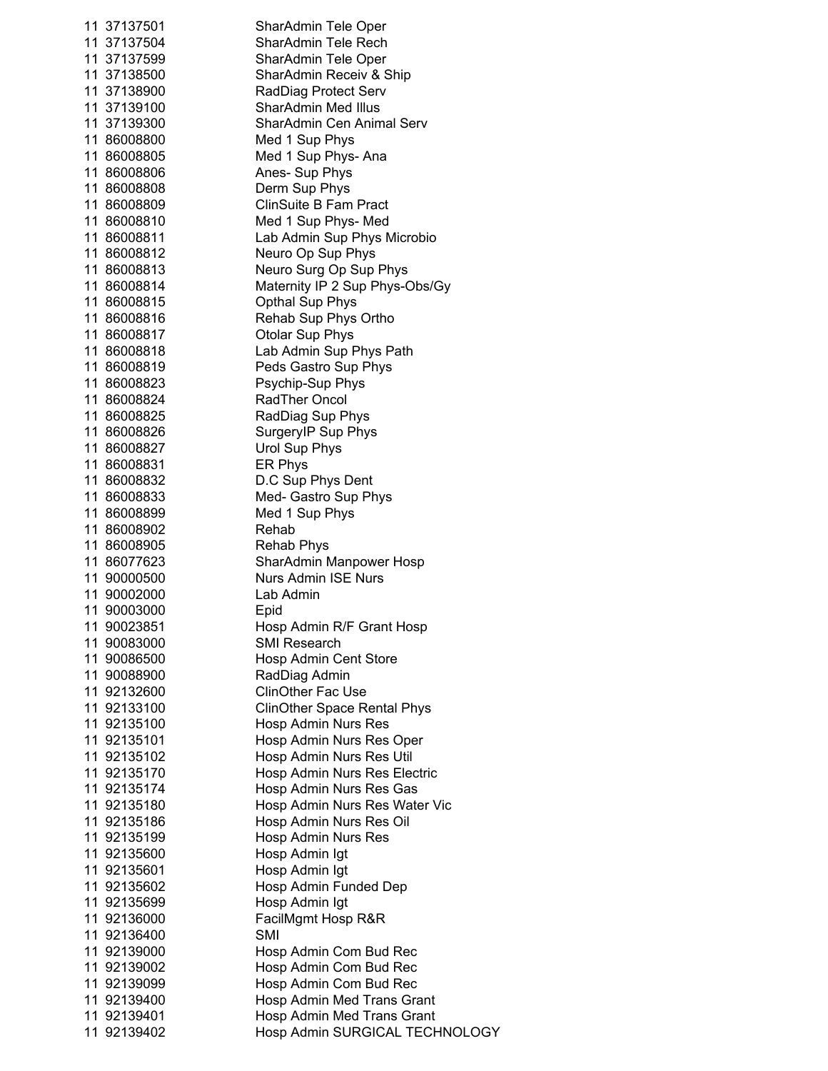| | | |
|---|---|---|
| 11 | 37137501 | SharAdmin Tele Oper |
| 11 | 37137504 | SharAdmin Tele Rech |
| 11 | 37137599 | SharAdmin Tele Oper |
| 11 | 37138500 | SharAdmin Receiv & Ship |
| 11 | 37138900 | RadDiag Protect Serv |
| 11 | 37139100 | SharAdmin Med Illus |
| 11 | 37139300 | SharAdmin Cen Animal Serv |
| 11 | 86008800 | Med 1 Sup Phys |
| 11 | 86008805 | Med 1 Sup Phys- Ana |
| 11 | 86008806 | Anes- Sup Phys |
| 11 | 86008808 | Derm Sup Phys |
| 11 | 86008809 | ClinSuite B Fam Pract |
| 11 | 86008810 | Med 1 Sup Phys- Med |
| 11 | 86008811 | Lab Admin Sup Phys Microbio |
| 11 | 86008812 | Neuro Op Sup Phys |
| 11 | 86008813 | Neuro Surg Op Sup Phys |
| 11 | 86008814 | Maternity IP 2 Sup Phys-Obs/Gy |
| 11 | 86008815 | Opthal Sup Phys |
| 11 | 86008816 | Rehab Sup Phys Ortho |
| 11 | 86008817 | Otolar Sup Phys |
| 11 | 86008818 | Lab Admin Sup Phys Path |
| 11 | 86008819 | Peds Gastro Sup Phys |
| 11 | 86008823 | Psychip-Sup Phys |
| 11 | 86008824 | RadTher Oncol |
| 11 | 86008825 | RadDiag Sup Phys |
| 11 | 86008826 | SurgeryIP Sup Phys |
| 11 | 86008827 | Urol Sup Phys |
| 11 | 86008831 | ER Phys |
| 11 | 86008832 | D.C Sup Phys Dent |
| 11 | 86008833 | Med- Gastro Sup Phys |
| 11 | 86008899 | Med 1 Sup Phys |
| 11 | 86008902 | Rehab |
| 11 | 86008905 | Rehab Phys |
| 11 | 86077623 | SharAdmin Manpower Hosp |
| 11 | 90000500 | Nurs Admin ISE Nurs |
| 11 | 90002000 | Lab Admin |
| 11 | 90003000 | Epid |
| 11 | 90023851 | Hosp Admin R/F Grant Hosp |
| 11 | 90083000 | SMI Research |
| 11 | 90086500 | Hosp Admin Cent Store |
| 11 | 90088900 | RadDiag Admin |
| 11 | 92132600 | ClinOther Fac Use |
| 11 | 92133100 | ClinOther Space Rental Phys |
| 11 | 92135100 | Hosp Admin Nurs Res |
| 11 | 92135101 | Hosp Admin Nurs Res Oper |
| 11 | 92135102 | Hosp Admin Nurs Res Util |
| 11 | 92135170 | Hosp Admin Nurs Res Electric |
| 11 | 92135174 | Hosp Admin Nurs Res Gas |
| 11 | 92135180 | Hosp Admin Nurs Res Water Vic |
| 11 | 92135186 | Hosp Admin Nurs Res Oil |
| 11 | 92135199 | Hosp Admin Nurs Res |
| 11 | 92135600 | Hosp Admin Igt |
| 11 | 92135601 | Hosp Admin Igt |
| 11 | 92135602 | Hosp Admin Funded Dep |
| 11 | 92135699 | Hosp Admin Igt |
| 11 | 92136000 | FacilMgmt Hosp R&R |
| 11 | 92136400 | SMI |
| 11 | 92139000 | Hosp Admin Com Bud Rec |
| 11 | 92139002 | Hosp Admin Com Bud Rec |
| 11 | 92139099 | Hosp Admin Com Bud Rec |
| 11 | 92139400 | Hosp Admin Med Trans Grant |
| 11 | 92139401 | Hosp Admin Med Trans Grant |
| 11 | 92139402 | Hosp Admin SURGICAL TECHNOLOGY |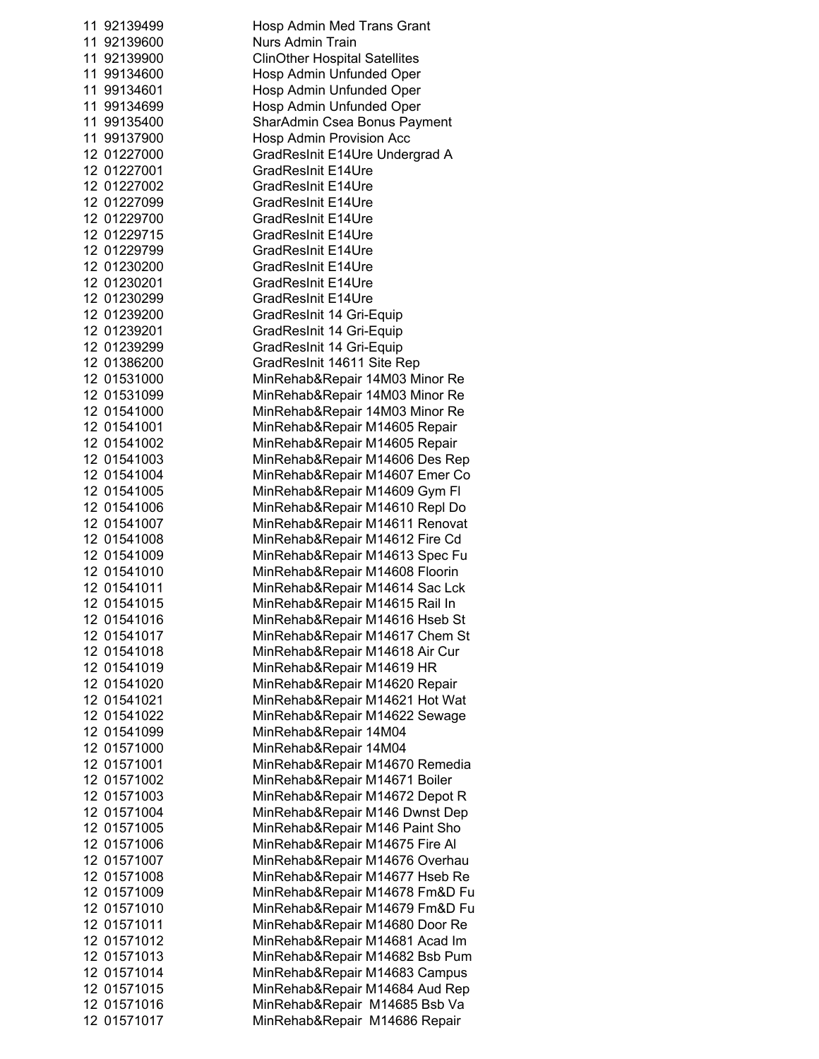| | | |
|---|---|---|
| 11 | 92139499 | Hosp Admin Med Trans Grant |
| 11 | 92139600 | Nurs Admin Train |
| 11 | 92139900 | ClinOther Hospital Satellites |
| 11 | 99134600 | Hosp Admin Unfunded Oper |
| 11 | 99134601 | Hosp Admin Unfunded Oper |
| 11 | 99134699 | Hosp Admin Unfunded Oper |
| 11 | 99135400 | SharAdmin Csea Bonus Payment |
| 11 | 99137900 | Hosp Admin Provision Acc |
| 12 | 01227000 | GradResInit E14Ure Undergrad A |
| 12 | 01227001 | GradResInit E14Ure |
| 12 | 01227002 | GradResInit E14Ure |
| 12 | 01227099 | GradResInit E14Ure |
| 12 | 01229700 | GradResInit E14Ure |
| 12 | 01229715 | GradResInit E14Ure |
| 12 | 01229799 | GradResInit E14Ure |
| 12 | 01230200 | GradResInit E14Ure |
| 12 | 01230201 | GradResInit E14Ure |
| 12 | 01230299 | GradResInit E14Ure |
| 12 | 01239200 | GradResInit 14 Gri-Equip |
| 12 | 01239201 | GradResInit 14 Gri-Equip |
| 12 | 01239299 | GradResInit 14 Gri-Equip |
| 12 | 01386200 | GradResInit 14611 Site Rep |
| 12 | 01531000 | MinRehab&Repair 14M03 Minor Re |
| 12 | 01531099 | MinRehab&Repair 14M03 Minor Re |
| 12 | 01541000 | MinRehab&Repair 14M03 Minor Re |
| 12 | 01541001 | MinRehab&Repair M14605 Repair |
| 12 | 01541002 | MinRehab&Repair M14605 Repair |
| 12 | 01541003 | MinRehab&Repair M14606 Des Rep |
| 12 | 01541004 | MinRehab&Repair M14607 Emer Co |
| 12 | 01541005 | MinRehab&Repair M14609 Gym Fl |
| 12 | 01541006 | MinRehab&Repair M14610 Repl Do |
| 12 | 01541007 | MinRehab&Repair M14611 Renovat |
| 12 | 01541008 | MinRehab&Repair M14612 Fire Cd |
| 12 | 01541009 | MinRehab&Repair M14613 Spec Fu |
| 12 | 01541010 | MinRehab&Repair M14608 Floorin |
| 12 | 01541011 | MinRehab&Repair M14614 Sac Lck |
| 12 | 01541015 | MinRehab&Repair M14615 Rail In |
| 12 | 01541016 | MinRehab&Repair M14616 Hseb St |
| 12 | 01541017 | MinRehab&Repair M14617 Chem St |
| 12 | 01541018 | MinRehab&Repair M14618 Air Cur |
| 12 | 01541019 | MinRehab&Repair M14619 HR |
| 12 | 01541020 | MinRehab&Repair M14620 Repair |
| 12 | 01541021 | MinRehab&Repair M14621 Hot Wat |
| 12 | 01541022 | MinRehab&Repair M14622 Sewage |
| 12 | 01541099 | MinRehab&Repair 14M04 |
| 12 | 01571000 | MinRehab&Repair 14M04 |
| 12 | 01571001 | MinRehab&Repair M14670 Remedia |
| 12 | 01571002 | MinRehab&Repair M14671 Boiler |
| 12 | 01571003 | MinRehab&Repair M14672 Depot R |
| 12 | 01571004 | MinRehab&Repair M146 Dwnst Dep |
| 12 | 01571005 | MinRehab&Repair M146 Paint Sho |
| 12 | 01571006 | MinRehab&Repair M14675 Fire Al |
| 12 | 01571007 | MinRehab&Repair M14676 Overhau |
| 12 | 01571008 | MinRehab&Repair M14677 Hseb Re |
| 12 | 01571009 | MinRehab&Repair M14678 Fm&D Fu |
| 12 | 01571010 | MinRehab&Repair M14679 Fm&D Fu |
| 12 | 01571011 | MinRehab&Repair M14680 Door Re |
| 12 | 01571012 | MinRehab&Repair M14681 Acad Im |
| 12 | 01571013 | MinRehab&Repair M14682 Bsb Pum |
| 12 | 01571014 | MinRehab&Repair M14683 Campus |
| 12 | 01571015 | MinRehab&Repair M14684 Aud Rep |
| 12 | 01571016 | MinRehab&Repair M14685 Bsb Va |
| 12 | 01571017 | MinRehab&Repair M14686 Repair |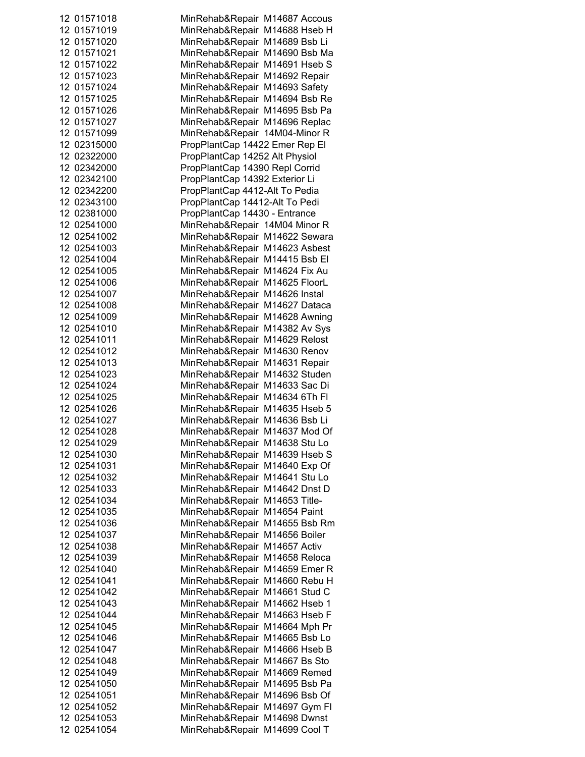| | | |
|---|---|---|
| 12 | 01571018 | MinRehab&Repair  M14687 Accous |
| 12 | 01571019 | MinRehab&Repair  M14688 Hseb H |
| 12 | 01571020 | MinRehab&Repair  M14689 Bsb Li |
| 12 | 01571021 | MinRehab&Repair  M14690 Bsb Ma |
| 12 | 01571022 | MinRehab&Repair  M14691 Hseb S |
| 12 | 01571023 | MinRehab&Repair  M14692 Repair |
| 12 | 01571024 | MinRehab&Repair  M14693 Safety |
| 12 | 01571025 | MinRehab&Repair  M14694 Bsb Re |
| 12 | 01571026 | MinRehab&Repair  M14695 Bsb Pa |
| 12 | 01571027 | MinRehab&Repair  M14696 Replac |
| 12 | 01571099 | MinRehab&Repair  14M04-Minor R |
| 12 | 02315000 | PropPlantCap 14422 Emer Rep El |
| 12 | 02322000 | PropPlantCap 14252 Alt Physiol |
| 12 | 02342000 | PropPlantCap 14390 Repl Corrid |
| 12 | 02342100 | PropPlantCap 14392 Exterior Li |
| 12 | 02342200 | PropPlantCap 4412-Alt To Pedia |
| 12 | 02343100 | PropPlantCap 14412-Alt To Pedi |
| 12 | 02381000 | PropPlantCap 14430 - Entrance |
| 12 | 02541000 | MinRehab&Repair  14M04 Minor R |
| 12 | 02541002 | MinRehab&Repair  M14622 Sewara |
| 12 | 02541003 | MinRehab&Repair  M14623 Asbest |
| 12 | 02541004 | MinRehab&Repair  M14415 Bsb El |
| 12 | 02541005 | MinRehab&Repair  M14624 Fix Au |
| 12 | 02541006 | MinRehab&Repair  M14625 FloorL |
| 12 | 02541007 | MinRehab&Repair  M14626 Instal |
| 12 | 02541008 | MinRehab&Repair  M14627 Dataca |
| 12 | 02541009 | MinRehab&Repair  M14628 Awning |
| 12 | 02541010 | MinRehab&Repair  M14382 Av Sys |
| 12 | 02541011 | MinRehab&Repair  M14629 Relost |
| 12 | 02541012 | MinRehab&Repair  M14630 Renov |
| 12 | 02541013 | MinRehab&Repair  M14631 Repair |
| 12 | 02541023 | MinRehab&Repair  M14632 Studen |
| 12 | 02541024 | MinRehab&Repair  M14633 Sac Di |
| 12 | 02541025 | MinRehab&Repair  M14634 6Th Fl |
| 12 | 02541026 | MinRehab&Repair  M14635 Hseb 5 |
| 12 | 02541027 | MinRehab&Repair  M14636 Bsb Li |
| 12 | 02541028 | MinRehab&Repair  M14637 Mod Of |
| 12 | 02541029 | MinRehab&Repair  M14638 Stu Lo |
| 12 | 02541030 | MinRehab&Repair  M14639 Hseb S |
| 12 | 02541031 | MinRehab&Repair  M14640 Exp Of |
| 12 | 02541032 | MinRehab&Repair  M14641 Stu Lo |
| 12 | 02541033 | MinRehab&Repair  M14642 Dnst D |
| 12 | 02541034 | MinRehab&Repair  M14653 Title- |
| 12 | 02541035 | MinRehab&Repair  M14654 Paint |
| 12 | 02541036 | MinRehab&Repair  M14655 Bsb Rm |
| 12 | 02541037 | MinRehab&Repair  M14656 Boiler |
| 12 | 02541038 | MinRehab&Repair  M14657 Activ |
| 12 | 02541039 | MinRehab&Repair  M14658 Reloca |
| 12 | 02541040 | MinRehab&Repair  M14659 Emer R |
| 12 | 02541041 | MinRehab&Repair  M14660 Rebu H |
| 12 | 02541042 | MinRehab&Repair  M14661 Stud C |
| 12 | 02541043 | MinRehab&Repair  M14662 Hseb 1 |
| 12 | 02541044 | MinRehab&Repair  M14663 Hseb F |
| 12 | 02541045 | MinRehab&Repair  M14664 Mph Pr |
| 12 | 02541046 | MinRehab&Repair  M14665 Bsb Lo |
| 12 | 02541047 | MinRehab&Repair  M14666 Hseb B |
| 12 | 02541048 | MinRehab&Repair  M14667 Bs Sto |
| 12 | 02541049 | MinRehab&Repair  M14669 Remed |
| 12 | 02541050 | MinRehab&Repair  M14695 Bsb Pa |
| 12 | 02541051 | MinRehab&Repair  M14696 Bsb Of |
| 12 | 02541052 | MinRehab&Repair  M14697 Gym Fl |
| 12 | 02541053 | MinRehab&Repair  M14698 Dwnst |
| 12 | 02541054 | MinRehab&Repair  M14699 Cool T |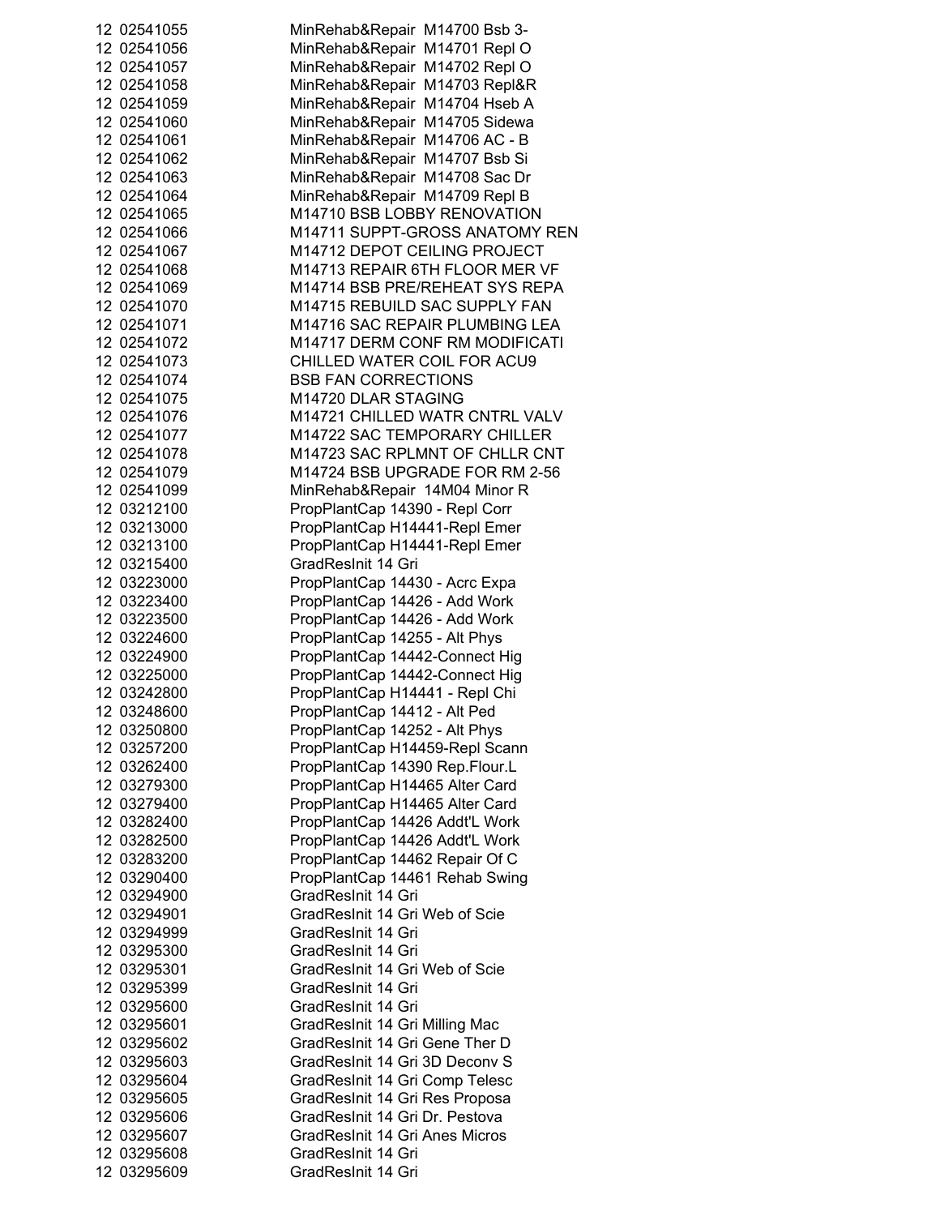| | | |
|---|---|---|
| 12 | 02541055 | MinRehab&Repair  M14700 Bsb 3- |
| 12 | 02541056 | MinRehab&Repair  M14701 Repl O |
| 12 | 02541057 | MinRehab&Repair  M14702 Repl O |
| 12 | 02541058 | MinRehab&Repair  M14703 Repl&R |
| 12 | 02541059 | MinRehab&Repair  M14704 Hseb A |
| 12 | 02541060 | MinRehab&Repair  M14705 Sidewa |
| 12 | 02541061 | MinRehab&Repair  M14706 AC - B |
| 12 | 02541062 | MinRehab&Repair  M14707 Bsb Si |
| 12 | 02541063 | MinRehab&Repair  M14708 Sac Dr |
| 12 | 02541064 | MinRehab&Repair  M14709 Repl B |
| 12 | 02541065 | M14710 BSB LOBBY RENOVATION |
| 12 | 02541066 | M14711 SUPPT-GROSS ANATOMY REN |
| 12 | 02541067 | M14712 DEPOT CEILING PROJECT |
| 12 | 02541068 | M14713 REPAIR 6TH FLOOR MER VF |
| 12 | 02541069 | M14714 BSB PRE/REHEAT SYS REPA |
| 12 | 02541070 | M14715 REBUILD SAC SUPPLY FAN |
| 12 | 02541071 | M14716 SAC REPAIR PLUMBING LEA |
| 12 | 02541072 | M14717 DERM CONF RM MODIFICATI |
| 12 | 02541073 | CHILLED WATER COIL FOR ACU9 |
| 12 | 02541074 | BSB FAN CORRECTIONS |
| 12 | 02541075 | M14720 DLAR STAGING |
| 12 | 02541076 | M14721 CHILLED WATR CNTRL VALV |
| 12 | 02541077 | M14722 SAC TEMPORARY CHILLER |
| 12 | 02541078 | M14723 SAC RPLMNT OF CHLLR CNT |
| 12 | 02541079 | M14724 BSB UPGRADE FOR RM 2-56 |
| 12 | 02541099 | MinRehab&Repair  14M04 Minor R |
| 12 | 03212100 | PropPlantCap 14390 - Repl Corr |
| 12 | 03213000 | PropPlantCap H14441-Repl Emer |
| 12 | 03213100 | PropPlantCap H14441-Repl Emer |
| 12 | 03215400 | GradResInit 14 Gri |
| 12 | 03223000 | PropPlantCap 14430 - Acrc Expa |
| 12 | 03223400 | PropPlantCap 14426 - Add Work |
| 12 | 03223500 | PropPlantCap 14426 - Add Work |
| 12 | 03224600 | PropPlantCap 14255 - Alt Phys |
| 12 | 03224900 | PropPlantCap 14442-Connect Hig |
| 12 | 03225000 | PropPlantCap 14442-Connect Hig |
| 12 | 03242800 | PropPlantCap H14441 - Repl Chi |
| 12 | 03248600 | PropPlantCap 14412 - Alt Ped |
| 12 | 03250800 | PropPlantCap 14252 - Alt Phys |
| 12 | 03257200 | PropPlantCap H14459-Repl Scann |
| 12 | 03262400 | PropPlantCap 14390 Rep.Flour.L |
| 12 | 03279300 | PropPlantCap H14465 Alter Card |
| 12 | 03279400 | PropPlantCap H14465 Alter Card |
| 12 | 03282400 | PropPlantCap 14426 Addt'L Work |
| 12 | 03282500 | PropPlantCap 14426 Addt'L Work |
| 12 | 03283200 | PropPlantCap 14462 Repair Of C |
| 12 | 03290400 | PropPlantCap 14461 Rehab Swing |
| 12 | 03294900 | GradResInit 14 Gri |
| 12 | 03294901 | GradResInit 14 Gri Web of Scie |
| 12 | 03294999 | GradResInit 14 Gri |
| 12 | 03295300 | GradResInit 14 Gri |
| 12 | 03295301 | GradResInit 14 Gri Web of Scie |
| 12 | 03295399 | GradResInit 14 Gri |
| 12 | 03295600 | GradResInit 14 Gri |
| 12 | 03295601 | GradResInit 14 Gri Milling Mac |
| 12 | 03295602 | GradResInit 14 Gri Gene Ther D |
| 12 | 03295603 | GradResInit 14 Gri 3D Deconv S |
| 12 | 03295604 | GradResInit 14 Gri Comp Telesc |
| 12 | 03295605 | GradResInit 14 Gri Res Proposa |
| 12 | 03295606 | GradResInit 14 Gri Dr. Pestova |
| 12 | 03295607 | GradResInit 14 Gri Anes Micros |
| 12 | 03295608 | GradResInit 14 Gri |
| 12 | 03295609 | GradResInit 14 Gri |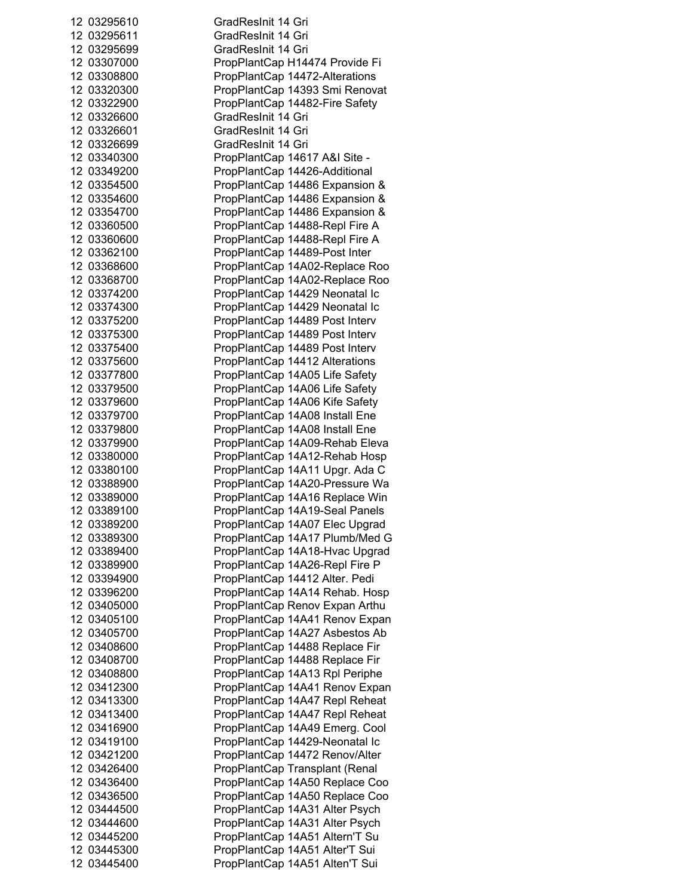| | | |
|---|---|---|
| 12 | 03295610 | GradResInit 14 Gri |
| 12 | 03295611 | GradResInit 14 Gri |
| 12 | 03295699 | GradResInit 14 Gri |
| 12 | 03307000 | PropPlantCap H14474 Provide Fi |
| 12 | 03308800 | PropPlantCap 14472-Alterations |
| 12 | 03320300 | PropPlantCap 14393 Smi Renovat |
| 12 | 03322900 | PropPlantCap 14482-Fire Safety |
| 12 | 03326600 | GradResInit 14 Gri |
| 12 | 03326601 | GradResInit 14 Gri |
| 12 | 03326699 | GradResInit 14 Gri |
| 12 | 03340300 | PropPlantCap 14617 A&I Site - |
| 12 | 03349200 | PropPlantCap 14426-Additional |
| 12 | 03354500 | PropPlantCap 14486 Expansion & |
| 12 | 03354600 | PropPlantCap 14486 Expansion & |
| 12 | 03354700 | PropPlantCap 14486 Expansion & |
| 12 | 03360500 | PropPlantCap 14488-Repl Fire A |
| 12 | 03360600 | PropPlantCap 14488-Repl Fire A |
| 12 | 03362100 | PropPlantCap 14489-Post Inter |
| 12 | 03368600 | PropPlantCap 14A02-Replace Roo |
| 12 | 03368700 | PropPlantCap 14A02-Replace Roo |
| 12 | 03374200 | PropPlantCap 14429 Neonatal Ic |
| 12 | 03374300 | PropPlantCap 14429 Neonatal Ic |
| 12 | 03375200 | PropPlantCap 14489 Post Interv |
| 12 | 03375300 | PropPlantCap 14489 Post Interv |
| 12 | 03375400 | PropPlantCap 14489 Post Interv |
| 12 | 03375600 | PropPlantCap 14412 Alterations |
| 12 | 03377800 | PropPlantCap 14A05 Life Safety |
| 12 | 03379500 | PropPlantCap 14A06 Life Safety |
| 12 | 03379600 | PropPlantCap 14A06 Kife Safety |
| 12 | 03379700 | PropPlantCap 14A08 Install Ene |
| 12 | 03379800 | PropPlantCap 14A08 Install Ene |
| 12 | 03379900 | PropPlantCap 14A09-Rehab Eleva |
| 12 | 03380000 | PropPlantCap 14A12-Rehab Hosp |
| 12 | 03380100 | PropPlantCap 14A11 Upgr. Ada C |
| 12 | 03388900 | PropPlantCap 14A20-Pressure Wa |
| 12 | 03389000 | PropPlantCap 14A16 Replace Win |
| 12 | 03389100 | PropPlantCap 14A19-Seal Panels |
| 12 | 03389200 | PropPlantCap 14A07 Elec Upgrad |
| 12 | 03389300 | PropPlantCap 14A17 Plumb/Med G |
| 12 | 03389400 | PropPlantCap 14A18-Hvac Upgrad |
| 12 | 03389900 | PropPlantCap 14A26-Repl Fire P |
| 12 | 03394900 | PropPlantCap 14412 Alter. Pedi |
| 12 | 03396200 | PropPlantCap 14A14 Rehab. Hosp |
| 12 | 03405000 | PropPlantCap Renov Expan Arthu |
| 12 | 03405100 | PropPlantCap 14A41 Renov Expan |
| 12 | 03405700 | PropPlantCap 14A27 Asbestos Ab |
| 12 | 03408600 | PropPlantCap 14488 Replace Fir |
| 12 | 03408700 | PropPlantCap 14488 Replace Fir |
| 12 | 03408800 | PropPlantCap 14A13 Rpl Periphe |
| 12 | 03412300 | PropPlantCap 14A41 Renov Expan |
| 12 | 03413300 | PropPlantCap 14A47 Repl Reheat |
| 12 | 03413400 | PropPlantCap 14A47 Repl Reheat |
| 12 | 03416900 | PropPlantCap 14A49 Emerg. Cool |
| 12 | 03419100 | PropPlantCap 14429-Neonatal Ic |
| 12 | 03421200 | PropPlantCap 14472 Renov/Alter |
| 12 | 03426400 | PropPlantCap Transplant (Renal |
| 12 | 03436400 | PropPlantCap 14A50 Replace Coo |
| 12 | 03436500 | PropPlantCap 14A50 Replace Coo |
| 12 | 03444500 | PropPlantCap 14A31 Alter Psych |
| 12 | 03444600 | PropPlantCap 14A31 Alter Psych |
| 12 | 03445200 | PropPlantCap 14A51 Altern'T Su |
| 12 | 03445300 | PropPlantCap 14A51 Alter'T Sui |
| 12 | 03445400 | PropPlantCap 14A51 Alten'T Sui |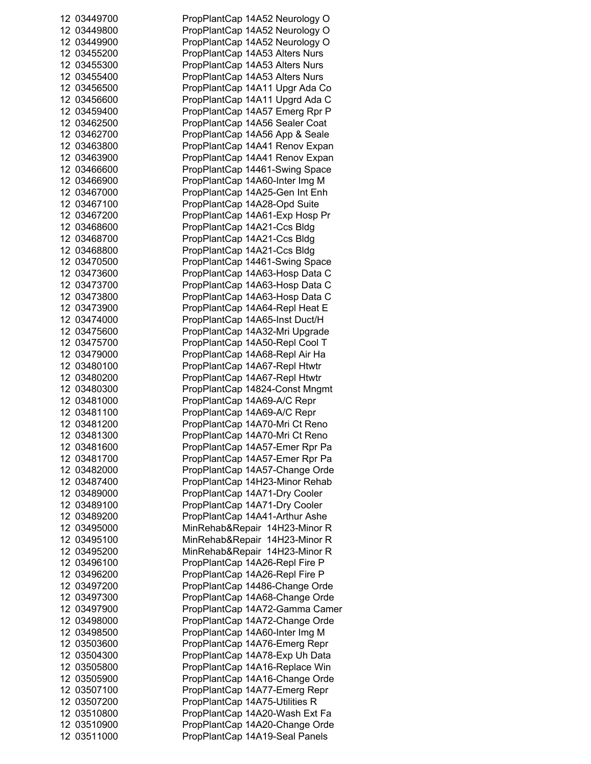| | | |
|---|---|---|
| 12 | 03449700 | PropPlantCap 14A52 Neurology O |
| 12 | 03449800 | PropPlantCap 14A52 Neurology O |
| 12 | 03449900 | PropPlantCap 14A52 Neurology O |
| 12 | 03455200 | PropPlantCap 14A53 Alters Nurs |
| 12 | 03455300 | PropPlantCap 14A53 Alters Nurs |
| 12 | 03455400 | PropPlantCap 14A53 Alters Nurs |
| 12 | 03456500 | PropPlantCap 14A11 Upgr Ada Co |
| 12 | 03456600 | PropPlantCap 14A11 Upgrd Ada C |
| 12 | 03459400 | PropPlantCap 14A57 Emerg Rpr P |
| 12 | 03462500 | PropPlantCap 14A56 Sealer Coat |
| 12 | 03462700 | PropPlantCap 14A56 App & Seale |
| 12 | 03463800 | PropPlantCap 14A41 Renov Expan |
| 12 | 03463900 | PropPlantCap 14A41 Renov Expan |
| 12 | 03466600 | PropPlantCap 14461-Swing Space |
| 12 | 03466900 | PropPlantCap 14A60-Inter Img M |
| 12 | 03467000 | PropPlantCap 14A25-Gen Int Enh |
| 12 | 03467100 | PropPlantCap 14A28-Opd Suite |
| 12 | 03467200 | PropPlantCap 14A61-Exp Hosp Pr |
| 12 | 03468600 | PropPlantCap 14A21-Ccs Bldg |
| 12 | 03468700 | PropPlantCap 14A21-Ccs Bldg |
| 12 | 03468800 | PropPlantCap 14A21-Ccs Bldg |
| 12 | 03470500 | PropPlantCap 14461-Swing Space |
| 12 | 03473600 | PropPlantCap 14A63-Hosp Data C |
| 12 | 03473700 | PropPlantCap 14A63-Hosp Data C |
| 12 | 03473800 | PropPlantCap 14A63-Hosp Data C |
| 12 | 03473900 | PropPlantCap 14A64-Repl Heat E |
| 12 | 03474000 | PropPlantCap 14A65-Inst Duct/H |
| 12 | 03475600 | PropPlantCap 14A32-Mri Upgrade |
| 12 | 03475700 | PropPlantCap 14A50-Repl Cool T |
| 12 | 03479000 | PropPlantCap 14A68-Repl Air Ha |
| 12 | 03480100 | PropPlantCap 14A67-Repl Htwtr |
| 12 | 03480200 | PropPlantCap 14A67-Repl Htwtr |
| 12 | 03480300 | PropPlantCap 14824-Const Mngmt |
| 12 | 03481000 | PropPlantCap 14A69-A/C Repr |
| 12 | 03481100 | PropPlantCap 14A69-A/C Repr |
| 12 | 03481200 | PropPlantCap 14A70-Mri Ct Reno |
| 12 | 03481300 | PropPlantCap 14A70-Mri Ct Reno |
| 12 | 03481600 | PropPlantCap 14A57-Emer Rpr Pa |
| 12 | 03481700 | PropPlantCap 14A57-Emer Rpr Pa |
| 12 | 03482000 | PropPlantCap 14A57-Change Orde |
| 12 | 03487400 | PropPlantCap 14H23-Minor Rehab |
| 12 | 03489000 | PropPlantCap 14A71-Dry Cooler |
| 12 | 03489100 | PropPlantCap 14A71-Dry Cooler |
| 12 | 03489200 | PropPlantCap 14A41-Arthur Ashe |
| 12 | 03495000 | MinRehab&Repair 14H23-Minor R |
| 12 | 03495100 | MinRehab&Repair 14H23-Minor R |
| 12 | 03495200 | MinRehab&Repair 14H23-Minor R |
| 12 | 03496100 | PropPlantCap 14A26-Repl Fire P |
| 12 | 03496200 | PropPlantCap 14A26-Repl Fire P |
| 12 | 03497200 | PropPlantCap 14486-Change Orde |
| 12 | 03497300 | PropPlantCap 14A68-Change Orde |
| 12 | 03497900 | PropPlantCap 14A72-Gamma Camer |
| 12 | 03498000 | PropPlantCap 14A72-Change Orde |
| 12 | 03498500 | PropPlantCap 14A60-Inter Img M |
| 12 | 03503600 | PropPlantCap 14A76-Emerg Repr |
| 12 | 03504300 | PropPlantCap 14A78-Exp Uh Data |
| 12 | 03505800 | PropPlantCap 14A16-Replace Win |
| 12 | 03505900 | PropPlantCap 14A16-Change Orde |
| 12 | 03507100 | PropPlantCap 14A77-Emerg Repr |
| 12 | 03507200 | PropPlantCap 14A75-Utilities R |
| 12 | 03510800 | PropPlantCap 14A20-Wash Ext Fa |
| 12 | 03510900 | PropPlantCap 14A20-Change Orde |
| 12 | 03511000 | PropPlantCap 14A19-Seal Panels |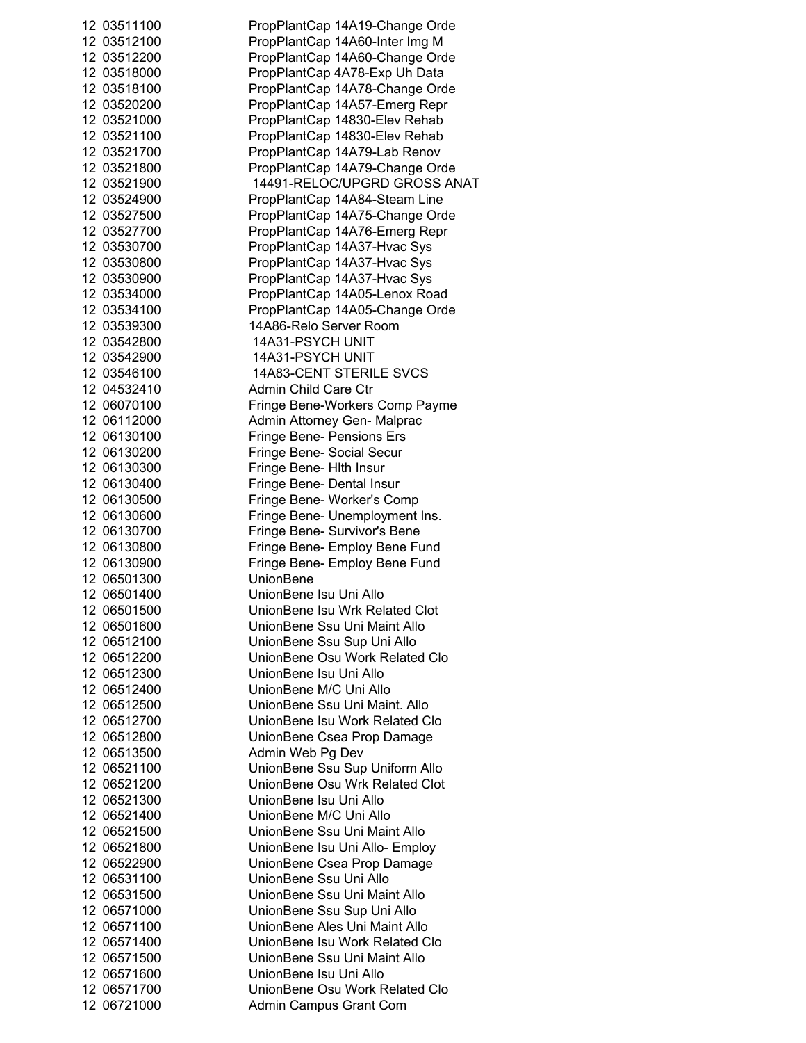| | | |
|---|---|---|
| 12 | 03511100 | PropPlantCap 14A19-Change Orde |
| 12 | 03512100 | PropPlantCap 14A60-Inter Img M |
| 12 | 03512200 | PropPlantCap 14A60-Change Orde |
| 12 | 03518000 | PropPlantCap 4A78-Exp Uh Data |
| 12 | 03518100 | PropPlantCap 14A78-Change Orde |
| 12 | 03520200 | PropPlantCap 14A57-Emerg Repr |
| 12 | 03521000 | PropPlantCap 14830-Elev Rehab |
| 12 | 03521100 | PropPlantCap 14830-Elev Rehab |
| 12 | 03521700 | PropPlantCap 14A79-Lab Renov |
| 12 | 03521800 | PropPlantCap 14A79-Change Orde |
| 12 | 03521900 | 14491-RELOC/UPGRD GROSS ANAT |
| 12 | 03524900 | PropPlantCap 14A84-Steam Line |
| 12 | 03527500 | PropPlantCap 14A75-Change Orde |
| 12 | 03527700 | PropPlantCap 14A76-Emerg Repr |
| 12 | 03530700 | PropPlantCap 14A37-Hvac Sys |
| 12 | 03530800 | PropPlantCap 14A37-Hvac Sys |
| 12 | 03530900 | PropPlantCap 14A37-Hvac Sys |
| 12 | 03534000 | PropPlantCap 14A05-Lenox Road |
| 12 | 03534100 | PropPlantCap 14A05-Change Orde |
| 12 | 03539300 | 14A86-Relo Server Room |
| 12 | 03542800 | 14A31-PSYCH UNIT |
| 12 | 03542900 | 14A31-PSYCH UNIT |
| 12 | 03546100 | 14A83-CENT STERILE SVCS |
| 12 | 04532410 | Admin Child Care Ctr |
| 12 | 06070100 | Fringe Bene-Workers Comp Payme |
| 12 | 06112000 | Admin Attorney Gen- Malprac |
| 12 | 06130100 | Fringe Bene- Pensions Ers |
| 12 | 06130200 | Fringe Bene- Social Secur |
| 12 | 06130300 | Fringe Bene- Hlth Insur |
| 12 | 06130400 | Fringe Bene- Dental Insur |
| 12 | 06130500 | Fringe Bene- Worker's Comp |
| 12 | 06130600 | Fringe Bene- Unemployment Ins. |
| 12 | 06130700 | Fringe Bene- Survivor's Bene |
| 12 | 06130800 | Fringe Bene- Employ Bene Fund |
| 12 | 06130900 | Fringe Bene- Employ Bene Fund |
| 12 | 06501300 | UnionBene |
| 12 | 06501400 | UnionBene Isu Uni Allo |
| 12 | 06501500 | UnionBene Isu Wrk Related Clot |
| 12 | 06501600 | UnionBene Ssu Uni Maint Allo |
| 12 | 06512100 | UnionBene Ssu Sup Uni Allo |
| 12 | 06512200 | UnionBene Osu Work Related Clo |
| 12 | 06512300 | UnionBene Isu Uni Allo |
| 12 | 06512400 | UnionBene M/C Uni Allo |
| 12 | 06512500 | UnionBene Ssu Uni Maint. Allo |
| 12 | 06512700 | UnionBene Isu Work Related Clo |
| 12 | 06512800 | UnionBene Csea Prop Damage |
| 12 | 06513500 | Admin Web Pg Dev |
| 12 | 06521100 | UnionBene Ssu Sup Uniform Allo |
| 12 | 06521200 | UnionBene Osu Wrk Related Clot |
| 12 | 06521300 | UnionBene Isu Uni Allo |
| 12 | 06521400 | UnionBene M/C Uni Allo |
| 12 | 06521500 | UnionBene Ssu Uni Maint Allo |
| 12 | 06521800 | UnionBene Isu Uni Allo- Employ |
| 12 | 06522900 | UnionBene Csea Prop Damage |
| 12 | 06531100 | UnionBene Ssu Uni Allo |
| 12 | 06531500 | UnionBene Ssu Uni Maint Allo |
| 12 | 06571000 | UnionBene Ssu Sup Uni Allo |
| 12 | 06571100 | UnionBene Ales Uni Maint Allo |
| 12 | 06571400 | UnionBene Isu Work Related Clo |
| 12 | 06571500 | UnionBene Ssu Uni Maint Allo |
| 12 | 06571600 | UnionBene Isu Uni Allo |
| 12 | 06571700 | UnionBene Osu Work Related Clo |
| 12 | 06721000 | Admin Campus Grant Com |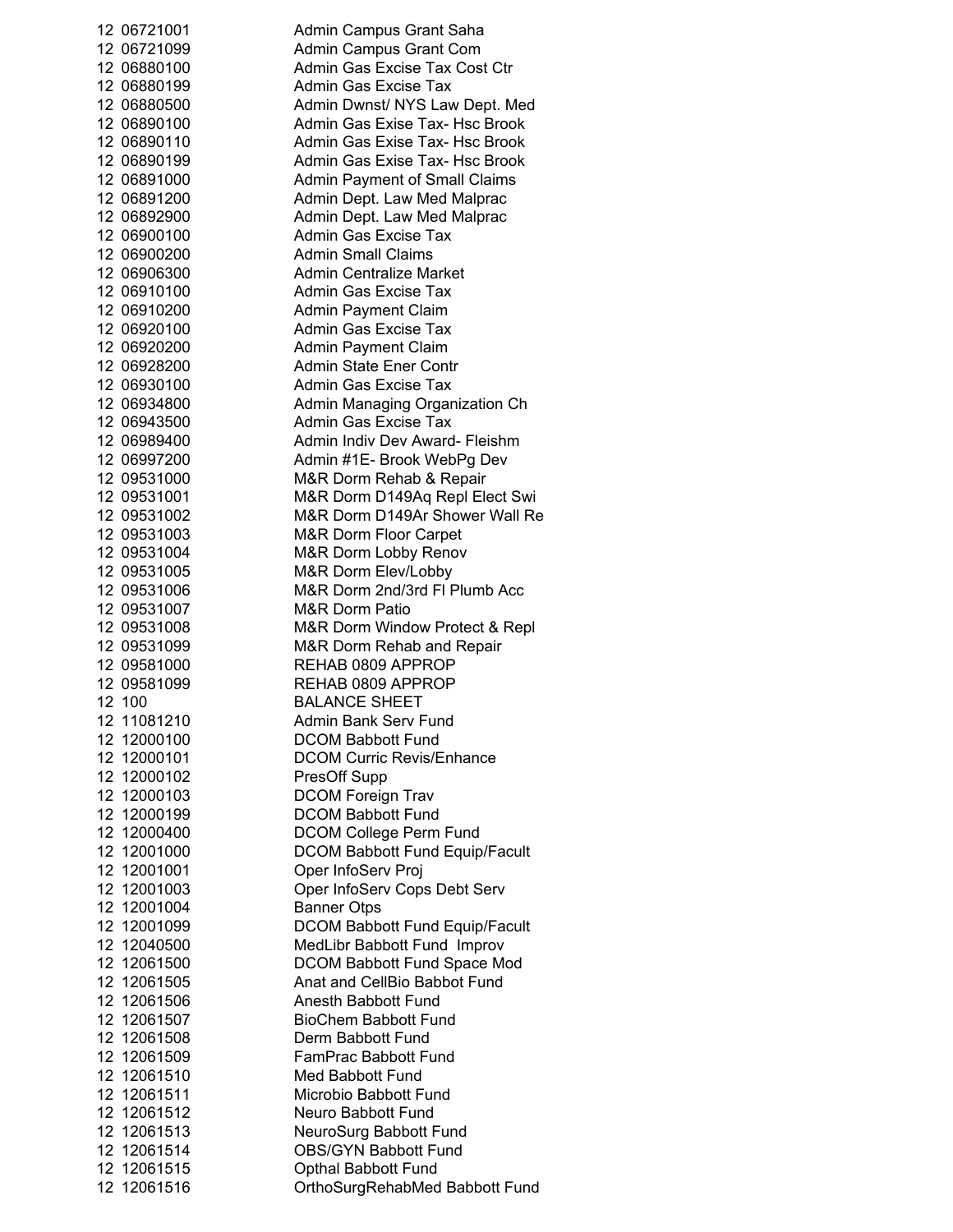| | |
|---|---|
| 12 06721001 | Admin Campus Grant Saha |
| 12 06721099 | Admin Campus Grant Com |
| 12 06880100 | Admin Gas Excise Tax Cost Ctr |
| 12 06880199 | Admin Gas Excise Tax |
| 12 06880500 | Admin Dwnst/ NYS Law Dept. Med |
| 12 06890100 | Admin Gas Exise Tax- Hsc Brook |
| 12 06890110 | Admin Gas Exise Tax- Hsc Brook |
| 12 06890199 | Admin Gas Exise Tax- Hsc Brook |
| 12 06891000 | Admin Payment of Small Claims |
| 12 06891200 | Admin Dept. Law Med Malprac |
| 12 06892900 | Admin Dept. Law Med Malprac |
| 12 06900100 | Admin Gas Excise Tax |
| 12 06900200 | Admin Small Claims |
| 12 06906300 | Admin Centralize Market |
| 12 06910100 | Admin Gas Excise Tax |
| 12 06910200 | Admin Payment Claim |
| 12 06920100 | Admin Gas Excise Tax |
| 12 06920200 | Admin Payment Claim |
| 12 06928200 | Admin State Ener Contr |
| 12 06930100 | Admin Gas Excise Tax |
| 12 06934800 | Admin Managing Organization Ch |
| 12 06943500 | Admin Gas Excise Tax |
| 12 06989400 | Admin Indiv Dev Award- Fleishm |
| 12 06997200 | Admin #1E- Brook WebPg Dev |
| 12 09531000 | M&R Dorm Rehab & Repair |
| 12 09531001 | M&R Dorm D149Aq Repl Elect Swi |
| 12 09531002 | M&R Dorm D149Ar Shower Wall Re |
| 12 09531003 | M&R Dorm Floor Carpet |
| 12 09531004 | M&R Dorm Lobby Renov |
| 12 09531005 | M&R Dorm Elev/Lobby |
| 12 09531006 | M&R Dorm 2nd/3rd Fl Plumb Acc |
| 12 09531007 | M&R Dorm Patio |
| 12 09531008 | M&R Dorm Window Protect & Repl |
| 12 09531099 | M&R Dorm Rehab and Repair |
| 12 09581000 | REHAB 0809 APPROP |
| 12 09581099 | REHAB 0809 APPROP |
| 12 100 | BALANCE SHEET |
| 12 11081210 | Admin Bank Serv Fund |
| 12 12000100 | DCOM Babbott Fund |
| 12 12000101 | DCOM Curric Revis/Enhance |
| 12 12000102 | PresOff Supp |
| 12 12000103 | DCOM Foreign Trav |
| 12 12000199 | DCOM Babbott Fund |
| 12 12000400 | DCOM College Perm Fund |
| 12 12001000 | DCOM Babbott Fund Equip/Facult |
| 12 12001001 | Oper InfoServ Proj |
| 12 12001003 | Oper InfoServ Cops Debt Serv |
| 12 12001004 | Banner Otps |
| 12 12001099 | DCOM Babbott Fund Equip/Facult |
| 12 12040500 | MedLibr Babbott Fund Improv |
| 12 12061500 | DCOM Babbott Fund Space Mod |
| 12 12061505 | Anat and CellBio Babbot Fund |
| 12 12061506 | Anesth Babbott Fund |
| 12 12061507 | BioChem Babbott Fund |
| 12 12061508 | Derm Babbott Fund |
| 12 12061509 | FamPrac Babbott Fund |
| 12 12061510 | Med Babbott Fund |
| 12 12061511 | Microbio Babbott Fund |
| 12 12061512 | Neuro Babbott Fund |
| 12 12061513 | NeuroSurg Babbott Fund |
| 12 12061514 | OBS/GYN Babbott Fund |
| 12 12061515 | Opthal Babbott Fund |
| 12 12061516 | OrthoSurgRehabMed Babbott Fund |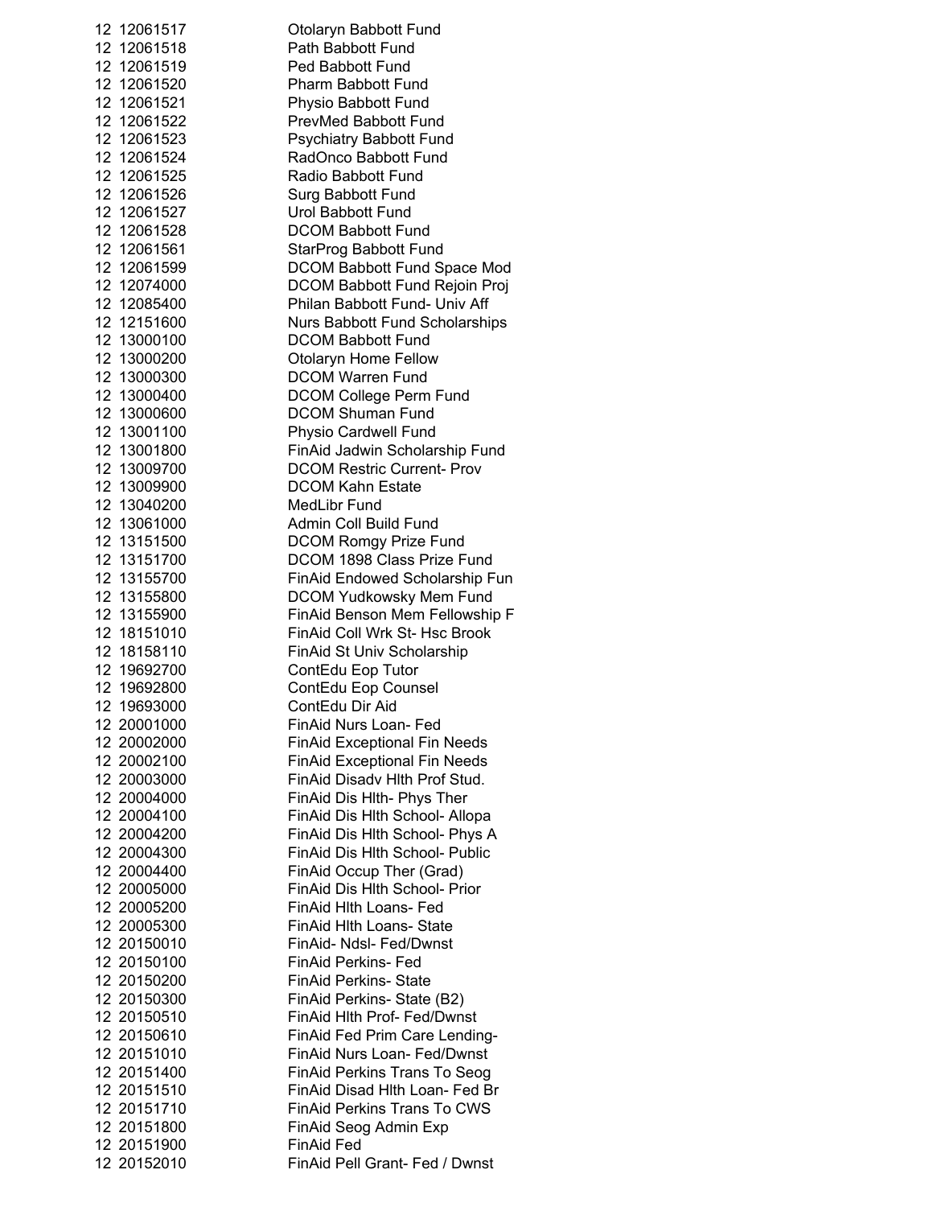| | | |
|---|---|---|
| 12 | 12061517 | Otolaryn Babbott Fund |
| 12 | 12061518 | Path Babbott Fund |
| 12 | 12061519 | Ped Babbott Fund |
| 12 | 12061520 | Pharm Babbott Fund |
| 12 | 12061521 | Physio Babbott Fund |
| 12 | 12061522 | PrevMed Babbott Fund |
| 12 | 12061523 | Psychiatry Babbott Fund |
| 12 | 12061524 | RadOnco Babbott Fund |
| 12 | 12061525 | Radio Babbott Fund |
| 12 | 12061526 | Surg Babbott Fund |
| 12 | 12061527 | Urol Babbott Fund |
| 12 | 12061528 | DCOM Babbott Fund |
| 12 | 12061561 | StarProg Babbott Fund |
| 12 | 12061599 | DCOM Babbott Fund Space Mod |
| 12 | 12074000 | DCOM Babbott Fund Rejoin Proj |
| 12 | 12085400 | Philan Babbott Fund- Univ Aff |
| 12 | 12151600 | Nurs Babbott Fund Scholarships |
| 12 | 13000100 | DCOM Babbott Fund |
| 12 | 13000200 | Otolaryn Home Fellow |
| 12 | 13000300 | DCOM Warren Fund |
| 12 | 13000400 | DCOM College Perm Fund |
| 12 | 13000600 | DCOM Shuman Fund |
| 12 | 13001100 | Physio Cardwell Fund |
| 12 | 13001800 | FinAid Jadwin Scholarship Fund |
| 12 | 13009700 | DCOM Restric Current- Prov |
| 12 | 13009900 | DCOM Kahn Estate |
| 12 | 13040200 | MedLibr Fund |
| 12 | 13061000 | Admin Coll Build Fund |
| 12 | 13151500 | DCOM Romgy Prize Fund |
| 12 | 13151700 | DCOM 1898 Class Prize Fund |
| 12 | 13155700 | FinAid Endowed Scholarship Fun |
| 12 | 13155800 | DCOM Yudkowsky Mem Fund |
| 12 | 13155900 | FinAid Benson Mem Fellowship F |
| 12 | 18151010 | FinAid Coll Wrk St- Hsc Brook |
| 12 | 18158110 | FinAid St Univ Scholarship |
| 12 | 19692700 | ContEdu Eop Tutor |
| 12 | 19692800 | ContEdu Eop Counsel |
| 12 | 19693000 | ContEdu Dir Aid |
| 12 | 20001000 | FinAid Nurs Loan- Fed |
| 12 | 20002000 | FinAid Exceptional Fin Needs |
| 12 | 20002100 | FinAid Exceptional Fin Needs |
| 12 | 20003000 | FinAid Disadv Hlth Prof Stud. |
| 12 | 20004000 | FinAid Dis Hlth- Phys Ther |
| 12 | 20004100 | FinAid Dis Hlth School- Allopa |
| 12 | 20004200 | FinAid Dis Hlth School- Phys A |
| 12 | 20004300 | FinAid Dis Hlth School- Public |
| 12 | 20004400 | FinAid Occup Ther (Grad) |
| 12 | 20005000 | FinAid Dis Hlth School- Prior |
| 12 | 20005200 | FinAid Hlth Loans- Fed |
| 12 | 20005300 | FinAid Hlth Loans- State |
| 12 | 20150010 | FinAid- Ndsl- Fed/Dwnst |
| 12 | 20150100 | FinAid Perkins- Fed |
| 12 | 20150200 | FinAid Perkins- State |
| 12 | 20150300 | FinAid Perkins- State (B2) |
| 12 | 20150510 | FinAid Hlth Prof- Fed/Dwnst |
| 12 | 20150610 | FinAid Fed Prim Care Lending- |
| 12 | 20151010 | FinAid Nurs Loan- Fed/Dwnst |
| 12 | 20151400 | FinAid Perkins Trans To Seog |
| 12 | 20151510 | FinAid Disad Hlth Loan- Fed Br |
| 12 | 20151710 | FinAid Perkins Trans To CWS |
| 12 | 20151800 | FinAid Seog Admin Exp |
| 12 | 20151900 | FinAid Fed |
| 12 | 20152010 | FinAid Pell Grant- Fed / Dwnst |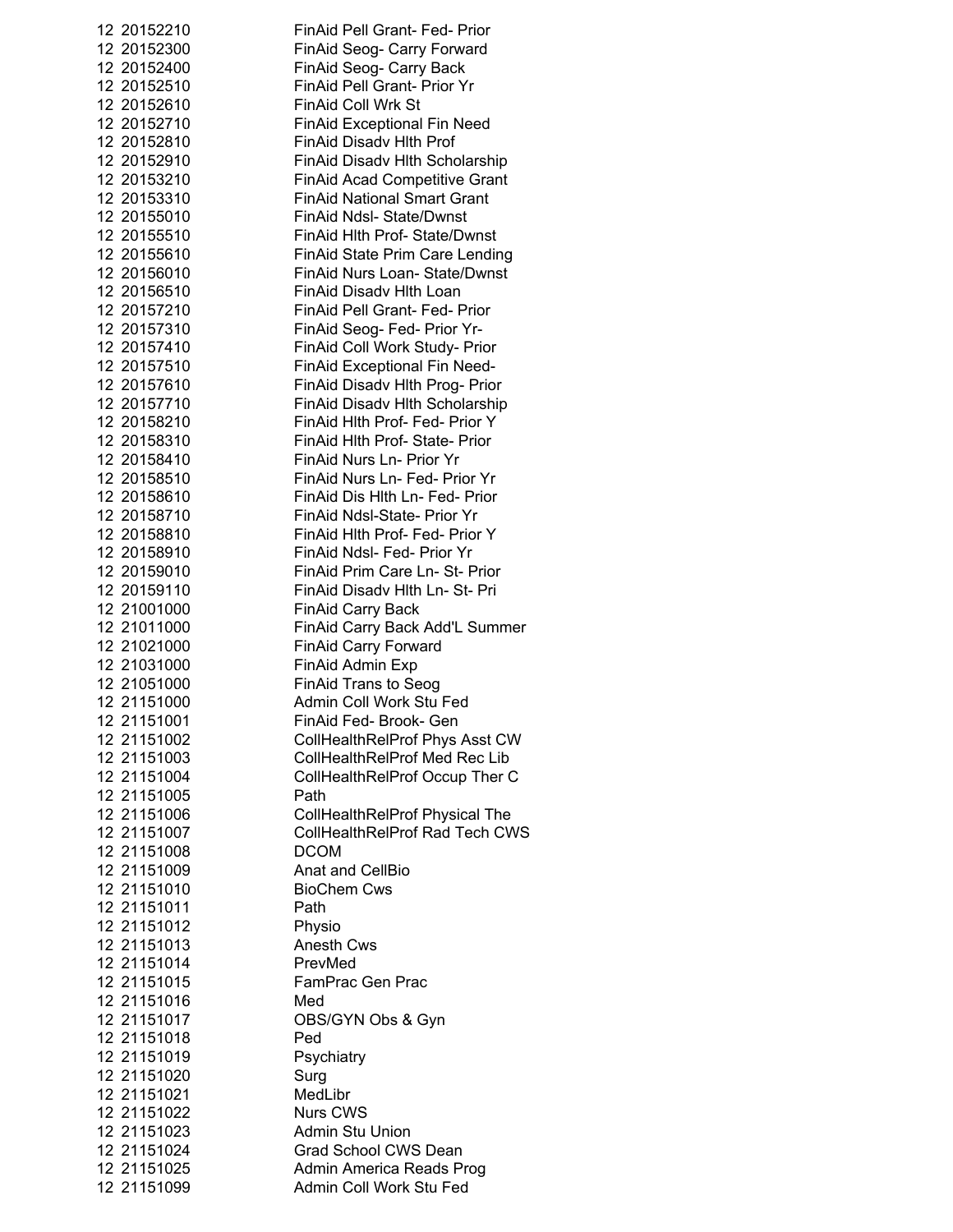| | | |
|---|---|---|
| 12 | 20152210 | FinAid Pell Grant- Fed- Prior |
| 12 | 20152300 | FinAid Seog- Carry Forward |
| 12 | 20152400 | FinAid Seog- Carry Back |
| 12 | 20152510 | FinAid Pell Grant- Prior Yr |
| 12 | 20152610 | FinAid Coll Wrk St |
| 12 | 20152710 | FinAid Exceptional Fin Need |
| 12 | 20152810 | FinAid Disadv Hlth Prof |
| 12 | 20152910 | FinAid Disadv Hlth Scholarship |
| 12 | 20153210 | FinAid Acad Competitive Grant |
| 12 | 20153310 | FinAid National Smart Grant |
| 12 | 20155010 | FinAid Ndsl- State/Dwnst |
| 12 | 20155510 | FinAid Hlth Prof- State/Dwnst |
| 12 | 20155610 | FinAid State Prim Care Lending |
| 12 | 20156010 | FinAid Nurs Loan- State/Dwnst |
| 12 | 20156510 | FinAid Disadv Hlth Loan |
| 12 | 20157210 | FinAid Pell Grant- Fed- Prior |
| 12 | 20157310 | FinAid Seog- Fed- Prior Yr- |
| 12 | 20157410 | FinAid Coll Work Study- Prior |
| 12 | 20157510 | FinAid Exceptional Fin Need- |
| 12 | 20157610 | FinAid Disadv Hlth Prog- Prior |
| 12 | 20157710 | FinAid Disadv Hlth Scholarship |
| 12 | 20158210 | FinAid Hlth Prof- Fed- Prior Y |
| 12 | 20158310 | FinAid Hlth Prof- State- Prior |
| 12 | 20158410 | FinAid Nurs Ln- Prior Yr |
| 12 | 20158510 | FinAid Nurs Ln- Fed- Prior Yr |
| 12 | 20158610 | FinAid Dis Hlth Ln- Fed- Prior |
| 12 | 20158710 | FinAid Ndsl-State- Prior Yr |
| 12 | 20158810 | FinAid Hlth Prof- Fed- Prior Y |
| 12 | 20158910 | FinAid Ndsl- Fed- Prior Yr |
| 12 | 20159010 | FinAid Prim Care Ln- St- Prior |
| 12 | 20159110 | FinAid Disadv Hlth Ln- St- Pri |
| 12 | 21001000 | FinAid Carry Back |
| 12 | 21011000 | FinAid Carry Back Add'L Summer |
| 12 | 21021000 | FinAid Carry Forward |
| 12 | 21031000 | FinAid Admin Exp |
| 12 | 21051000 | FinAid Trans to Seog |
| 12 | 21151000 | Admin Coll Work Stu Fed |
| 12 | 21151001 | FinAid Fed- Brook- Gen |
| 12 | 21151002 | CollHealthRelProf Phys Asst CW |
| 12 | 21151003 | CollHealthRelProf Med Rec Lib |
| 12 | 21151004 | CollHealthRelProf Occup Ther C |
| 12 | 21151005 | Path |
| 12 | 21151006 | CollHealthRelProf Physical The |
| 12 | 21151007 | CollHealthRelProf Rad Tech CWS |
| 12 | 21151008 | DCOM |
| 12 | 21151009 | Anat and CellBio |
| 12 | 21151010 | BioChem Cws |
| 12 | 21151011 | Path |
| 12 | 21151012 | Physio |
| 12 | 21151013 | Anesth Cws |
| 12 | 21151014 | PrevMed |
| 12 | 21151015 | FamPrac Gen Prac |
| 12 | 21151016 | Med |
| 12 | 21151017 | OBS/GYN Obs & Gyn |
| 12 | 21151018 | Ped |
| 12 | 21151019 | Psychiatry |
| 12 | 21151020 | Surg |
| 12 | 21151021 | MedLibr |
| 12 | 21151022 | Nurs CWS |
| 12 | 21151023 | Admin Stu Union |
| 12 | 21151024 | Grad School CWS Dean |
| 12 | 21151025 | Admin America Reads Prog |
| 12 | 21151099 | Admin Coll Work Stu Fed |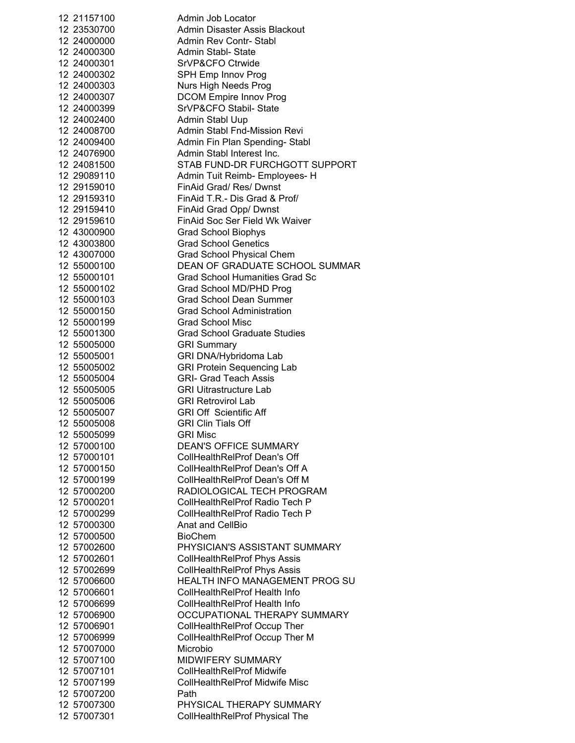| | | |
|---|---|---|
| 12 | 21157100 | Admin Job Locator |
| 12 | 23530700 | Admin Disaster Assis Blackout |
| 12 | 24000000 | Admin Rev Contr- Stabl |
| 12 | 24000300 | Admin Stabl- State |
| 12 | 24000301 | SrVP&CFO Ctrwide |
| 12 | 24000302 | SPH Emp Innov Prog |
| 12 | 24000303 | Nurs High Needs Prog |
| 12 | 24000307 | DCOM Empire Innov Prog |
| 12 | 24000399 | SrVP&CFO Stabil- State |
| 12 | 24002400 | Admin Stabl Uup |
| 12 | 24008700 | Admin Stabl Fnd-Mission Revi |
| 12 | 24009400 | Admin Fin Plan Spending- Stabl |
| 12 | 24076900 | Admin Stabl Interest Inc. |
| 12 | 24081500 | STAB FUND-DR FURCHGOTT SUPPORT |
| 12 | 29089110 | Admin Tuit Reimb- Employees- H |
| 12 | 29159010 | FinAid Grad/ Res/ Dwnst |
| 12 | 29159310 | FinAid T.R.- Dis Grad & Prof/ |
| 12 | 29159410 | FinAid Grad Opp/ Dwnst |
| 12 | 29159610 | FinAid Soc Ser Field Wk Waiver |
| 12 | 43000900 | Grad School Biophys |
| 12 | 43003800 | Grad School Genetics |
| 12 | 43007000 | Grad School Physical Chem |
| 12 | 55000100 | DEAN OF GRADUATE SCHOOL SUMMAR |
| 12 | 55000101 | Grad School Humanities Grad Sc |
| 12 | 55000102 | Grad School MD/PHD Prog |
| 12 | 55000103 | Grad School Dean Summer |
| 12 | 55000150 | Grad School Administration |
| 12 | 55000199 | Grad School Misc |
| 12 | 55001300 | Grad School Graduate Studies |
| 12 | 55005000 | GRI Summary |
| 12 | 55005001 | GRI DNA/Hybridoma Lab |
| 12 | 55005002 | GRI Protein Sequencing Lab |
| 12 | 55005004 | GRI- Grad Teach Assis |
| 12 | 55005005 | GRI Uitrastructure Lab |
| 12 | 55005006 | GRI Retrovirol Lab |
| 12 | 55005007 | GRI Off Scientific Aff |
| 12 | 55005008 | GRI Clin Tials Off |
| 12 | 55005099 | GRI Misc |
| 12 | 57000100 | DEAN'S OFFICE SUMMARY |
| 12 | 57000101 | CollHealthRelProf Dean's Off |
| 12 | 57000150 | CollHealthRelProf Dean's Off A |
| 12 | 57000199 | CollHealthRelProf Dean's Off M |
| 12 | 57000200 | RADIOLOGICAL TECH PROGRAM |
| 12 | 57000201 | CollHealthRelProf Radio Tech P |
| 12 | 57000299 | CollHealthRelProf Radio Tech P |
| 12 | 57000300 | Anat and CellBio |
| 12 | 57000500 | BioChem |
| 12 | 57002600 | PHYSICIAN'S ASSISTANT SUMMARY |
| 12 | 57002601 | CollHealthRelProf Phys Assis |
| 12 | 57002699 | CollHealthRelProf Phys Assis |
| 12 | 57006600 | HEALTH INFO MANAGEMENT PROG SU |
| 12 | 57006601 | CollHealthRelProf Health Info |
| 12 | 57006699 | CollHealthRelProf Health Info |
| 12 | 57006900 | OCCUPATIONAL THERAPY SUMMARY |
| 12 | 57006901 | CollHealthRelProf Occup Ther |
| 12 | 57006999 | CollHealthRelProf Occup Ther M |
| 12 | 57007000 | Microbio |
| 12 | 57007100 | MIDWIFERY SUMMARY |
| 12 | 57007101 | CollHealthRelProf Midwife |
| 12 | 57007199 | CollHealthRelProf Midwife Misc |
| 12 | 57007200 | Path |
| 12 | 57007300 | PHYSICAL THERAPY SUMMARY |
| 12 | 57007301 | CollHealthRelProf Physical The |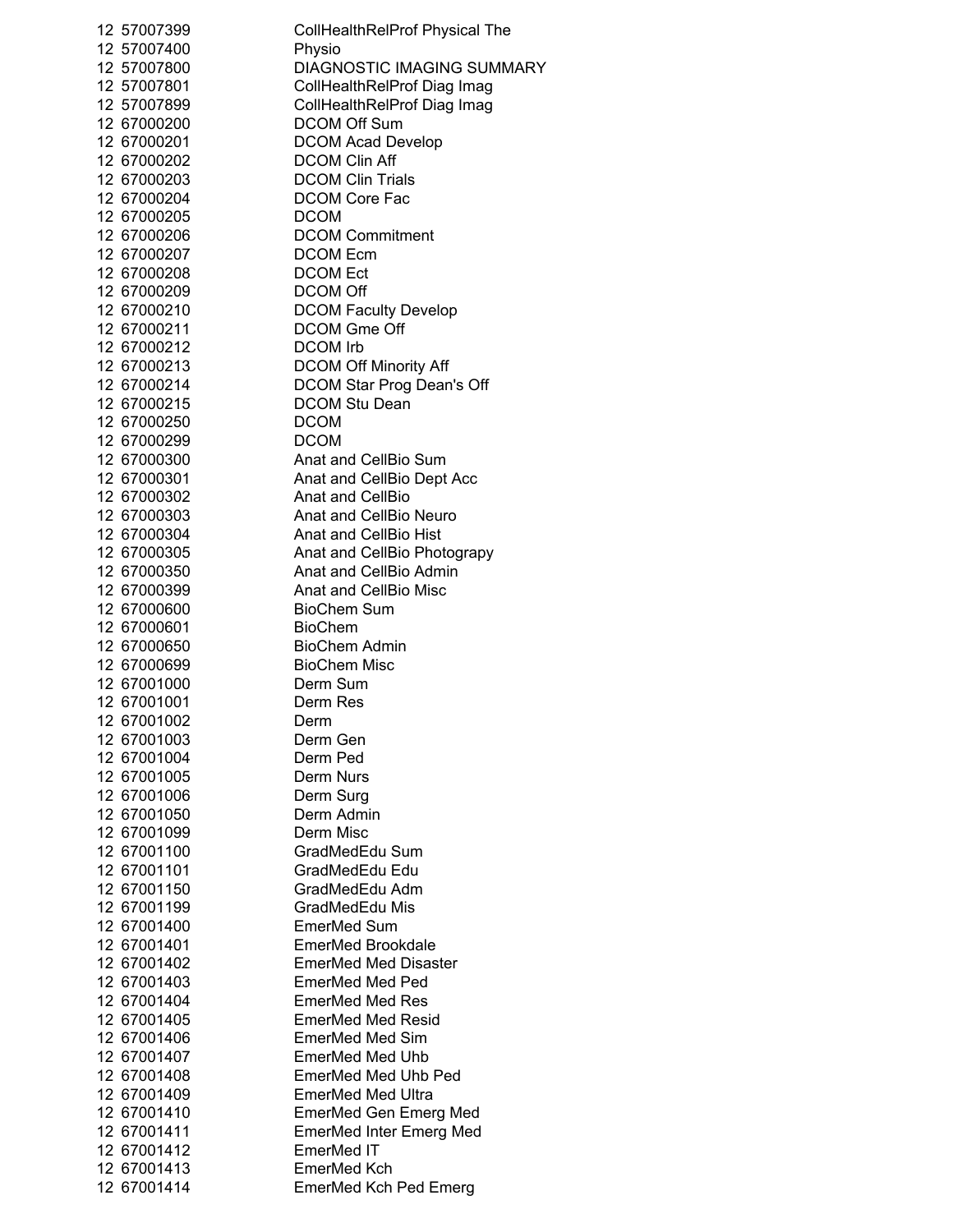| | | |
|---|---|---|
| 12 | 57007399 | CollHealthRelProf Physical The |
| 12 | 57007400 | Physio |
| 12 | 57007800 | DIAGNOSTIC IMAGING SUMMARY |
| 12 | 57007801 | CollHealthRelProf Diag Imag |
| 12 | 57007899 | CollHealthRelProf Diag Imag |
| 12 | 67000200 | DCOM Off Sum |
| 12 | 67000201 | DCOM Acad Develop |
| 12 | 67000202 | DCOM Clin Aff |
| 12 | 67000203 | DCOM Clin Trials |
| 12 | 67000204 | DCOM Core Fac |
| 12 | 67000205 | DCOM |
| 12 | 67000206 | DCOM Commitment |
| 12 | 67000207 | DCOM Ecm |
| 12 | 67000208 | DCOM Ect |
| 12 | 67000209 | DCOM Off |
| 12 | 67000210 | DCOM Faculty Develop |
| 12 | 67000211 | DCOM Gme Off |
| 12 | 67000212 | DCOM Irb |
| 12 | 67000213 | DCOM Off Minority Aff |
| 12 | 67000214 | DCOM Star Prog Dean's Off |
| 12 | 67000215 | DCOM Stu Dean |
| 12 | 67000250 | DCOM |
| 12 | 67000299 | DCOM |
| 12 | 67000300 | Anat and CellBio Sum |
| 12 | 67000301 | Anat and CellBio Dept Acc |
| 12 | 67000302 | Anat and CellBio |
| 12 | 67000303 | Anat and CellBio Neuro |
| 12 | 67000304 | Anat and CellBio Hist |
| 12 | 67000305 | Anat and CellBio Photograpy |
| 12 | 67000350 | Anat and CellBio Admin |
| 12 | 67000399 | Anat and CellBio Misc |
| 12 | 67000600 | BioChem Sum |
| 12 | 67000601 | BioChem |
| 12 | 67000650 | BioChem Admin |
| 12 | 67000699 | BioChem Misc |
| 12 | 67001000 | Derm Sum |
| 12 | 67001001 | Derm Res |
| 12 | 67001002 | Derm |
| 12 | 67001003 | Derm Gen |
| 12 | 67001004 | Derm Ped |
| 12 | 67001005 | Derm Nurs |
| 12 | 67001006 | Derm Surg |
| 12 | 67001050 | Derm Admin |
| 12 | 67001099 | Derm Misc |
| 12 | 67001100 | GradMedEdu Sum |
| 12 | 67001101 | GradMedEdu Edu |
| 12 | 67001150 | GradMedEdu Adm |
| 12 | 67001199 | GradMedEdu Mis |
| 12 | 67001400 | EmerMed Sum |
| 12 | 67001401 | EmerMed Brookdale |
| 12 | 67001402 | EmerMed Med Disaster |
| 12 | 67001403 | EmerMed Med Ped |
| 12 | 67001404 | EmerMed Med Res |
| 12 | 67001405 | EmerMed Med Resid |
| 12 | 67001406 | EmerMed Med Sim |
| 12 | 67001407 | EmerMed Med Uhb |
| 12 | 67001408 | EmerMed Med Uhb Ped |
| 12 | 67001409 | EmerMed Med Ultra |
| 12 | 67001410 | EmerMed Gen Emerg Med |
| 12 | 67001411 | EmerMed Inter Emerg Med |
| 12 | 67001412 | EmerMed IT |
| 12 | 67001413 | EmerMed Kch |
| 12 | 67001414 | EmerMed Kch Ped Emerg |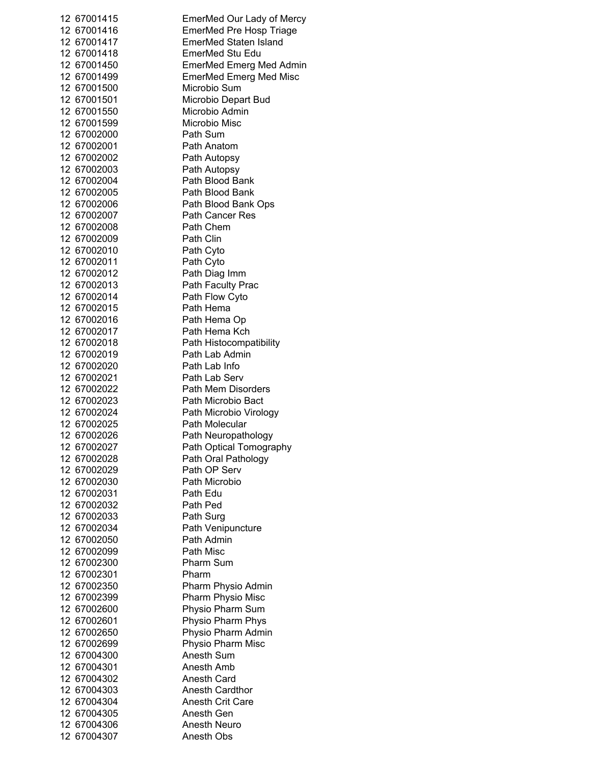| | | |
|---|---|---|
| 12 | 67001415 | EmerMed Our Lady of Mercy |
| 12 | 67001416 | EmerMed Pre Hosp Triage |
| 12 | 67001417 | EmerMed Staten Island |
| 12 | 67001418 | EmerMed Stu Edu |
| 12 | 67001450 | EmerMed Emerg Med Admin |
| 12 | 67001499 | EmerMed Emerg Med Misc |
| 12 | 67001500 | Microbio Sum |
| 12 | 67001501 | Microbio Depart Bud |
| 12 | 67001550 | Microbio Admin |
| 12 | 67001599 | Microbio Misc |
| 12 | 67002000 | Path Sum |
| 12 | 67002001 | Path Anatom |
| 12 | 67002002 | Path Autopsy |
| 12 | 67002003 | Path Autopsy |
| 12 | 67002004 | Path Blood Bank |
| 12 | 67002005 | Path Blood Bank |
| 12 | 67002006 | Path Blood Bank Ops |
| 12 | 67002007 | Path Cancer Res |
| 12 | 67002008 | Path Chem |
| 12 | 67002009 | Path Clin |
| 12 | 67002010 | Path Cyto |
| 12 | 67002011 | Path Cyto |
| 12 | 67002012 | Path Diag Imm |
| 12 | 67002013 | Path Faculty Prac |
| 12 | 67002014 | Path Flow Cyto |
| 12 | 67002015 | Path Hema |
| 12 | 67002016 | Path Hema Op |
| 12 | 67002017 | Path Hema Kch |
| 12 | 67002018 | Path Histocompatibility |
| 12 | 67002019 | Path Lab Admin |
| 12 | 67002020 | Path Lab Info |
| 12 | 67002021 | Path Lab Serv |
| 12 | 67002022 | Path Mem Disorders |
| 12 | 67002023 | Path Microbio Bact |
| 12 | 67002024 | Path Microbio Virology |
| 12 | 67002025 | Path Molecular |
| 12 | 67002026 | Path Neuropathology |
| 12 | 67002027 | Path Optical Tomography |
| 12 | 67002028 | Path Oral Pathology |
| 12 | 67002029 | Path OP Serv |
| 12 | 67002030 | Path Microbio |
| 12 | 67002031 | Path Edu |
| 12 | 67002032 | Path Ped |
| 12 | 67002033 | Path Surg |
| 12 | 67002034 | Path Venipuncture |
| 12 | 67002050 | Path Admin |
| 12 | 67002099 | Path Misc |
| 12 | 67002300 | Pharm Sum |
| 12 | 67002301 | Pharm |
| 12 | 67002350 | Pharm Physio Admin |
| 12 | 67002399 | Pharm Physio Misc |
| 12 | 67002600 | Physio Pharm Sum |
| 12 | 67002601 | Physio Pharm Phys |
| 12 | 67002650 | Physio Pharm Admin |
| 12 | 67002699 | Physio Pharm Misc |
| 12 | 67004300 | Anesth Sum |
| 12 | 67004301 | Anesth Amb |
| 12 | 67004302 | Anesth Card |
| 12 | 67004303 | Anesth Cardthor |
| 12 | 67004304 | Anesth Crit Care |
| 12 | 67004305 | Anesth Gen |
| 12 | 67004306 | Anesth Neuro |
| 12 | 67004307 | Anesth Obs |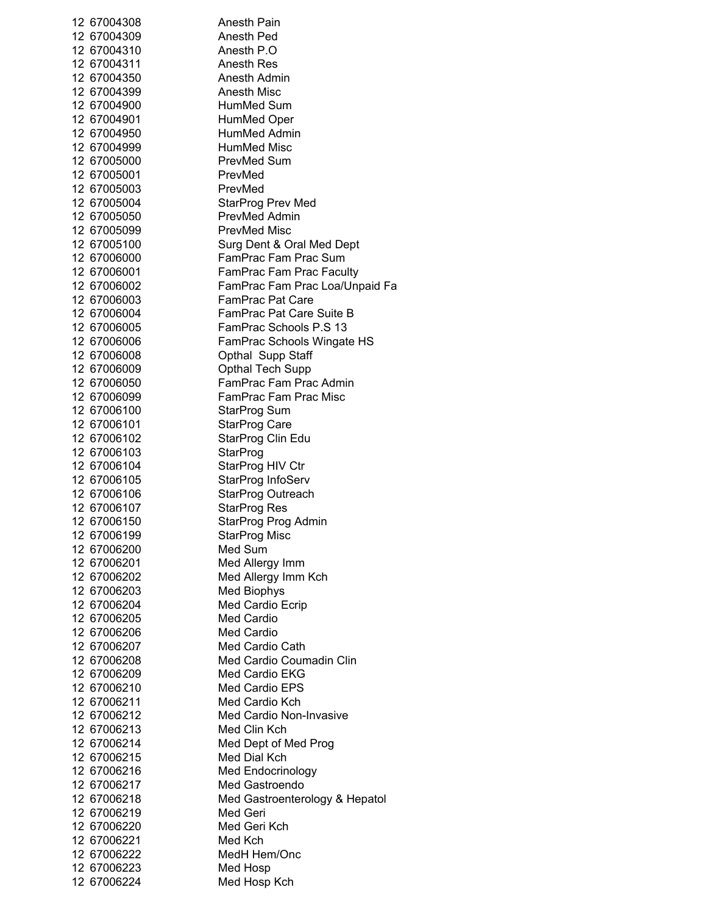| | | |
|---|---|---|
| 12 | 67004308 | Anesth Pain |
| 12 | 67004309 | Anesth Ped |
| 12 | 67004310 | Anesth P.O |
| 12 | 67004311 | Anesth Res |
| 12 | 67004350 | Anesth Admin |
| 12 | 67004399 | Anesth Misc |
| 12 | 67004900 | HumMed Sum |
| 12 | 67004901 | HumMed Oper |
| 12 | 67004950 | HumMed Admin |
| 12 | 67004999 | HumMed Misc |
| 12 | 67005000 | PrevMed Sum |
| 12 | 67005001 | PrevMed |
| 12 | 67005003 | PrevMed |
| 12 | 67005004 | StarProg Prev Med |
| 12 | 67005050 | PrevMed Admin |
| 12 | 67005099 | PrevMed Misc |
| 12 | 67005100 | Surg Dent & Oral Med Dept |
| 12 | 67006000 | FamPrac Fam Prac Sum |
| 12 | 67006001 | FamPrac Fam Prac Faculty |
| 12 | 67006002 | FamPrac Fam Prac Loa/Unpaid Fa |
| 12 | 67006003 | FamPrac Pat Care |
| 12 | 67006004 | FamPrac Pat Care Suite B |
| 12 | 67006005 | FamPrac Schools P.S 13 |
| 12 | 67006006 | FamPrac Schools Wingate HS |
| 12 | 67006008 | Opthal Supp Staff |
| 12 | 67006009 | Opthal Tech Supp |
| 12 | 67006050 | FamPrac Fam Prac Admin |
| 12 | 67006099 | FamPrac Fam Prac Misc |
| 12 | 67006100 | StarProg Sum |
| 12 | 67006101 | StarProg Care |
| 12 | 67006102 | StarProg Clin Edu |
| 12 | 67006103 | StarProg |
| 12 | 67006104 | StarProg HIV Ctr |
| 12 | 67006105 | StarProg InfoServ |
| 12 | 67006106 | StarProg Outreach |
| 12 | 67006107 | StarProg Res |
| 12 | 67006150 | StarProg Prog Admin |
| 12 | 67006199 | StarProg Misc |
| 12 | 67006200 | Med Sum |
| 12 | 67006201 | Med Allergy Imm |
| 12 | 67006202 | Med Allergy Imm Kch |
| 12 | 67006203 | Med Biophys |
| 12 | 67006204 | Med Cardio Ecrip |
| 12 | 67006205 | Med Cardio |
| 12 | 67006206 | Med Cardio |
| 12 | 67006207 | Med Cardio Cath |
| 12 | 67006208 | Med Cardio Coumadin Clin |
| 12 | 67006209 | Med Cardio EKG |
| 12 | 67006210 | Med Cardio EPS |
| 12 | 67006211 | Med Cardio Kch |
| 12 | 67006212 | Med Cardio Non-Invasive |
| 12 | 67006213 | Med Clin Kch |
| 12 | 67006214 | Med Dept of Med Prog |
| 12 | 67006215 | Med Dial Kch |
| 12 | 67006216 | Med Endocrinology |
| 12 | 67006217 | Med Gastroendo |
| 12 | 67006218 | Med Gastroenterology & Hepatol |
| 12 | 67006219 | Med Geri |
| 12 | 67006220 | Med Geri Kch |
| 12 | 67006221 | Med Kch |
| 12 | 67006222 | MedH Hem/Onc |
| 12 | 67006223 | Med Hosp |
| 12 | 67006224 | Med Hosp Kch |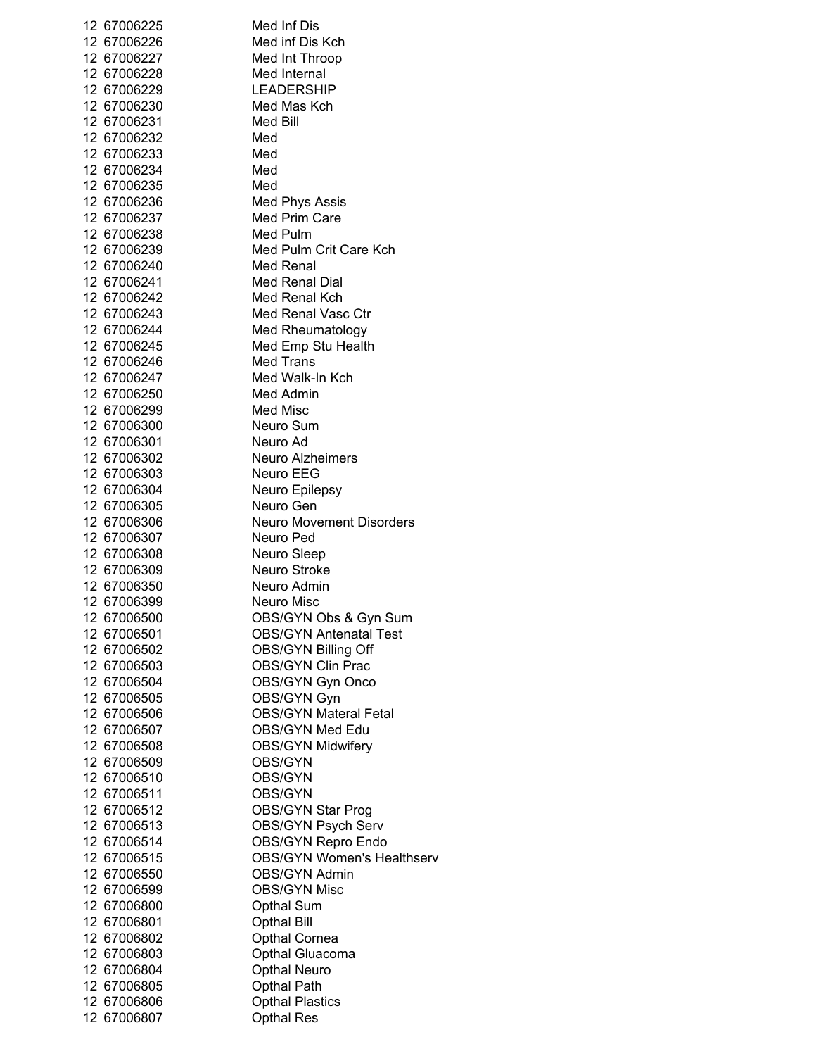| | | |
|---|---|---|
| 12 | 67006225 | Med Inf Dis |
| 12 | 67006226 | Med inf Dis Kch |
| 12 | 67006227 | Med Int Throop |
| 12 | 67006228 | Med Internal |
| 12 | 67006229 | LEADERSHIP |
| 12 | 67006230 | Med Mas Kch |
| 12 | 67006231 | Med Bill |
| 12 | 67006232 | Med |
| 12 | 67006233 | Med |
| 12 | 67006234 | Med |
| 12 | 67006235 | Med |
| 12 | 67006236 | Med Phys Assis |
| 12 | 67006237 | Med Prim Care |
| 12 | 67006238 | Med Pulm |
| 12 | 67006239 | Med Pulm Crit Care Kch |
| 12 | 67006240 | Med Renal |
| 12 | 67006241 | Med Renal Dial |
| 12 | 67006242 | Med Renal Kch |
| 12 | 67006243 | Med Renal Vasc Ctr |
| 12 | 67006244 | Med Rheumatology |
| 12 | 67006245 | Med Emp Stu Health |
| 12 | 67006246 | Med Trans |
| 12 | 67006247 | Med Walk-In Kch |
| 12 | 67006250 | Med Admin |
| 12 | 67006299 | Med Misc |
| 12 | 67006300 | Neuro Sum |
| 12 | 67006301 | Neuro Ad |
| 12 | 67006302 | Neuro Alzheimers |
| 12 | 67006303 | Neuro EEG |
| 12 | 67006304 | Neuro Epilepsy |
| 12 | 67006305 | Neuro Gen |
| 12 | 67006306 | Neuro Movement Disorders |
| 12 | 67006307 | Neuro Ped |
| 12 | 67006308 | Neuro Sleep |
| 12 | 67006309 | Neuro Stroke |
| 12 | 67006350 | Neuro Admin |
| 12 | 67006399 | Neuro Misc |
| 12 | 67006500 | OBS/GYN Obs & Gyn Sum |
| 12 | 67006501 | OBS/GYN Antenatal Test |
| 12 | 67006502 | OBS/GYN Billing Off |
| 12 | 67006503 | OBS/GYN Clin Prac |
| 12 | 67006504 | OBS/GYN Gyn Onco |
| 12 | 67006505 | OBS/GYN Gyn |
| 12 | 67006506 | OBS/GYN Materal Fetal |
| 12 | 67006507 | OBS/GYN Med Edu |
| 12 | 67006508 | OBS/GYN Midwifery |
| 12 | 67006509 | OBS/GYN |
| 12 | 67006510 | OBS/GYN |
| 12 | 67006511 | OBS/GYN |
| 12 | 67006512 | OBS/GYN Star Prog |
| 12 | 67006513 | OBS/GYN Psych Serv |
| 12 | 67006514 | OBS/GYN Repro Endo |
| 12 | 67006515 | OBS/GYN Women's Healthserv |
| 12 | 67006550 | OBS/GYN Admin |
| 12 | 67006599 | OBS/GYN Misc |
| 12 | 67006800 | Opthal Sum |
| 12 | 67006801 | Opthal Bill |
| 12 | 67006802 | Opthal Cornea |
| 12 | 67006803 | Opthal Gluacoma |
| 12 | 67006804 | Opthal Neuro |
| 12 | 67006805 | Opthal Path |
| 12 | 67006806 | Opthal Plastics |
| 12 | 67006807 | Opthal Res |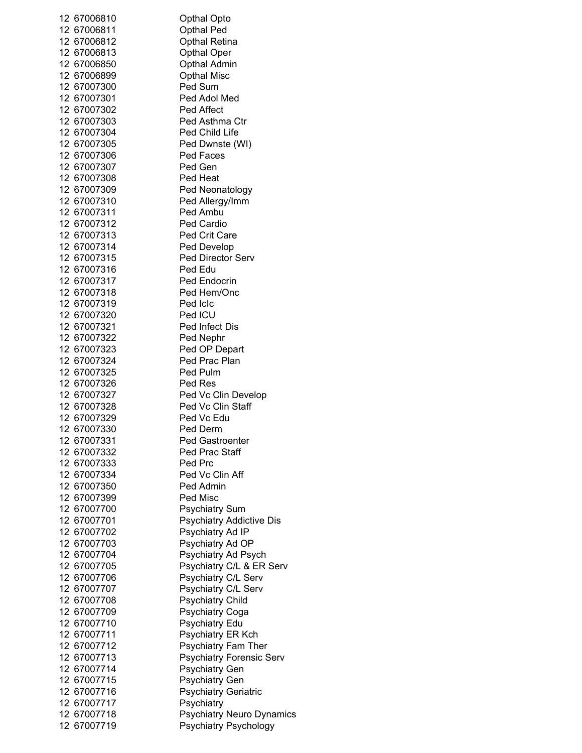| | | |
|---|---|---|
| 12 | 67006810 | Opthal Opto |
| 12 | 67006811 | Opthal Ped |
| 12 | 67006812 | Opthal Retina |
| 12 | 67006813 | Opthal Oper |
| 12 | 67006850 | Opthal Admin |
| 12 | 67006899 | Opthal Misc |
| 12 | 67007300 | Ped Sum |
| 12 | 67007301 | Ped Adol Med |
| 12 | 67007302 | Ped Affect |
| 12 | 67007303 | Ped Asthma Ctr |
| 12 | 67007304 | Ped Child Life |
| 12 | 67007305 | Ped Dwnste (WI) |
| 12 | 67007306 | Ped Faces |
| 12 | 67007307 | Ped Gen |
| 12 | 67007308 | Ped Heat |
| 12 | 67007309 | Ped Neonatology |
| 12 | 67007310 | Ped Allergy/Imm |
| 12 | 67007311 | Ped Ambu |
| 12 | 67007312 | Ped Cardio |
| 12 | 67007313 | Ped Crit Care |
| 12 | 67007314 | Ped Develop |
| 12 | 67007315 | Ped Director Serv |
| 12 | 67007316 | Ped Edu |
| 12 | 67007317 | Ped Endocrin |
| 12 | 67007318 | Ped Hem/Onc |
| 12 | 67007319 | Ped Iclc |
| 12 | 67007320 | Ped ICU |
| 12 | 67007321 | Ped Infect Dis |
| 12 | 67007322 | Ped Nephr |
| 12 | 67007323 | Ped OP Depart |
| 12 | 67007324 | Ped Prac Plan |
| 12 | 67007325 | Ped Pulm |
| 12 | 67007326 | Ped Res |
| 12 | 67007327 | Ped Vc Clin Develop |
| 12 | 67007328 | Ped Vc Clin Staff |
| 12 | 67007329 | Ped Vc Edu |
| 12 | 67007330 | Ped Derm |
| 12 | 67007331 | Ped Gastroenter |
| 12 | 67007332 | Ped Prac Staff |
| 12 | 67007333 | Ped Prc |
| 12 | 67007334 | Ped Vc Clin Aff |
| 12 | 67007350 | Ped Admin |
| 12 | 67007399 | Ped Misc |
| 12 | 67007700 | Psychiatry Sum |
| 12 | 67007701 | Psychiatry Addictive Dis |
| 12 | 67007702 | Psychiatry Ad IP |
| 12 | 67007703 | Psychiatry Ad OP |
| 12 | 67007704 | Psychiatry Ad Psych |
| 12 | 67007705 | Psychiatry C/L & ER Serv |
| 12 | 67007706 | Psychiatry C/L Serv |
| 12 | 67007707 | Psychiatry C/L Serv |
| 12 | 67007708 | Psychiatry Child |
| 12 | 67007709 | Psychiatry Coga |
| 12 | 67007710 | Psychiatry Edu |
| 12 | 67007711 | Psychiatry ER Kch |
| 12 | 67007712 | Psychiatry Fam Ther |
| 12 | 67007713 | Psychiatry Forensic Serv |
| 12 | 67007714 | Psychiatry Gen |
| 12 | 67007715 | Psychiatry Gen |
| 12 | 67007716 | Psychiatry Geriatric |
| 12 | 67007717 | Psychiatry |
| 12 | 67007718 | Psychiatry Neuro Dynamics |
| 12 | 67007719 | Psychiatry Psychology |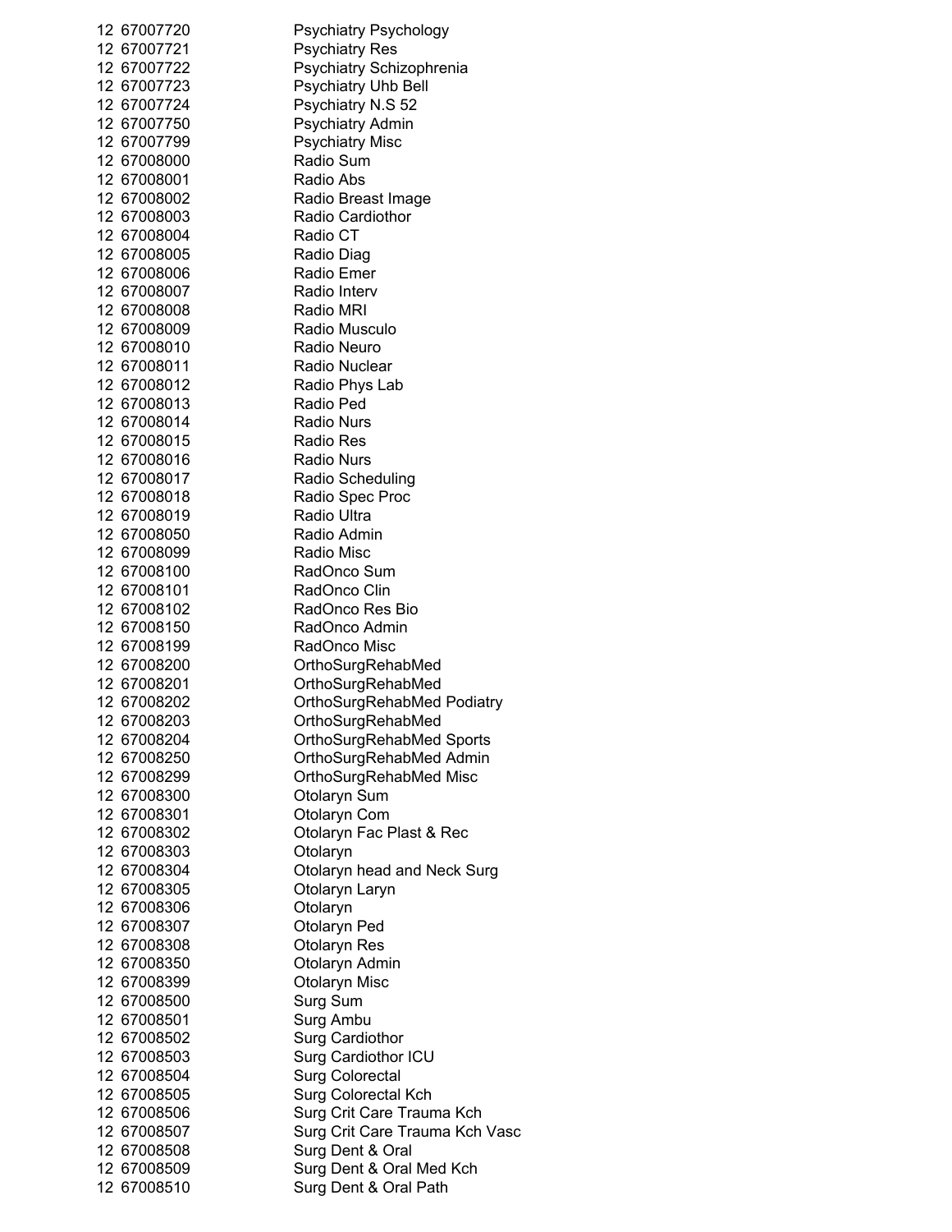| | | |
|---|---|---|
| 12 | 67007720 | Psychiatry Psychology |
| 12 | 67007721 | Psychiatry Res |
| 12 | 67007722 | Psychiatry Schizophrenia |
| 12 | 67007723 | Psychiatry Uhb Bell |
| 12 | 67007724 | Psychiatry N.S 52 |
| 12 | 67007750 | Psychiatry Admin |
| 12 | 67007799 | Psychiatry Misc |
| 12 | 67008000 | Radio Sum |
| 12 | 67008001 | Radio Abs |
| 12 | 67008002 | Radio Breast Image |
| 12 | 67008003 | Radio Cardiothor |
| 12 | 67008004 | Radio CT |
| 12 | 67008005 | Radio Diag |
| 12 | 67008006 | Radio Emer |
| 12 | 67008007 | Radio Interv |
| 12 | 67008008 | Radio MRI |
| 12 | 67008009 | Radio Musculo |
| 12 | 67008010 | Radio Neuro |
| 12 | 67008011 | Radio Nuclear |
| 12 | 67008012 | Radio Phys Lab |
| 12 | 67008013 | Radio Ped |
| 12 | 67008014 | Radio Nurs |
| 12 | 67008015 | Radio Res |
| 12 | 67008016 | Radio Nurs |
| 12 | 67008017 | Radio Scheduling |
| 12 | 67008018 | Radio Spec Proc |
| 12 | 67008019 | Radio Ultra |
| 12 | 67008050 | Radio Admin |
| 12 | 67008099 | Radio Misc |
| 12 | 67008100 | RadOnco Sum |
| 12 | 67008101 | RadOnco Clin |
| 12 | 67008102 | RadOnco Res Bio |
| 12 | 67008150 | RadOnco Admin |
| 12 | 67008199 | RadOnco Misc |
| 12 | 67008200 | OrthoSurgRehabMed |
| 12 | 67008201 | OrthoSurgRehabMed |
| 12 | 67008202 | OrthoSurgRehabMed Podiatry |
| 12 | 67008203 | OrthoSurgRehabMed |
| 12 | 67008204 | OrthoSurgRehabMed Sports |
| 12 | 67008250 | OrthoSurgRehabMed Admin |
| 12 | 67008299 | OrthoSurgRehabMed Misc |
| 12 | 67008300 | Otolaryn Sum |
| 12 | 67008301 | Otolaryn Com |
| 12 | 67008302 | Otolaryn Fac Plast & Rec |
| 12 | 67008303 | Otolaryn |
| 12 | 67008304 | Otolaryn head and Neck Surg |
| 12 | 67008305 | Otolaryn Laryn |
| 12 | 67008306 | Otolaryn |
| 12 | 67008307 | Otolaryn Ped |
| 12 | 67008308 | Otolaryn Res |
| 12 | 67008350 | Otolaryn Admin |
| 12 | 67008399 | Otolaryn Misc |
| 12 | 67008500 | Surg Sum |
| 12 | 67008501 | Surg Ambu |
| 12 | 67008502 | Surg Cardiothor |
| 12 | 67008503 | Surg Cardiothor ICU |
| 12 | 67008504 | Surg Colorectal |
| 12 | 67008505 | Surg Colorectal Kch |
| 12 | 67008506 | Surg Crit Care Trauma Kch |
| 12 | 67008507 | Surg Crit Care Trauma Kch Vasc |
| 12 | 67008508 | Surg Dent & Oral |
| 12 | 67008509 | Surg Dent & Oral Med Kch |
| 12 | 67008510 | Surg Dent & Oral Path |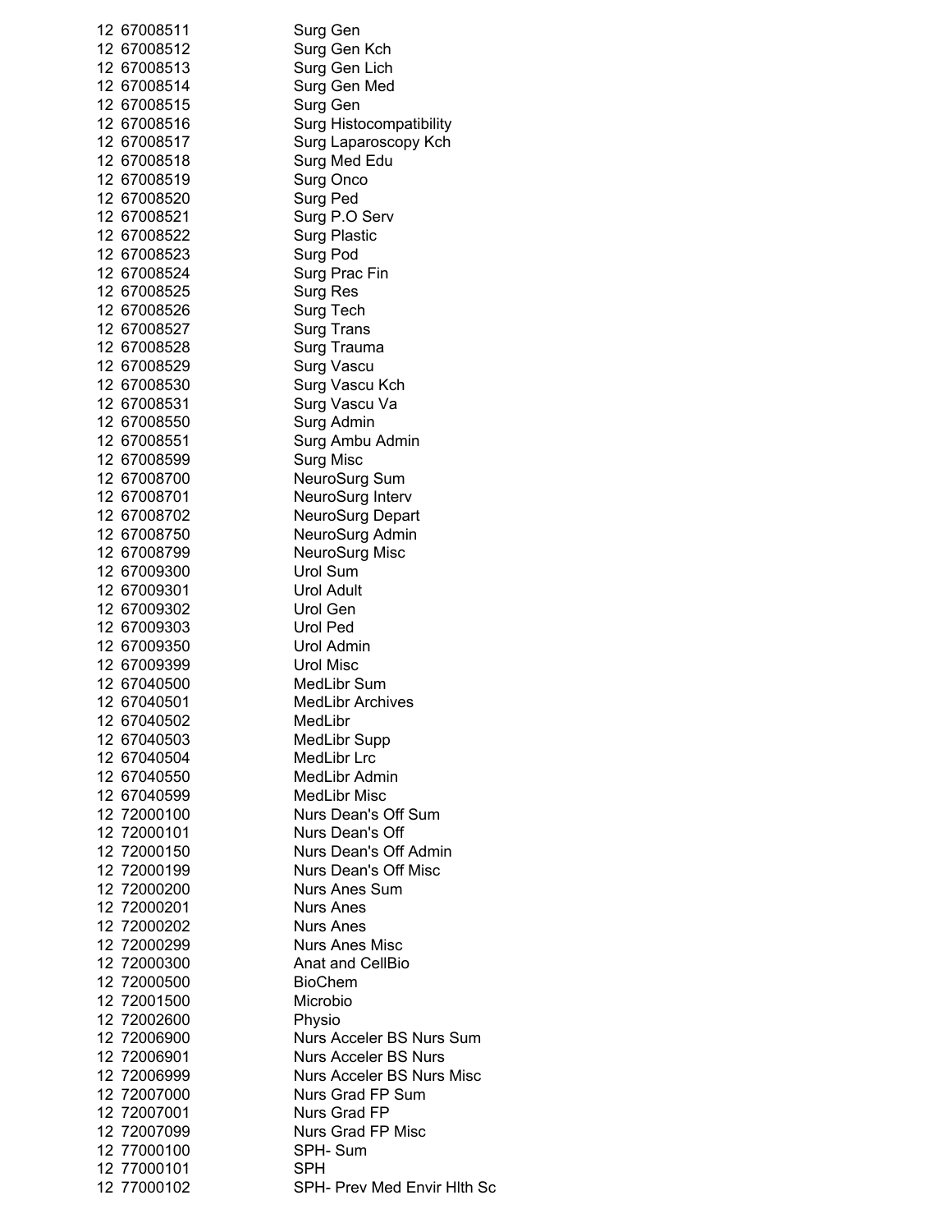| | | |
|---|---|---|
| 12 | 67008511 | Surg Gen |
| 12 | 67008512 | Surg Gen Kch |
| 12 | 67008513 | Surg Gen Lich |
| 12 | 67008514 | Surg Gen Med |
| 12 | 67008515 | Surg Gen |
| 12 | 67008516 | Surg Histocompatibility |
| 12 | 67008517 | Surg Laparoscopy Kch |
| 12 | 67008518 | Surg Med Edu |
| 12 | 67008519 | Surg Onco |
| 12 | 67008520 | Surg Ped |
| 12 | 67008521 | Surg P.O Serv |
| 12 | 67008522 | Surg Plastic |
| 12 | 67008523 | Surg Pod |
| 12 | 67008524 | Surg Prac Fin |
| 12 | 67008525 | Surg Res |
| 12 | 67008526 | Surg Tech |
| 12 | 67008527 | Surg Trans |
| 12 | 67008528 | Surg Trauma |
| 12 | 67008529 | Surg Vascu |
| 12 | 67008530 | Surg Vascu Kch |
| 12 | 67008531 | Surg Vascu Va |
| 12 | 67008550 | Surg Admin |
| 12 | 67008551 | Surg Ambu Admin |
| 12 | 67008599 | Surg Misc |
| 12 | 67008700 | NeuroSurg Sum |
| 12 | 67008701 | NeuroSurg Interv |
| 12 | 67008702 | NeuroSurg Depart |
| 12 | 67008750 | NeuroSurg Admin |
| 12 | 67008799 | NeuroSurg Misc |
| 12 | 67009300 | Urol Sum |
| 12 | 67009301 | Urol Adult |
| 12 | 67009302 | Urol Gen |
| 12 | 67009303 | Urol Ped |
| 12 | 67009350 | Urol Admin |
| 12 | 67009399 | Urol Misc |
| 12 | 67040500 | MedLibr Sum |
| 12 | 67040501 | MedLibr Archives |
| 12 | 67040502 | MedLibr |
| 12 | 67040503 | MedLibr Supp |
| 12 | 67040504 | MedLibr Lrc |
| 12 | 67040550 | MedLibr Admin |
| 12 | 67040599 | MedLibr Misc |
| 12 | 72000100 | Nurs Dean's Off Sum |
| 12 | 72000101 | Nurs Dean's Off |
| 12 | 72000150 | Nurs Dean's Off Admin |
| 12 | 72000199 | Nurs Dean's Off Misc |
| 12 | 72000200 | Nurs Anes Sum |
| 12 | 72000201 | Nurs Anes |
| 12 | 72000202 | Nurs Anes |
| 12 | 72000299 | Nurs Anes Misc |
| 12 | 72000300 | Anat and CellBio |
| 12 | 72000500 | BioChem |
| 12 | 72001500 | Microbio |
| 12 | 72002600 | Physio |
| 12 | 72006900 | Nurs Acceler BS Nurs Sum |
| 12 | 72006901 | Nurs Acceler BS Nurs |
| 12 | 72006999 | Nurs Acceler BS Nurs Misc |
| 12 | 72007000 | Nurs Grad FP Sum |
| 12 | 72007001 | Nurs Grad FP |
| 12 | 72007099 | Nurs Grad FP Misc |
| 12 | 77000100 | SPH- Sum |
| 12 | 77000101 | SPH |
| 12 | 77000102 | SPH- Prev Med Envir Hlth Sc |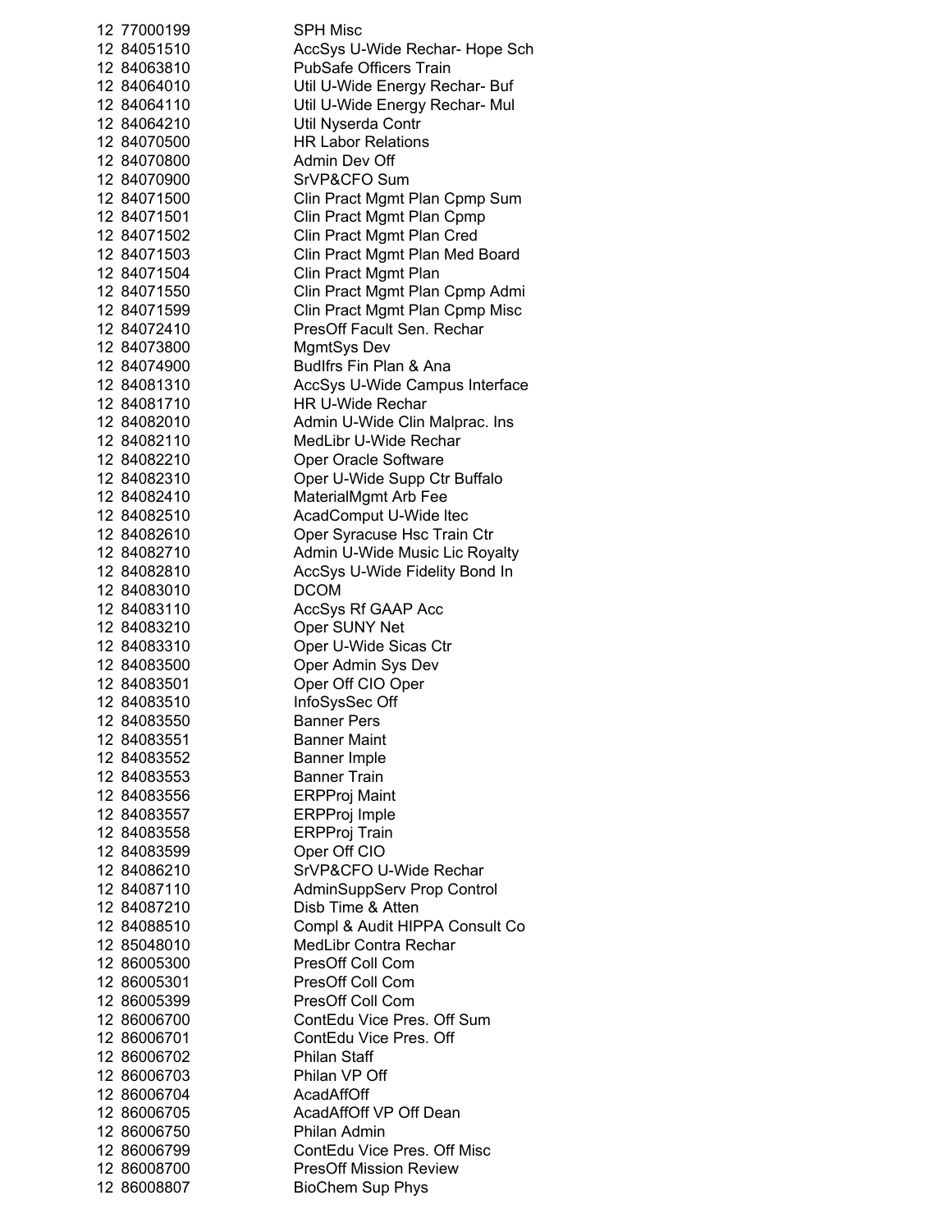| | | |
|---|---|---|
| 12 | 77000199 | SPH Misc |
| 12 | 84051510 | AccSys U-Wide Rechar- Hope Sch |
| 12 | 84063810 | PubSafe Officers Train |
| 12 | 84064010 | Util U-Wide Energy Rechar- Buf |
| 12 | 84064110 | Util U-Wide Energy Rechar- Mul |
| 12 | 84064210 | Util Nyserda Contr |
| 12 | 84070500 | HR Labor Relations |
| 12 | 84070800 | Admin Dev Off |
| 12 | 84070900 | SrVP&CFO Sum |
| 12 | 84071500 | Clin Pract Mgmt Plan Cpmp Sum |
| 12 | 84071501 | Clin Pract Mgmt Plan Cpmp |
| 12 | 84071502 | Clin Pract Mgmt Plan Cred |
| 12 | 84071503 | Clin Pract Mgmt Plan Med Board |
| 12 | 84071504 | Clin Pract Mgmt Plan |
| 12 | 84071550 | Clin Pract Mgmt Plan Cpmp Admi |
| 12 | 84071599 | Clin Pract Mgmt Plan Cpmp Misc |
| 12 | 84072410 | PresOff Facult Sen. Rechar |
| 12 | 84073800 | MgmtSys Dev |
| 12 | 84074900 | BudIfrs Fin Plan & Ana |
| 12 | 84081310 | AccSys U-Wide Campus Interface |
| 12 | 84081710 | HR U-Wide Rechar |
| 12 | 84082010 | Admin U-Wide Clin Malprac. Ins |
| 12 | 84082110 | MedLibr U-Wide Rechar |
| 12 | 84082210 | Oper Oracle Software |
| 12 | 84082310 | Oper U-Wide Supp Ctr Buffalo |
| 12 | 84082410 | MaterialMgmt Arb Fee |
| 12 | 84082510 | AcadComput U-Wide Itec |
| 12 | 84082610 | Oper Syracuse Hsc Train Ctr |
| 12 | 84082710 | Admin U-Wide Music Lic Royalty |
| 12 | 84082810 | AccSys U-Wide Fidelity Bond In |
| 12 | 84083010 | DCOM |
| 12 | 84083110 | AccSys Rf GAAP Acc |
| 12 | 84083210 | Oper SUNY Net |
| 12 | 84083310 | Oper U-Wide Sicas Ctr |
| 12 | 84083500 | Oper Admin Sys Dev |
| 12 | 84083501 | Oper Off CIO Oper |
| 12 | 84083510 | InfoSysSec Off |
| 12 | 84083550 | Banner Pers |
| 12 | 84083551 | Banner Maint |
| 12 | 84083552 | Banner Imple |
| 12 | 84083553 | Banner Train |
| 12 | 84083556 | ERPProj Maint |
| 12 | 84083557 | ERPProj Imple |
| 12 | 84083558 | ERPProj Train |
| 12 | 84083599 | Oper Off CIO |
| 12 | 84086210 | SrVP&CFO U-Wide Rechar |
| 12 | 84087110 | AdminSuppServ Prop Control |
| 12 | 84087210 | Disb Time & Atten |
| 12 | 84088510 | Compl & Audit HIPPA Consult Co |
| 12 | 85048010 | MedLibr Contra Rechar |
| 12 | 86005300 | PresOff Coll Com |
| 12 | 86005301 | PresOff Coll Com |
| 12 | 86005399 | PresOff Coll Com |
| 12 | 86006700 | ContEdu Vice Pres. Off Sum |
| 12 | 86006701 | ContEdu Vice Pres. Off |
| 12 | 86006702 | Philan Staff |
| 12 | 86006703 | Philan VP Off |
| 12 | 86006704 | AcadAffOff |
| 12 | 86006705 | AcadAffOff VP Off Dean |
| 12 | 86006750 | Philan Admin |
| 12 | 86006799 | ContEdu Vice Pres. Off Misc |
| 12 | 86008700 | PresOff Mission Review |
| 12 | 86008807 | BioChem Sup Phys |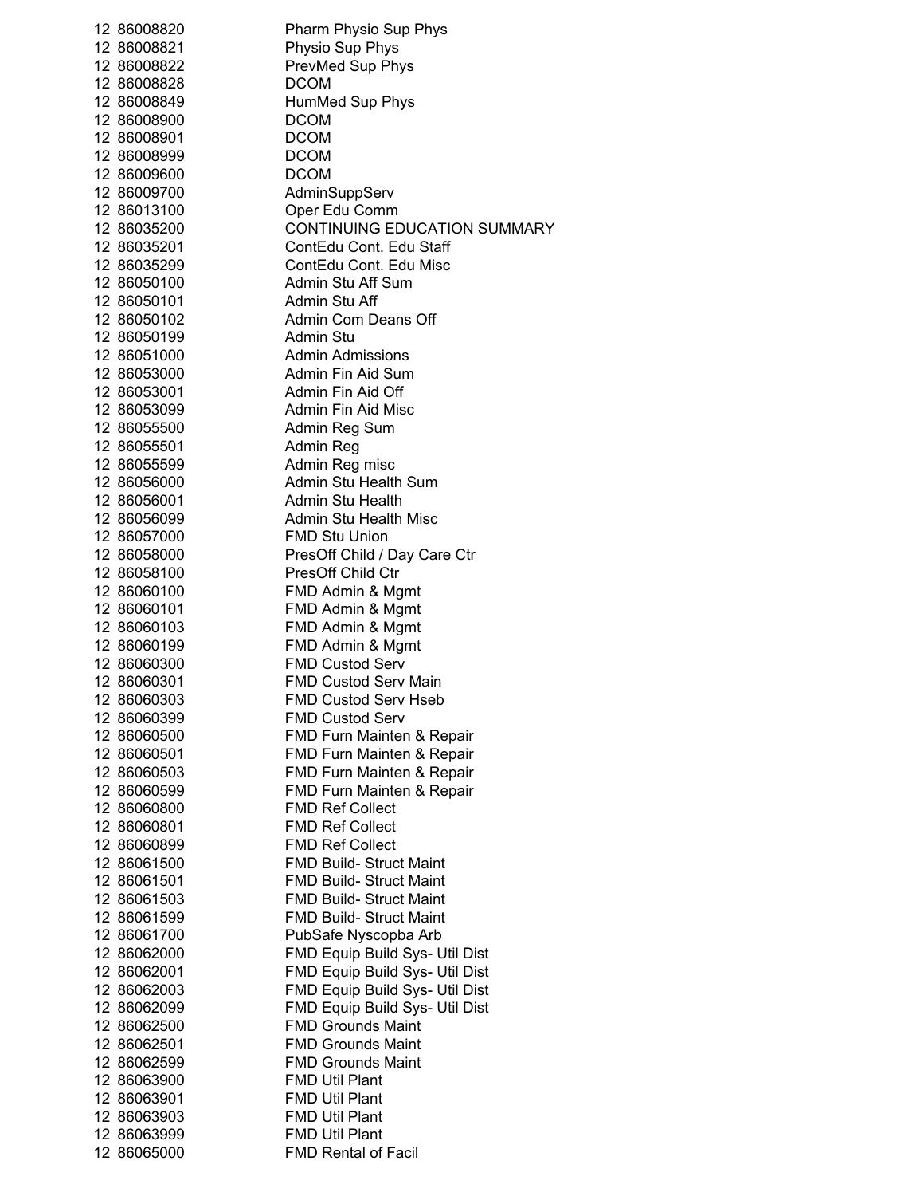| | | |
|---|---|---|
| 12 | 86008820 | Pharm Physio Sup Phys |
| 12 | 86008821 | Physio Sup Phys |
| 12 | 86008822 | PrevMed Sup Phys |
| 12 | 86008828 | DCOM |
| 12 | 86008849 | HumMed Sup Phys |
| 12 | 86008900 | DCOM |
| 12 | 86008901 | DCOM |
| 12 | 86008999 | DCOM |
| 12 | 86009600 | DCOM |
| 12 | 86009700 | AdminSuppServ |
| 12 | 86013100 | Oper Edu Comm |
| 12 | 86035200 | CONTINUING EDUCATION SUMMARY |
| 12 | 86035201 | ContEdu Cont. Edu Staff |
| 12 | 86035299 | ContEdu Cont. Edu Misc |
| 12 | 86050100 | Admin Stu Aff Sum |
| 12 | 86050101 | Admin Stu Aff |
| 12 | 86050102 | Admin Com Deans Off |
| 12 | 86050199 | Admin Stu |
| 12 | 86051000 | Admin Admissions |
| 12 | 86053000 | Admin Fin Aid Sum |
| 12 | 86053001 | Admin Fin Aid Off |
| 12 | 86053099 | Admin Fin Aid Misc |
| 12 | 86055500 | Admin Reg Sum |
| 12 | 86055501 | Admin Reg |
| 12 | 86055599 | Admin Reg misc |
| 12 | 86056000 | Admin Stu Health Sum |
| 12 | 86056001 | Admin Stu Health |
| 12 | 86056099 | Admin Stu Health Misc |
| 12 | 86057000 | FMD Stu Union |
| 12 | 86058000 | PresOff Child / Day Care Ctr |
| 12 | 86058100 | PresOff Child Ctr |
| 12 | 86060100 | FMD Admin & Mgmt |
| 12 | 86060101 | FMD Admin & Mgmt |
| 12 | 86060103 | FMD Admin & Mgmt |
| 12 | 86060199 | FMD Admin & Mgmt |
| 12 | 86060300 | FMD Custod Serv |
| 12 | 86060301 | FMD Custod Serv Main |
| 12 | 86060303 | FMD Custod Serv Hseb |
| 12 | 86060399 | FMD Custod Serv |
| 12 | 86060500 | FMD Furn Mainten & Repair |
| 12 | 86060501 | FMD Furn Mainten & Repair |
| 12 | 86060503 | FMD Furn Mainten & Repair |
| 12 | 86060599 | FMD Furn Mainten & Repair |
| 12 | 86060800 | FMD Ref Collect |
| 12 | 86060801 | FMD Ref Collect |
| 12 | 86060899 | FMD Ref Collect |
| 12 | 86061500 | FMD Build- Struct Maint |
| 12 | 86061501 | FMD Build- Struct Maint |
| 12 | 86061503 | FMD Build- Struct Maint |
| 12 | 86061599 | FMD Build- Struct Maint |
| 12 | 86061700 | PubSafe Nyscopba Arb |
| 12 | 86062000 | FMD Equip Build Sys- Util Dist |
| 12 | 86062001 | FMD Equip Build Sys- Util Dist |
| 12 | 86062003 | FMD Equip Build Sys- Util Dist |
| 12 | 86062099 | FMD Equip Build Sys- Util Dist |
| 12 | 86062500 | FMD Grounds Maint |
| 12 | 86062501 | FMD Grounds Maint |
| 12 | 86062599 | FMD Grounds Maint |
| 12 | 86063900 | FMD Util Plant |
| 12 | 86063901 | FMD Util Plant |
| 12 | 86063903 | FMD Util Plant |
| 12 | 86063999 | FMD Util Plant |
| 12 | 86065000 | FMD Rental of Facil |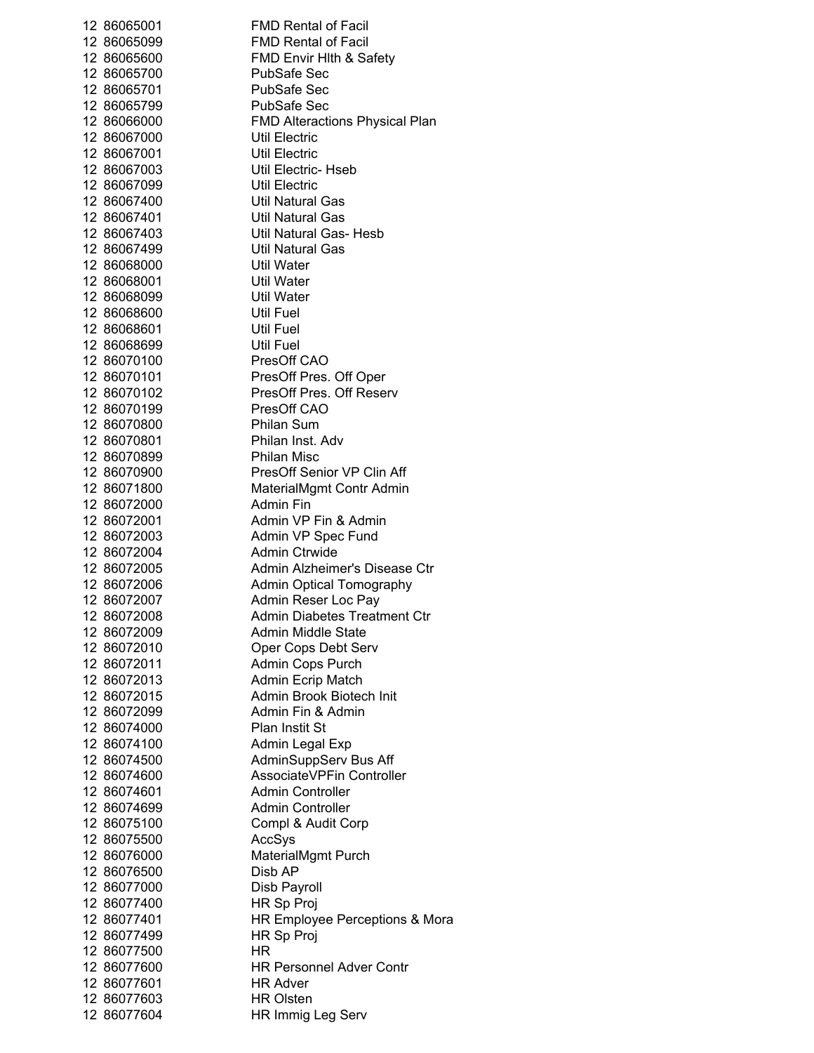| | | |
|---|---|---|
| 12 | 86065001 | FMD Rental of Facil |
| 12 | 86065099 | FMD Rental of Facil |
| 12 | 86065600 | FMD Envir Hlth & Safety |
| 12 | 86065700 | PubSafe Sec |
| 12 | 86065701 | PubSafe Sec |
| 12 | 86065799 | PubSafe Sec |
| 12 | 86066000 | FMD Alteractions Physical Plan |
| 12 | 86067000 | Util Electric |
| 12 | 86067001 | Util Electric |
| 12 | 86067003 | Util Electric- Hseb |
| 12 | 86067099 | Util Electric |
| 12 | 86067400 | Util Natural Gas |
| 12 | 86067401 | Util Natural Gas |
| 12 | 86067403 | Util Natural Gas- Hesb |
| 12 | 86067499 | Util Natural Gas |
| 12 | 86068000 | Util Water |
| 12 | 86068001 | Util Water |
| 12 | 86068099 | Util Water |
| 12 | 86068600 | Util Fuel |
| 12 | 86068601 | Util Fuel |
| 12 | 86068699 | Util Fuel |
| 12 | 86070100 | PresOff CAO |
| 12 | 86070101 | PresOff Pres. Off Oper |
| 12 | 86070102 | PresOff Pres. Off Reserv |
| 12 | 86070199 | PresOff CAO |
| 12 | 86070800 | Philan Sum |
| 12 | 86070801 | Philan Inst. Adv |
| 12 | 86070899 | Philan Misc |
| 12 | 86070900 | PresOff Senior VP Clin Aff |
| 12 | 86071800 | MaterialMgmt Contr Admin |
| 12 | 86072000 | Admin Fin |
| 12 | 86072001 | Admin VP Fin & Admin |
| 12 | 86072003 | Admin VP Spec Fund |
| 12 | 86072004 | Admin Ctrwide |
| 12 | 86072005 | Admin Alzheimer's Disease Ctr |
| 12 | 86072006 | Admin Optical Tomography |
| 12 | 86072007 | Admin Reser Loc Pay |
| 12 | 86072008 | Admin Diabetes Treatment Ctr |
| 12 | 86072009 | Admin Middle State |
| 12 | 86072010 | Oper Cops Debt Serv |
| 12 | 86072011 | Admin Cops Purch |
| 12 | 86072013 | Admin Ecrip Match |
| 12 | 86072015 | Admin Brook Biotech Init |
| 12 | 86072099 | Admin Fin & Admin |
| 12 | 86074000 | Plan Instit St |
| 12 | 86074100 | Admin Legal Exp |
| 12 | 86074500 | AdminSuppServ Bus Aff |
| 12 | 86074600 | AssociateVPFin Controller |
| 12 | 86074601 | Admin Controller |
| 12 | 86074699 | Admin Controller |
| 12 | 86075100 | Compl & Audit Corp |
| 12 | 86075500 | AccSys |
| 12 | 86076000 | MaterialMgmt Purch |
| 12 | 86076500 | Disb AP |
| 12 | 86077000 | Disb Payroll |
| 12 | 86077400 | HR Sp Proj |
| 12 | 86077401 | HR Employee Perceptions & Mora |
| 12 | 86077499 | HR Sp Proj |
| 12 | 86077500 | HR |
| 12 | 86077600 | HR Personnel Adver Contr |
| 12 | 86077601 | HR Adver |
| 12 | 86077603 | HR Olsten |
| 12 | 86077604 | HR Immig Leg Serv |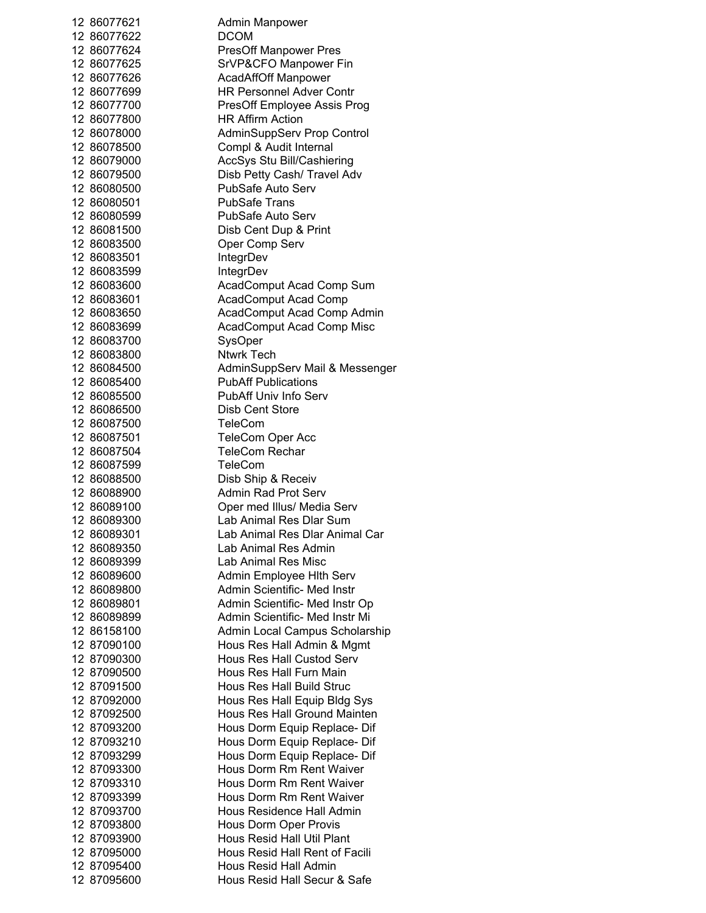| | | |
|---|---|---|
| 12 | 86077621 | Admin Manpower |
| 12 | 86077622 | DCOM |
| 12 | 86077624 | PresOff Manpower Pres |
| 12 | 86077625 | SrVP&CFO Manpower Fin |
| 12 | 86077626 | AcadAffOff Manpower |
| 12 | 86077699 | HR Personnel Adver Contr |
| 12 | 86077700 | PresOff Employee Assis Prog |
| 12 | 86077800 | HR Affirm Action |
| 12 | 86078000 | AdminSuppServ Prop Control |
| 12 | 86078500 | Compl & Audit Internal |
| 12 | 86079000 | AccSys Stu Bill/Cashiering |
| 12 | 86079500 | Disb Petty Cash/ Travel Adv |
| 12 | 86080500 | PubSafe Auto Serv |
| 12 | 86080501 | PubSafe Trans |
| 12 | 86080599 | PubSafe Auto Serv |
| 12 | 86081500 | Disb Cent Dup & Print |
| 12 | 86083500 | Oper Comp Serv |
| 12 | 86083501 | IntegrDev |
| 12 | 86083599 | IntegrDev |
| 12 | 86083600 | AcadComput Acad Comp Sum |
| 12 | 86083601 | AcadComput Acad Comp |
| 12 | 86083650 | AcadComput Acad Comp Admin |
| 12 | 86083699 | AcadComput Acad Comp Misc |
| 12 | 86083700 | SysOper |
| 12 | 86083800 | Ntwrk Tech |
| 12 | 86084500 | AdminSuppServ Mail & Messenger |
| 12 | 86085400 | PubAff Publications |
| 12 | 86085500 | PubAff Univ Info Serv |
| 12 | 86086500 | Disb Cent Store |
| 12 | 86087500 | TeleCom |
| 12 | 86087501 | TeleCom Oper Acc |
| 12 | 86087504 | TeleCom Rechar |
| 12 | 86087599 | TeleCom |
| 12 | 86088500 | Disb Ship & Receiv |
| 12 | 86088900 | Admin Rad Prot Serv |
| 12 | 86089100 | Oper med Illus/ Media Serv |
| 12 | 86089300 | Lab Animal Res Dlar Sum |
| 12 | 86089301 | Lab Animal Res Dlar Animal Car |
| 12 | 86089350 | Lab Animal Res Admin |
| 12 | 86089399 | Lab Animal Res Misc |
| 12 | 86089600 | Admin Employee Hlth Serv |
| 12 | 86089800 | Admin Scientific- Med Instr |
| 12 | 86089801 | Admin Scientific- Med Instr Op |
| 12 | 86089899 | Admin Scientific- Med Instr Mi |
| 12 | 86158100 | Admin Local Campus Scholarship |
| 12 | 87090100 | Hous Res Hall Admin & Mgmt |
| 12 | 87090300 | Hous Res Hall Custod Serv |
| 12 | 87090500 | Hous Res Hall Furn Main |
| 12 | 87091500 | Hous Res Hall Build Struc |
| 12 | 87092000 | Hous Res Hall Equip Bldg Sys |
| 12 | 87092500 | Hous Res Hall Ground Mainten |
| 12 | 87093200 | Hous Dorm Equip Replace- Dif |
| 12 | 87093210 | Hous Dorm Equip Replace- Dif |
| 12 | 87093299 | Hous Dorm Equip Replace- Dif |
| 12 | 87093300 | Hous Dorm Rm Rent Waiver |
| 12 | 87093310 | Hous Dorm Rm Rent Waiver |
| 12 | 87093399 | Hous Dorm Rm Rent Waiver |
| 12 | 87093700 | Hous Residence Hall Admin |
| 12 | 87093800 | Hous Dorm Oper Provis |
| 12 | 87093900 | Hous Resid Hall Util Plant |
| 12 | 87095000 | Hous Resid Hall Rent of Facili |
| 12 | 87095400 | Hous Resid Hall Admin |
| 12 | 87095600 | Hous Resid Hall Secur & Safe |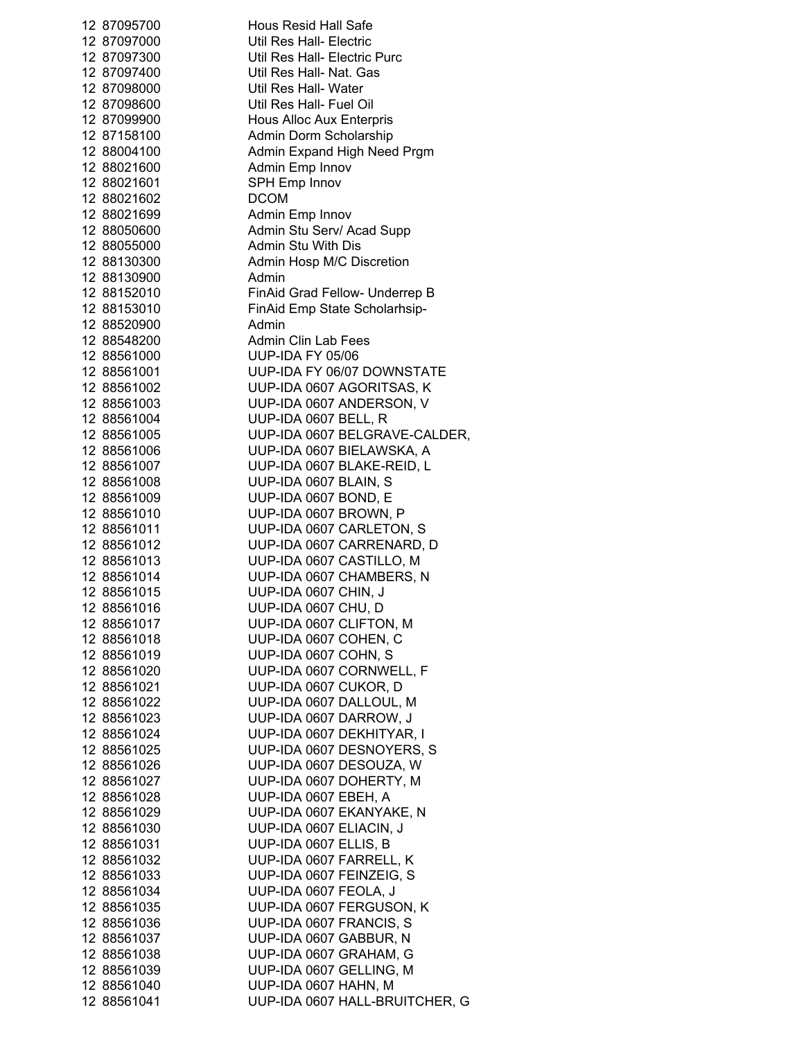| | |
|---|---|
| 12 87095700 | Hous Resid Hall Safe |
| 12 87097000 | Util Res Hall- Electric |
| 12 87097300 | Util Res Hall- Electric Purc |
| 12 87097400 | Util Res Hall- Nat. Gas |
| 12 87098000 | Util Res Hall- Water |
| 12 87098600 | Util Res Hall- Fuel Oil |
| 12 87099900 | Hous Alloc Aux Enterpris |
| 12 87158100 | Admin Dorm Scholarship |
| 12 88004100 | Admin Expand High Need Prgm |
| 12 88021600 | Admin Emp Innov |
| 12 88021601 | SPH Emp Innov |
| 12 88021602 | DCOM |
| 12 88021699 | Admin Emp Innov |
| 12 88050600 | Admin Stu Serv/ Acad Supp |
| 12 88055000 | Admin Stu With Dis |
| 12 88130300 | Admin Hosp M/C Discretion |
| 12 88130900 | Admin |
| 12 88152010 | FinAid Grad Fellow- Underrep B |
| 12 88153010 | FinAid Emp State Scholarhsip- |
| 12 88520900 | Admin |
| 12 88548200 | Admin Clin Lab Fees |
| 12 88561000 | UUP-IDA FY 05/06 |
| 12 88561001 | UUP-IDA FY 06/07 DOWNSTATE |
| 12 88561002 | UUP-IDA 0607 AGORITSAS, K |
| 12 88561003 | UUP-IDA 0607 ANDERSON, V |
| 12 88561004 | UUP-IDA 0607 BELL, R |
| 12 88561005 | UUP-IDA 0607 BELGRAVE-CALDER, |
| 12 88561006 | UUP-IDA 0607 BIELAWSKA, A |
| 12 88561007 | UUP-IDA 0607 BLAKE-REID, L |
| 12 88561008 | UUP-IDA 0607 BLAIN, S |
| 12 88561009 | UUP-IDA 0607 BOND, E |
| 12 88561010 | UUP-IDA 0607 BROWN, P |
| 12 88561011 | UUP-IDA 0607 CARLETON, S |
| 12 88561012 | UUP-IDA 0607 CARRENARD, D |
| 12 88561013 | UUP-IDA 0607 CASTILLO, M |
| 12 88561014 | UUP-IDA 0607 CHAMBERS, N |
| 12 88561015 | UUP-IDA 0607 CHIN, J |
| 12 88561016 | UUP-IDA 0607 CHU, D |
| 12 88561017 | UUP-IDA 0607 CLIFTON, M |
| 12 88561018 | UUP-IDA 0607 COHEN, C |
| 12 88561019 | UUP-IDA 0607 COHN, S |
| 12 88561020 | UUP-IDA 0607 CORNWELL, F |
| 12 88561021 | UUP-IDA 0607 CUKOR, D |
| 12 88561022 | UUP-IDA 0607 DALLOUL, M |
| 12 88561023 | UUP-IDA 0607 DARROW, J |
| 12 88561024 | UUP-IDA 0607 DEKHITYAR, I |
| 12 88561025 | UUP-IDA 0607 DESNOYERS, S |
| 12 88561026 | UUP-IDA 0607 DESOUZA, W |
| 12 88561027 | UUP-IDA 0607 DOHERTY, M |
| 12 88561028 | UUP-IDA 0607 EBEH, A |
| 12 88561029 | UUP-IDA 0607 EKANYAKE, N |
| 12 88561030 | UUP-IDA 0607 ELIACIN, J |
| 12 88561031 | UUP-IDA 0607 ELLIS, B |
| 12 88561032 | UUP-IDA 0607 FARRELL, K |
| 12 88561033 | UUP-IDA 0607 FEINZEIG, S |
| 12 88561034 | UUP-IDA 0607 FEOLA, J |
| 12 88561035 | UUP-IDA 0607 FERGUSON, K |
| 12 88561036 | UUP-IDA 0607 FRANCIS, S |
| 12 88561037 | UUP-IDA 0607 GABBUR, N |
| 12 88561038 | UUP-IDA 0607 GRAHAM, G |
| 12 88561039 | UUP-IDA 0607 GELLING, M |
| 12 88561040 | UUP-IDA 0607 HAHN, M |
| 12 88561041 | UUP-IDA 0607 HALL-BRUITCHER, G |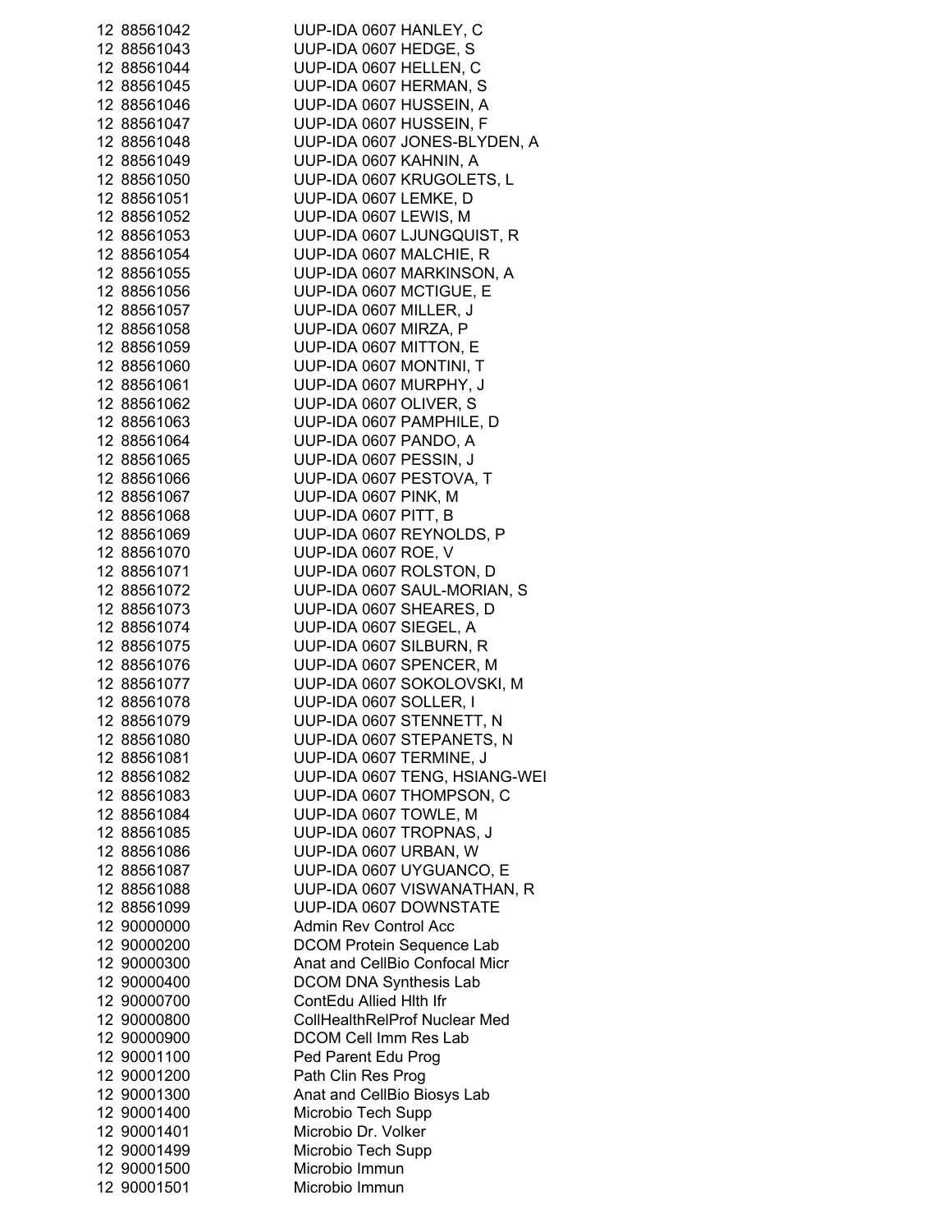| | | |
|---|---|---|
| 12 | 88561042 | UUP-IDA 0607 HANLEY, C |
| 12 | 88561043 | UUP-IDA 0607 HEDGE, S |
| 12 | 88561044 | UUP-IDA 0607 HELLEN, C |
| 12 | 88561045 | UUP-IDA 0607 HERMAN, S |
| 12 | 88561046 | UUP-IDA 0607 HUSSEIN, A |
| 12 | 88561047 | UUP-IDA 0607 HUSSEIN, F |
| 12 | 88561048 | UUP-IDA 0607 JONES-BLYDEN, A |
| 12 | 88561049 | UUP-IDA 0607 KAHNIN, A |
| 12 | 88561050 | UUP-IDA 0607 KRUGOLETS, L |
| 12 | 88561051 | UUP-IDA 0607 LEMKE, D |
| 12 | 88561052 | UUP-IDA 0607 LEWIS, M |
| 12 | 88561053 | UUP-IDA 0607 LJUNGQUIST, R |
| 12 | 88561054 | UUP-IDA 0607 MALCHIE, R |
| 12 | 88561055 | UUP-IDA 0607 MARKINSON, A |
| 12 | 88561056 | UUP-IDA 0607 MCTIGUE, E |
| 12 | 88561057 | UUP-IDA 0607 MILLER, J |
| 12 | 88561058 | UUP-IDA 0607 MIRZA, P |
| 12 | 88561059 | UUP-IDA 0607 MITTON, E |
| 12 | 88561060 | UUP-IDA 0607 MONTINI, T |
| 12 | 88561061 | UUP-IDA 0607 MURPHY, J |
| 12 | 88561062 | UUP-IDA 0607 OLIVER, S |
| 12 | 88561063 | UUP-IDA 0607 PAMPHILE, D |
| 12 | 88561064 | UUP-IDA 0607 PANDO, A |
| 12 | 88561065 | UUP-IDA 0607 PESSIN, J |
| 12 | 88561066 | UUP-IDA 0607 PESTOVA, T |
| 12 | 88561067 | UUP-IDA 0607 PINK, M |
| 12 | 88561068 | UUP-IDA 0607 PITT, B |
| 12 | 88561069 | UUP-IDA 0607 REYNOLDS, P |
| 12 | 88561070 | UUP-IDA 0607 ROE, V |
| 12 | 88561071 | UUP-IDA 0607 ROLSTON, D |
| 12 | 88561072 | UUP-IDA 0607 SAUL-MORIAN, S |
| 12 | 88561073 | UUP-IDA 0607 SHEARES, D |
| 12 | 88561074 | UUP-IDA 0607 SIEGEL, A |
| 12 | 88561075 | UUP-IDA 0607 SILBURN, R |
| 12 | 88561076 | UUP-IDA 0607 SPENCER, M |
| 12 | 88561077 | UUP-IDA 0607 SOKOLOVSKI, M |
| 12 | 88561078 | UUP-IDA 0607 SOLLER, I |
| 12 | 88561079 | UUP-IDA 0607 STENNETT, N |
| 12 | 88561080 | UUP-IDA 0607 STEPANETS, N |
| 12 | 88561081 | UUP-IDA 0607 TERMINE, J |
| 12 | 88561082 | UUP-IDA 0607 TENG, HSIANG-WEI |
| 12 | 88561083 | UUP-IDA 0607 THOMPSON, C |
| 12 | 88561084 | UUP-IDA 0607 TOWLE, M |
| 12 | 88561085 | UUP-IDA 0607 TROPNAS, J |
| 12 | 88561086 | UUP-IDA 0607 URBAN, W |
| 12 | 88561087 | UUP-IDA 0607 UYGUANCO, E |
| 12 | 88561088 | UUP-IDA 0607 VISWANATHAN, R |
| 12 | 88561099 | UUP-IDA 0607 DOWNSTATE |
| 12 | 90000000 | Admin Rev Control Acc |
| 12 | 90000200 | DCOM Protein Sequence Lab |
| 12 | 90000300 | Anat and CellBio Confocal Micr |
| 12 | 90000400 | DCOM DNA Synthesis Lab |
| 12 | 90000700 | ContEdu Allied Hlth Ifr |
| 12 | 90000800 | CollHealthRelProf Nuclear Med |
| 12 | 90000900 | DCOM Cell Imm Res Lab |
| 12 | 90001100 | Ped Parent Edu Prog |
| 12 | 90001200 | Path Clin Res Prog |
| 12 | 90001300 | Anat and CellBio Biosys Lab |
| 12 | 90001400 | Microbio Tech Supp |
| 12 | 90001401 | Microbio Dr. Volker |
| 12 | 90001499 | Microbio Tech Supp |
| 12 | 90001500 | Microbio Immun |
| 12 | 90001501 | Microbio Immun |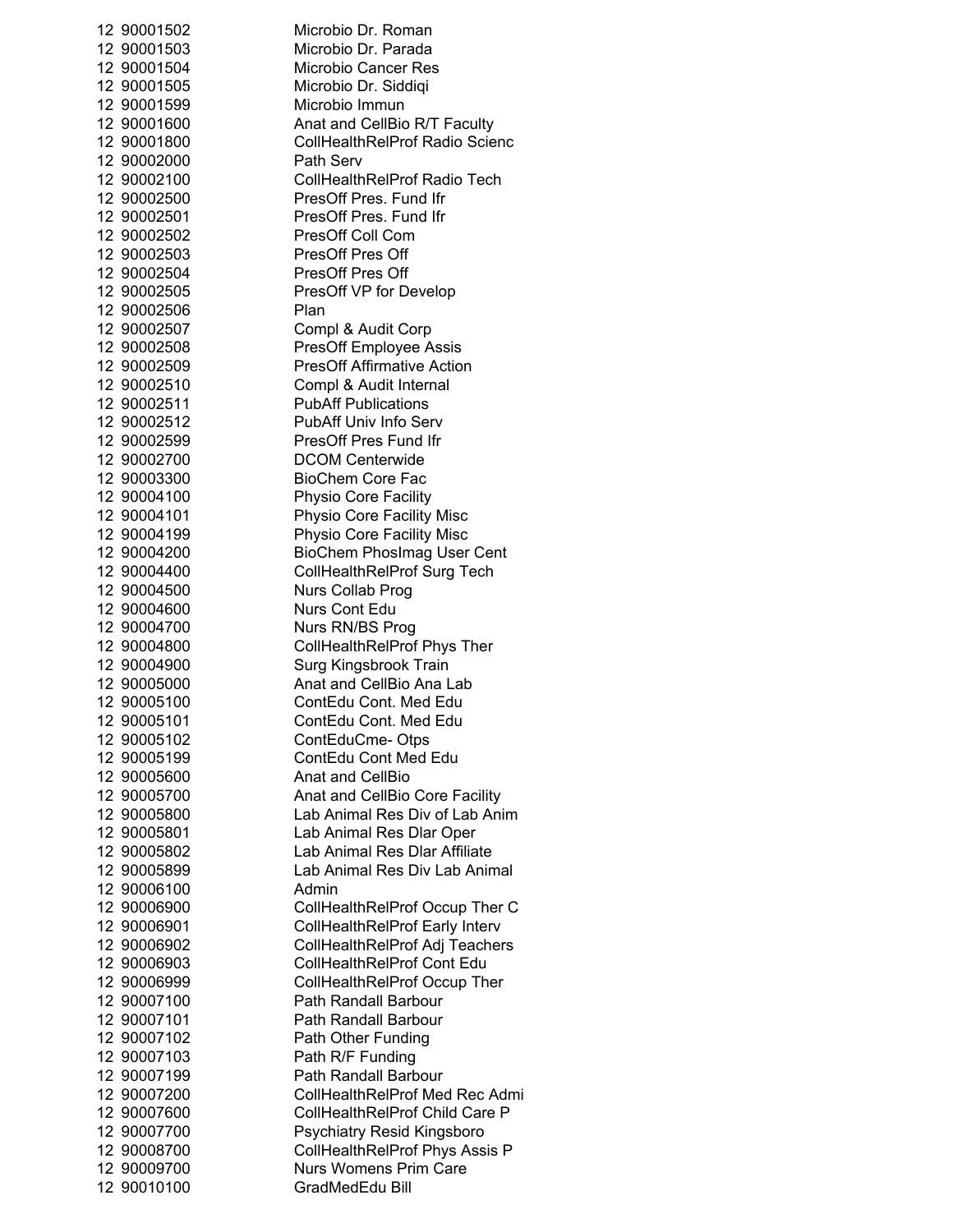| | | |
|---|---|---|
| 12 | 90001502 | Microbio Dr. Roman |
| 12 | 90001503 | Microbio Dr. Parada |
| 12 | 90001504 | Microbio Cancer Res |
| 12 | 90001505 | Microbio Dr. Siddiqi |
| 12 | 90001599 | Microbio Immun |
| 12 | 90001600 | Anat and CellBio R/T Faculty |
| 12 | 90001800 | CollHealthRelProf Radio Scienc |
| 12 | 90002000 | Path Serv |
| 12 | 90002100 | CollHealthRelProf Radio Tech |
| 12 | 90002500 | PresOff Pres. Fund Ifr |
| 12 | 90002501 | PresOff Pres. Fund Ifr |
| 12 | 90002502 | PresOff Coll Com |
| 12 | 90002503 | PresOff Pres Off |
| 12 | 90002504 | PresOff Pres Off |
| 12 | 90002505 | PresOff VP for Develop |
| 12 | 90002506 | Plan |
| 12 | 90002507 | Compl & Audit Corp |
| 12 | 90002508 | PresOff Employee Assis |
| 12 | 90002509 | PresOff Affirmative Action |
| 12 | 90002510 | Compl & Audit Internal |
| 12 | 90002511 | PubAff Publications |
| 12 | 90002512 | PubAff Univ Info Serv |
| 12 | 90002599 | PresOff Pres Fund Ifr |
| 12 | 90002700 | DCOM Centerwide |
| 12 | 90003300 | BioChem Core Fac |
| 12 | 90004100 | Physio Core Facility |
| 12 | 90004101 | Physio Core Facility Misc |
| 12 | 90004199 | Physio Core Facility Misc |
| 12 | 90004200 | BioChem PhosImag User Cent |
| 12 | 90004400 | CollHealthRelProf Surg Tech |
| 12 | 90004500 | Nurs Collab Prog |
| 12 | 90004600 | Nurs Cont Edu |
| 12 | 90004700 | Nurs RN/BS Prog |
| 12 | 90004800 | CollHealthRelProf Phys Ther |
| 12 | 90004900 | Surg Kingsbrook Train |
| 12 | 90005000 | Anat and CellBio Ana Lab |
| 12 | 90005100 | ContEdu Cont. Med Edu |
| 12 | 90005101 | ContEdu Cont. Med Edu |
| 12 | 90005102 | ContEduCme- Otps |
| 12 | 90005199 | ContEdu Cont Med Edu |
| 12 | 90005600 | Anat and CellBio |
| 12 | 90005700 | Anat and CellBio Core Facility |
| 12 | 90005800 | Lab Animal Res Div of Lab Anim |
| 12 | 90005801 | Lab Animal Res Dlar Oper |
| 12 | 90005802 | Lab Animal Res Dlar Affiliate |
| 12 | 90005899 | Lab Animal Res Div Lab Animal |
| 12 | 90006100 | Admin |
| 12 | 90006900 | CollHealthRelProf Occup Ther C |
| 12 | 90006901 | CollHealthRelProf Early Interv |
| 12 | 90006902 | CollHealthRelProf Adj Teachers |
| 12 | 90006903 | CollHealthRelProf Cont Edu |
| 12 | 90006999 | CollHealthRelProf Occup Ther |
| 12 | 90007100 | Path Randall Barbour |
| 12 | 90007101 | Path Randall Barbour |
| 12 | 90007102 | Path Other Funding |
| 12 | 90007103 | Path R/F Funding |
| 12 | 90007199 | Path Randall Barbour |
| 12 | 90007200 | CollHealthRelProf Med Rec Admi |
| 12 | 90007600 | CollHealthRelProf Child Care P |
| 12 | 90007700 | Psychiatry Resid Kingsboro |
| 12 | 90008700 | CollHealthRelProf Phys Assis P |
| 12 | 90009700 | Nurs Womens Prim Care |
| 12 | 90010100 | GradMedEdu Bill |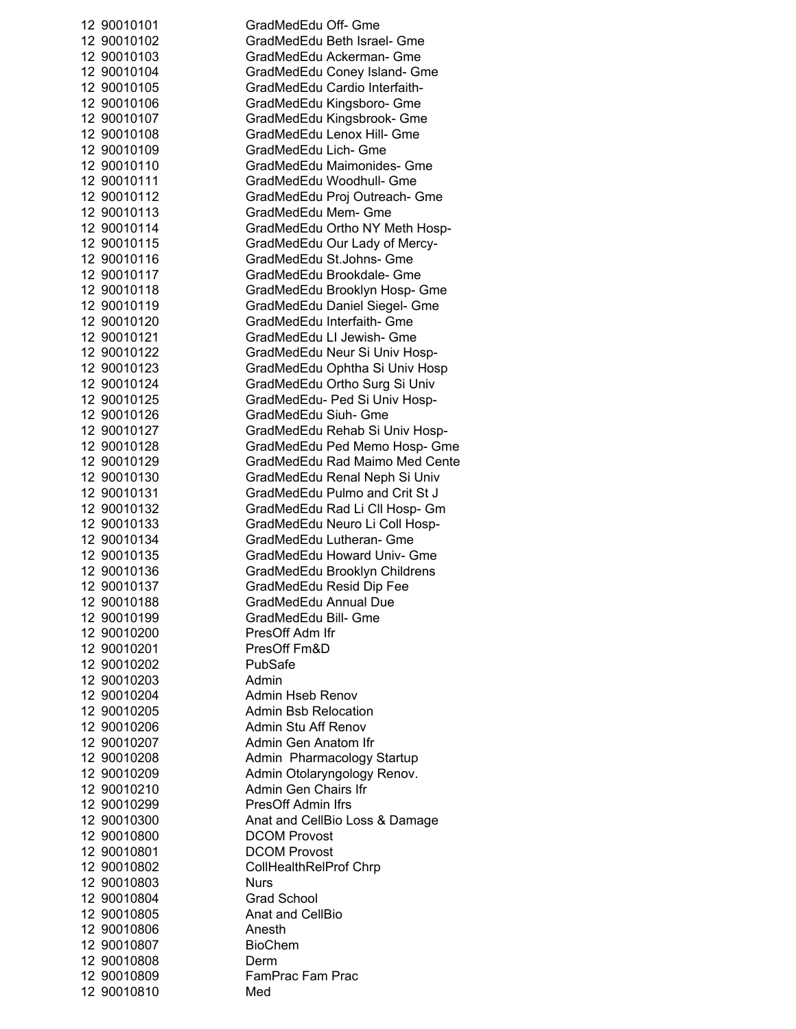12 90010101 GradMedEdu Off- Gme
12 90010102 GradMedEdu Beth Israel- Gme
12 90010103 GradMedEdu Ackerman- Gme
12 90010104 GradMedEdu Coney Island- Gme
12 90010105 GradMedEdu Cardio Interfaith-
12 90010106 GradMedEdu Kingsboro- Gme
12 90010107 GradMedEdu Kingsbrook- Gme
12 90010108 GradMedEdu Lenox Hill- Gme
12 90010109 GradMedEdu Lich- Gme
12 90010110 GradMedEdu Maimonides- Gme
12 90010111 GradMedEdu Woodhull- Gme
12 90010112 GradMedEdu Proj Outreach- Gme
12 90010113 GradMedEdu Mem- Gme
12 90010114 GradMedEdu Ortho NY Meth Hosp-
12 90010115 GradMedEdu Our Lady of Mercy-
12 90010116 GradMedEdu St.Johns- Gme
12 90010117 GradMedEdu Brookdale- Gme
12 90010118 GradMedEdu Brooklyn Hosp- Gme
12 90010119 GradMedEdu Daniel Siegel- Gme
12 90010120 GradMedEdu Interfaith- Gme
12 90010121 GradMedEdu LI Jewish- Gme
12 90010122 GradMedEdu Neur Si Univ Hosp-
12 90010123 GradMedEdu Ophtha Si Univ Hosp
12 90010124 GradMedEdu Ortho Surg Si Univ
12 90010125 GradMedEdu- Ped Si Univ Hosp-
12 90010126 GradMedEdu Siuh- Gme
12 90010127 GradMedEdu Rehab Si Univ Hosp-
12 90010128 GradMedEdu Ped Memo Hosp- Gme
12 90010129 GradMedEdu Rad Maimo Med Cente
12 90010130 GradMedEdu Renal Neph Si Univ
12 90010131 GradMedEdu Pulmo and Crit St J
12 90010132 GradMedEdu Rad Li Cll Hosp- Gm
12 90010133 GradMedEdu Neuro Li Coll Hosp-
12 90010134 GradMedEdu Lutheran- Gme
12 90010135 GradMedEdu Howard Univ- Gme
12 90010136 GradMedEdu Brooklyn Childrens
12 90010137 GradMedEdu Resid Dip Fee
12 90010188 GradMedEdu Annual Due
12 90010199 GradMedEdu Bill- Gme
12 90010200 PresOff Adm Ifr
12 90010201 PresOff Fm&D
12 90010202 PubSafe
12 90010203 Admin
12 90010204 Admin Hseb Renov
12 90010205 Admin Bsb Relocation
12 90010206 Admin Stu Aff Renov
12 90010207 Admin Gen Anatom Ifr
12 90010208 Admin Pharmacology Startup
12 90010209 Admin Otolaryngology Renov.
12 90010210 Admin Gen Chairs Ifr
12 90010299 PresOff Admin Ifrs
12 90010300 Anat and CellBio Loss & Damage
12 90010800 DCOM Provost
12 90010801 DCOM Provost
12 90010802 CollHealthRelProf Chrp
12 90010803 Nurs
12 90010804 Grad School
12 90010805 Anat and CellBio
12 90010806 Anesth
12 90010807 BioChem
12 90010808 Derm
12 90010809 FamPrac Fam Prac
12 90010810 Med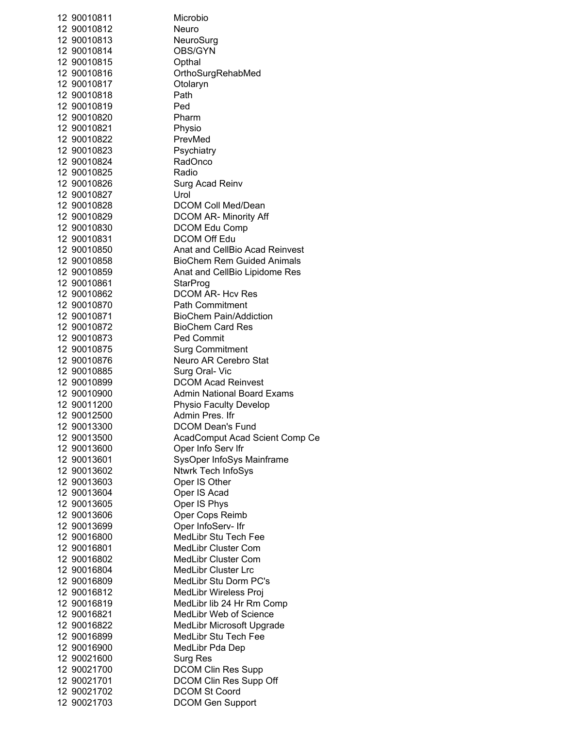| | | |
|---|---|---|
| 12 | 90010811 | Microbio |
| 12 | 90010812 | Neuro |
| 12 | 90010813 | NeuroSurg |
| 12 | 90010814 | OBS/GYN |
| 12 | 90010815 | Opthal |
| 12 | 90010816 | OrthoSurgRehabMed |
| 12 | 90010817 | Otolaryn |
| 12 | 90010818 | Path |
| 12 | 90010819 | Ped |
| 12 | 90010820 | Pharm |
| 12 | 90010821 | Physio |
| 12 | 90010822 | PrevMed |
| 12 | 90010823 | Psychiatry |
| 12 | 90010824 | RadOnco |
| 12 | 90010825 | Radio |
| 12 | 90010826 | Surg Acad Reinv |
| 12 | 90010827 | Urol |
| 12 | 90010828 | DCOM Coll Med/Dean |
| 12 | 90010829 | DCOM AR- Minority Aff |
| 12 | 90010830 | DCOM Edu Comp |
| 12 | 90010831 | DCOM Off Edu |
| 12 | 90010850 | Anat and CellBio Acad Reinvest |
| 12 | 90010858 | BioChem Rem Guided Animals |
| 12 | 90010859 | Anat and CellBio Lipidome Res |
| 12 | 90010861 | StarProg |
| 12 | 90010862 | DCOM AR- Hcv Res |
| 12 | 90010870 | Path Commitment |
| 12 | 90010871 | BioChem Pain/Addiction |
| 12 | 90010872 | BioChem Card Res |
| 12 | 90010873 | Ped Commit |
| 12 | 90010875 | Surg Commitment |
| 12 | 90010876 | Neuro AR Cerebro Stat |
| 12 | 90010885 | Surg Oral- Vic |
| 12 | 90010899 | DCOM Acad Reinvest |
| 12 | 90010900 | Admin National Board Exams |
| 12 | 90011200 | Physio Faculty Develop |
| 12 | 90012500 | Admin Pres. Ifr |
| 12 | 90013300 | DCOM Dean's Fund |
| 12 | 90013500 | AcadComput Acad Scient Comp Ce |
| 12 | 90013600 | Oper Info Serv Ifr |
| 12 | 90013601 | SysOper InfoSys Mainframe |
| 12 | 90013602 | Ntwrk Tech InfoSys |
| 12 | 90013603 | Oper IS Other |
| 12 | 90013604 | Oper IS Acad |
| 12 | 90013605 | Oper IS Phys |
| 12 | 90013606 | Oper Cops Reimb |
| 12 | 90013699 | Oper InfoServ- Ifr |
| 12 | 90016800 | MedLibr Stu Tech Fee |
| 12 | 90016801 | MedLibr Cluster Com |
| 12 | 90016802 | MedLibr Cluster Com |
| 12 | 90016804 | MedLibr Cluster Lrc |
| 12 | 90016809 | MedLibr Stu Dorm PC's |
| 12 | 90016812 | MedLibr Wireless Proj |
| 12 | 90016819 | MedLibr lib 24 Hr Rm Comp |
| 12 | 90016821 | MedLibr Web of Science |
| 12 | 90016822 | MedLibr Microsoft Upgrade |
| 12 | 90016899 | MedLibr Stu Tech Fee |
| 12 | 90016900 | MedLibr Pda Dep |
| 12 | 90021600 | Surg Res |
| 12 | 90021700 | DCOM Clin Res Supp |
| 12 | 90021701 | DCOM Clin Res Supp Off |
| 12 | 90021702 | DCOM St Coord |
| 12 | 90021703 | DCOM Gen Support |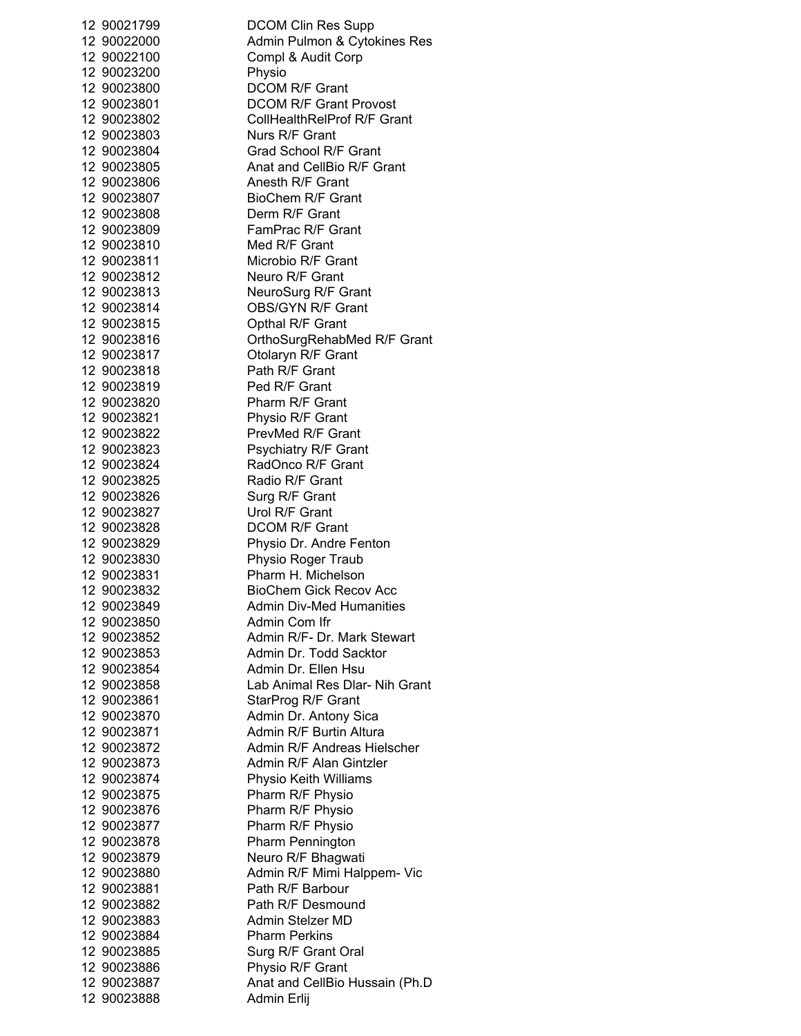| | | |
|---|---|---|
| 12 | 90021799 | DCOM Clin Res Supp |
| 12 | 90022000 | Admin Pulmon & Cytokines Res |
| 12 | 90022100 | Compl & Audit Corp |
| 12 | 90023200 | Physio |
| 12 | 90023800 | DCOM R/F Grant |
| 12 | 90023801 | DCOM R/F Grant Provost |
| 12 | 90023802 | CollHealthRelProf R/F Grant |
| 12 | 90023803 | Nurs R/F Grant |
| 12 | 90023804 | Grad School R/F Grant |
| 12 | 90023805 | Anat and CellBio R/F Grant |
| 12 | 90023806 | Anesth R/F Grant |
| 12 | 90023807 | BioChem R/F Grant |
| 12 | 90023808 | Derm R/F Grant |
| 12 | 90023809 | FamPrac R/F Grant |
| 12 | 90023810 | Med R/F Grant |
| 12 | 90023811 | Microbio R/F Grant |
| 12 | 90023812 | Neuro R/F Grant |
| 12 | 90023813 | NeuroSurg R/F Grant |
| 12 | 90023814 | OBS/GYN R/F Grant |
| 12 | 90023815 | Opthal R/F Grant |
| 12 | 90023816 | OrthoSurgRehabMed R/F Grant |
| 12 | 90023817 | Otolaryn R/F Grant |
| 12 | 90023818 | Path R/F Grant |
| 12 | 90023819 | Ped R/F Grant |
| 12 | 90023820 | Pharm R/F Grant |
| 12 | 90023821 | Physio R/F Grant |
| 12 | 90023822 | PrevMed R/F Grant |
| 12 | 90023823 | Psychiatry R/F Grant |
| 12 | 90023824 | RadOnco R/F Grant |
| 12 | 90023825 | Radio R/F Grant |
| 12 | 90023826 | Surg R/F Grant |
| 12 | 90023827 | Urol R/F Grant |
| 12 | 90023828 | DCOM R/F Grant |
| 12 | 90023829 | Physio Dr. Andre Fenton |
| 12 | 90023830 | Physio Roger Traub |
| 12 | 90023831 | Pharm H. Michelson |
| 12 | 90023832 | BioChem Gick Recov Acc |
| 12 | 90023849 | Admin Div-Med Humanities |
| 12 | 90023850 | Admin Com Ifr |
| 12 | 90023852 | Admin R/F- Dr. Mark Stewart |
| 12 | 90023853 | Admin Dr. Todd Sacktor |
| 12 | 90023854 | Admin Dr. Ellen Hsu |
| 12 | 90023858 | Lab Animal Res Dlar- Nih Grant |
| 12 | 90023861 | StarProg R/F Grant |
| 12 | 90023870 | Admin Dr. Antony Sica |
| 12 | 90023871 | Admin R/F Burtin Altura |
| 12 | 90023872 | Admin R/F Andreas Hielscher |
| 12 | 90023873 | Admin R/F Alan Gintzler |
| 12 | 90023874 | Physio Keith Williams |
| 12 | 90023875 | Pharm R/F Physio |
| 12 | 90023876 | Pharm R/F Physio |
| 12 | 90023877 | Pharm R/F Physio |
| 12 | 90023878 | Pharm Pennington |
| 12 | 90023879 | Neuro R/F Bhagwati |
| 12 | 90023880 | Admin R/F Mimi Halppem- Vic |
| 12 | 90023881 | Path R/F Barbour |
| 12 | 90023882 | Path R/F Desmound |
| 12 | 90023883 | Admin Stelzer MD |
| 12 | 90023884 | Pharm Perkins |
| 12 | 90023885 | Surg R/F Grant Oral |
| 12 | 90023886 | Physio R/F Grant |
| 12 | 90023887 | Anat and CellBio Hussain (Ph.D |
| 12 | 90023888 | Admin Erlij |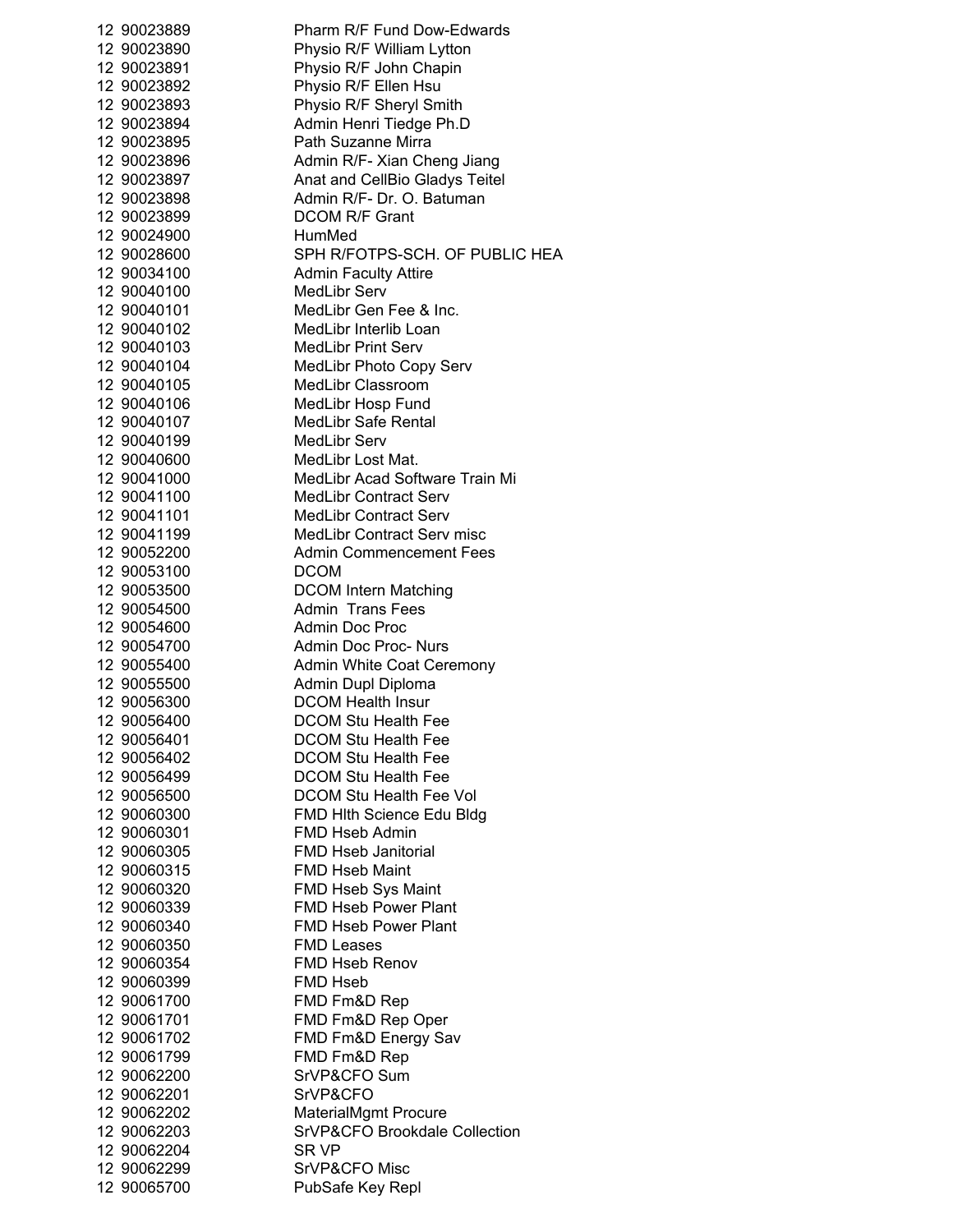| | | |
|---|---|---|
| 12 | 90023889 | Pharm R/F Fund Dow-Edwards |
| 12 | 90023890 | Physio R/F William Lytton |
| 12 | 90023891 | Physio R/F John Chapin |
| 12 | 90023892 | Physio R/F Ellen Hsu |
| 12 | 90023893 | Physio R/F Sheryl Smith |
| 12 | 90023894 | Admin Henri Tiedge Ph.D |
| 12 | 90023895 | Path Suzanne Mirra |
| 12 | 90023896 | Admin R/F- Xian Cheng Jiang |
| 12 | 90023897 | Anat and CellBio Gladys Teitel |
| 12 | 90023898 | Admin R/F- Dr. O. Batuman |
| 12 | 90023899 | DCOM R/F Grant |
| 12 | 90024900 | HumMed |
| 12 | 90028600 | SPH R/FOTPS-SCH. OF PUBLIC HEA |
| 12 | 90034100 | Admin Faculty Attire |
| 12 | 90040100 | MedLibr Serv |
| 12 | 90040101 | MedLibr Gen Fee & Inc. |
| 12 | 90040102 | MedLibr Interlib Loan |
| 12 | 90040103 | MedLibr Print Serv |
| 12 | 90040104 | MedLibr Photo Copy Serv |
| 12 | 90040105 | MedLibr Classroom |
| 12 | 90040106 | MedLibr Hosp Fund |
| 12 | 90040107 | MedLibr Safe Rental |
| 12 | 90040199 | MedLibr Serv |
| 12 | 90040600 | MedLibr Lost Mat. |
| 12 | 90041000 | MedLibr Acad Software Train Mi |
| 12 | 90041100 | MedLibr Contract Serv |
| 12 | 90041101 | MedLibr Contract Serv |
| 12 | 90041199 | MedLibr Contract Serv misc |
| 12 | 90052200 | Admin Commencement Fees |
| 12 | 90053100 | DCOM |
| 12 | 90053500 | DCOM Intern Matching |
| 12 | 90054500 | Admin Trans Fees |
| 12 | 90054600 | Admin Doc Proc |
| 12 | 90054700 | Admin Doc Proc- Nurs |
| 12 | 90055400 | Admin White Coat Ceremony |
| 12 | 90055500 | Admin Dupl Diploma |
| 12 | 90056300 | DCOM Health Insur |
| 12 | 90056400 | DCOM Stu Health Fee |
| 12 | 90056401 | DCOM Stu Health Fee |
| 12 | 90056402 | DCOM Stu Health Fee |
| 12 | 90056499 | DCOM Stu Health Fee |
| 12 | 90056500 | DCOM Stu Health Fee Vol |
| 12 | 90060300 | FMD Hlth Science Edu Bldg |
| 12 | 90060301 | FMD Hseb Admin |
| 12 | 90060305 | FMD Hseb Janitorial |
| 12 | 90060315 | FMD Hseb Maint |
| 12 | 90060320 | FMD Hseb Sys Maint |
| 12 | 90060339 | FMD Hseb Power Plant |
| 12 | 90060340 | FMD Hseb Power Plant |
| 12 | 90060350 | FMD Leases |
| 12 | 90060354 | FMD Hseb Renov |
| 12 | 90060399 | FMD Hseb |
| 12 | 90061700 | FMD Fm&D Rep |
| 12 | 90061701 | FMD Fm&D Rep Oper |
| 12 | 90061702 | FMD Fm&D Energy Sav |
| 12 | 90061799 | FMD Fm&D Rep |
| 12 | 90062200 | SrVP&CFO Sum |
| 12 | 90062201 | SrVP&CFO |
| 12 | 90062202 | MaterialMgmt Procure |
| 12 | 90062203 | SrVP&CFO Brookdale Collection |
| 12 | 90062204 | SR VP |
| 12 | 90062299 | SrVP&CFO Misc |
| 12 | 90065700 | PubSafe Key Repl |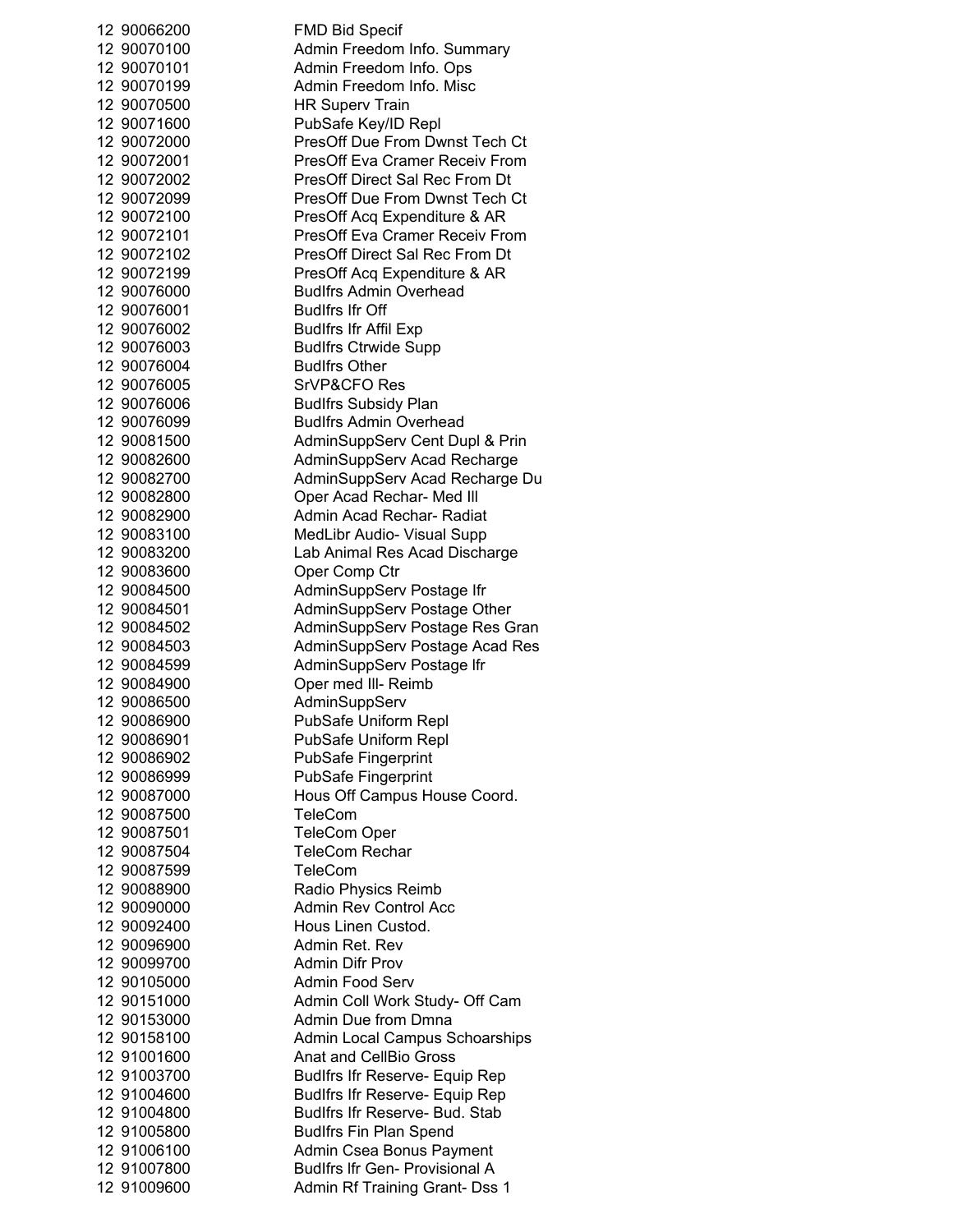| | | |
|---|---|---|
| 12 | 90066200 | FMD Bid Specif |
| 12 | 90070100 | Admin Freedom Info. Summary |
| 12 | 90070101 | Admin Freedom Info. Ops |
| 12 | 90070199 | Admin Freedom Info. Misc |
| 12 | 90070500 | HR Superv Train |
| 12 | 90071600 | PubSafe Key/ID Repl |
| 12 | 90072000 | PresOff Due From Dwnst Tech Ct |
| 12 | 90072001 | PresOff Eva Cramer Receiv From |
| 12 | 90072002 | PresOff Direct Sal Rec From Dt |
| 12 | 90072099 | PresOff Due From Dwnst Tech Ct |
| 12 | 90072100 | PresOff Acq Expenditure & AR |
| 12 | 90072101 | PresOff Eva Cramer Receiv From |
| 12 | 90072102 | PresOff Direct Sal Rec From Dt |
| 12 | 90072199 | PresOff Acq Expenditure & AR |
| 12 | 90076000 | BudIfrs Admin Overhead |
| 12 | 90076001 | BudIfrs Ifr Off |
| 12 | 90076002 | BudIfrs Ifr Affil Exp |
| 12 | 90076003 | BudIfrs Ctrwide Supp |
| 12 | 90076004 | BudIfrs Other |
| 12 | 90076005 | SrVP&CFO Res |
| 12 | 90076006 | BudIfrs Subsidy Plan |
| 12 | 90076099 | BudIfrs Admin Overhead |
| 12 | 90081500 | AdminSuppServ Cent Dupl & Prin |
| 12 | 90082600 | AdminSuppServ Acad Recharge |
| 12 | 90082700 | AdminSuppServ Acad Recharge Du |
| 12 | 90082800 | Oper Acad Rechar- Med Ill |
| 12 | 90082900 | Admin Acad Rechar- Radiat |
| 12 | 90083100 | MedLibr Audio- Visual Supp |
| 12 | 90083200 | Lab Animal Res Acad Discharge |
| 12 | 90083600 | Oper Comp Ctr |
| 12 | 90084500 | AdminSuppServ Postage Ifr |
| 12 | 90084501 | AdminSuppServ Postage Other |
| 12 | 90084502 | AdminSuppServ Postage Res Gran |
| 12 | 90084503 | AdminSuppServ Postage Acad Res |
| 12 | 90084599 | AdminSuppServ Postage Ifr |
| 12 | 90084900 | Oper med Ill- Reimb |
| 12 | 90086500 | AdminSuppServ |
| 12 | 90086900 | PubSafe Uniform Repl |
| 12 | 90086901 | PubSafe Uniform Repl |
| 12 | 90086902 | PubSafe Fingerprint |
| 12 | 90086999 | PubSafe Fingerprint |
| 12 | 90087000 | Hous Off Campus House Coord. |
| 12 | 90087500 | TeleCom |
| 12 | 90087501 | TeleCom Oper |
| 12 | 90087504 | TeleCom Rechar |
| 12 | 90087599 | TeleCom |
| 12 | 90088900 | Radio Physics Reimb |
| 12 | 90090000 | Admin Rev Control Acc |
| 12 | 90092400 | Hous Linen Custod. |
| 12 | 90096900 | Admin Ret. Rev |
| 12 | 90099700 | Admin Difr Prov |
| 12 | 90105000 | Admin Food Serv |
| 12 | 90151000 | Admin Coll Work Study- Off Cam |
| 12 | 90153000 | Admin Due from Dmna |
| 12 | 90158100 | Admin Local Campus Schoarships |
| 12 | 91001600 | Anat and CellBio Gross |
| 12 | 91003700 | BudIfrs Ifr Reserve- Equip Rep |
| 12 | 91004600 | BudIfrs Ifr Reserve- Equip Rep |
| 12 | 91004800 | BudIfrs Ifr Reserve- Bud. Stab |
| 12 | 91005800 | BudIfrs Fin Plan Spend |
| 12 | 91006100 | Admin Csea Bonus Payment |
| 12 | 91007800 | BudIfrs Ifr Gen- Provisional A |
| 12 | 91009600 | Admin Rf Training Grant- Dss 1 |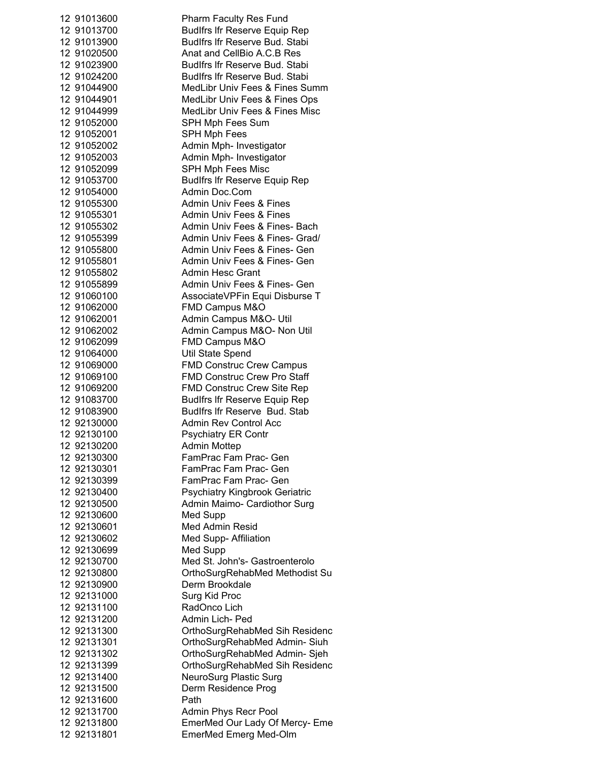| | | |
|---|---|---|
| 12 | 91013600 | Pharm Faculty Res Fund |
| 12 | 91013700 | BudIfrs Ifr Reserve Equip Rep |
| 12 | 91013900 | BudIfrs Ifr Reserve Bud. Stabi |
| 12 | 91020500 | Anat and CellBio A.C.B Res |
| 12 | 91023900 | BudIfrs Ifr Reserve Bud. Stabi |
| 12 | 91024200 | BudIfrs Ifr Reserve Bud. Stabi |
| 12 | 91044900 | MedLibr Univ Fees & Fines Summ |
| 12 | 91044901 | MedLibr Univ Fees & Fines Ops |
| 12 | 91044999 | MedLibr Univ Fees & Fines Misc |
| 12 | 91052000 | SPH Mph Fees Sum |
| 12 | 91052001 | SPH Mph Fees |
| 12 | 91052002 | Admin Mph- Investigator |
| 12 | 91052003 | Admin Mph- Investigator |
| 12 | 91052099 | SPH Mph Fees Misc |
| 12 | 91053700 | BudIfrs Ifr Reserve Equip Rep |
| 12 | 91054000 | Admin Doc.Com |
| 12 | 91055300 | Admin Univ Fees & Fines |
| 12 | 91055301 | Admin Univ Fees & Fines |
| 12 | 91055302 | Admin Univ Fees & Fines- Bach |
| 12 | 91055399 | Admin Univ Fees & Fines- Grad/ |
| 12 | 91055800 | Admin Univ Fees & Fines- Gen |
| 12 | 91055801 | Admin Univ Fees & Fines- Gen |
| 12 | 91055802 | Admin Hesc Grant |
| 12 | 91055899 | Admin Univ Fees & Fines- Gen |
| 12 | 91060100 | AssociateVPFin Equi Disburse T |
| 12 | 91062000 | FMD Campus M&O |
| 12 | 91062001 | Admin Campus M&O- Util |
| 12 | 91062002 | Admin Campus M&O- Non Util |
| 12 | 91062099 | FMD Campus M&O |
| 12 | 91064000 | Util State Spend |
| 12 | 91069000 | FMD Construc Crew Campus |
| 12 | 91069100 | FMD Construc Crew Pro Staff |
| 12 | 91069200 | FMD Construc Crew Site Rep |
| 12 | 91083700 | BudIfrs Ifr Reserve Equip Rep |
| 12 | 91083900 | BudIfrs Ifr Reserve Bud. Stab |
| 12 | 92130000 | Admin Rev Control Acc |
| 12 | 92130100 | Psychiatry ER Contr |
| 12 | 92130200 | Admin Mottep |
| 12 | 92130300 | FamPrac Fam Prac- Gen |
| 12 | 92130301 | FamPrac Fam Prac- Gen |
| 12 | 92130399 | FamPrac Fam Prac- Gen |
| 12 | 92130400 | Psychiatry Kingbrook Geriatric |
| 12 | 92130500 | Admin Maimo- Cardiothor Surg |
| 12 | 92130600 | Med Supp |
| 12 | 92130601 | Med Admin Resid |
| 12 | 92130602 | Med Supp- Affiliation |
| 12 | 92130699 | Med Supp |
| 12 | 92130700 | Med St. John's- Gastroenterolo |
| 12 | 92130800 | OrthoSurgRehabMed Methodist Su |
| 12 | 92130900 | Derm Brookdale |
| 12 | 92131000 | Surg Kid Proc |
| 12 | 92131100 | RadOnco Lich |
| 12 | 92131200 | Admin Lich- Ped |
| 12 | 92131300 | OrthoSurgRehabMed Sih Residenc |
| 12 | 92131301 | OrthoSurgRehabMed Admin- Siuh |
| 12 | 92131302 | OrthoSurgRehabMed Admin- Sjeh |
| 12 | 92131399 | OrthoSurgRehabMed Sih Residenc |
| 12 | 92131400 | NeuroSurg Plastic Surg |
| 12 | 92131500 | Derm Residence Prog |
| 12 | 92131600 | Path |
| 12 | 92131700 | Admin Phys Recr Pool |
| 12 | 92131800 | EmerMed Our Lady Of Mercy- Eme |
| 12 | 92131801 | EmerMed Emerg Med-Olm |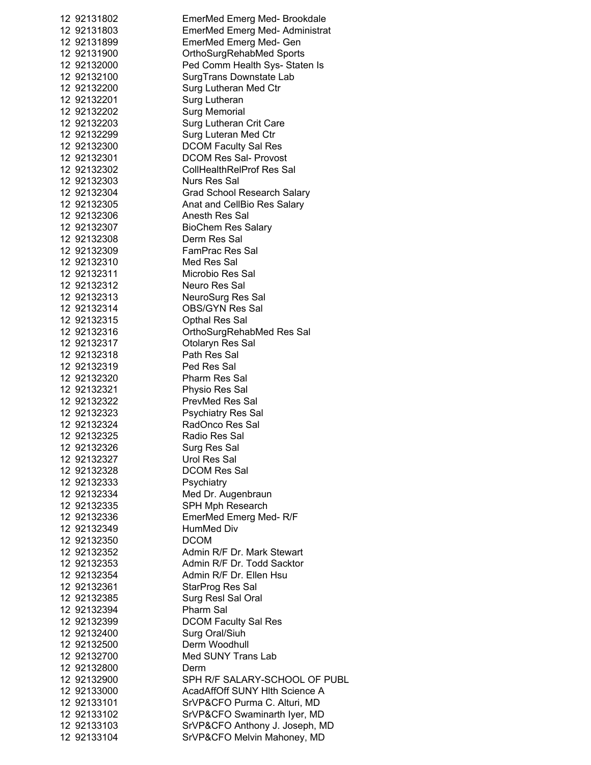| | | |
|---|---|---|
| 12 | 92131802 | EmerMed Emerg Med- Brookdale |
| 12 | 92131803 | EmerMed Emerg Med- Administrat |
| 12 | 92131899 | EmerMed Emerg Med- Gen |
| 12 | 92131900 | OrthoSurgRehabMed Sports |
| 12 | 92132000 | Ped Comm Health Sys- Staten Is |
| 12 | 92132100 | SurgTrans Downstate Lab |
| 12 | 92132200 | Surg Lutheran Med Ctr |
| 12 | 92132201 | Surg Lutheran |
| 12 | 92132202 | Surg Memorial |
| 12 | 92132203 | Surg Lutheran Crit Care |
| 12 | 92132299 | Surg Luteran Med Ctr |
| 12 | 92132300 | DCOM Faculty Sal Res |
| 12 | 92132301 | DCOM Res Sal- Provost |
| 12 | 92132302 | CollHealthRelProf Res Sal |
| 12 | 92132303 | Nurs Res Sal |
| 12 | 92132304 | Grad School Research Salary |
| 12 | 92132305 | Anat and CellBio Res Salary |
| 12 | 92132306 | Anesth Res Sal |
| 12 | 92132307 | BioChem Res Salary |
| 12 | 92132308 | Derm Res Sal |
| 12 | 92132309 | FamPrac Res Sal |
| 12 | 92132310 | Med Res Sal |
| 12 | 92132311 | Microbio Res Sal |
| 12 | 92132312 | Neuro Res Sal |
| 12 | 92132313 | NeuroSurg Res Sal |
| 12 | 92132314 | OBS/GYN Res Sal |
| 12 | 92132315 | Opthal Res Sal |
| 12 | 92132316 | OrthoSurgRehabMed Res Sal |
| 12 | 92132317 | Otolaryn Res Sal |
| 12 | 92132318 | Path Res Sal |
| 12 | 92132319 | Ped Res Sal |
| 12 | 92132320 | Pharm Res Sal |
| 12 | 92132321 | Physio Res Sal |
| 12 | 92132322 | PrevMed Res Sal |
| 12 | 92132323 | Psychiatry Res Sal |
| 12 | 92132324 | RadOnco Res Sal |
| 12 | 92132325 | Radio Res Sal |
| 12 | 92132326 | Surg Res Sal |
| 12 | 92132327 | Urol Res Sal |
| 12 | 92132328 | DCOM Res Sal |
| 12 | 92132333 | Psychiatry |
| 12 | 92132334 | Med Dr. Augenbraun |
| 12 | 92132335 | SPH Mph Research |
| 12 | 92132336 | EmerMed Emerg Med- R/F |
| 12 | 92132349 | HumMed Div |
| 12 | 92132350 | DCOM |
| 12 | 92132352 | Admin R/F Dr. Mark Stewart |
| 12 | 92132353 | Admin R/F Dr. Todd Sacktor |
| 12 | 92132354 | Admin R/F Dr. Ellen Hsu |
| 12 | 92132361 | StarProg Res Sal |
| 12 | 92132385 | Surg Resl Sal Oral |
| 12 | 92132394 | Pharm Sal |
| 12 | 92132399 | DCOM Faculty Sal Res |
| 12 | 92132400 | Surg Oral/Siuh |
| 12 | 92132500 | Derm Woodhull |
| 12 | 92132700 | Med SUNY Trans Lab |
| 12 | 92132800 | Derm |
| 12 | 92132900 | SPH R/F SALARY-SCHOOL OF PUBL |
| 12 | 92133000 | AcadAffOff SUNY Hlth Science A |
| 12 | 92133101 | SrVP&CFO Purma C. Alturi, MD |
| 12 | 92133102 | SrVP&CFO Swaminarth Iyer, MD |
| 12 | 92133103 | SrVP&CFO Anthony J. Joseph, MD |
| 12 | 92133104 | SrVP&CFO Melvin Mahoney, MD |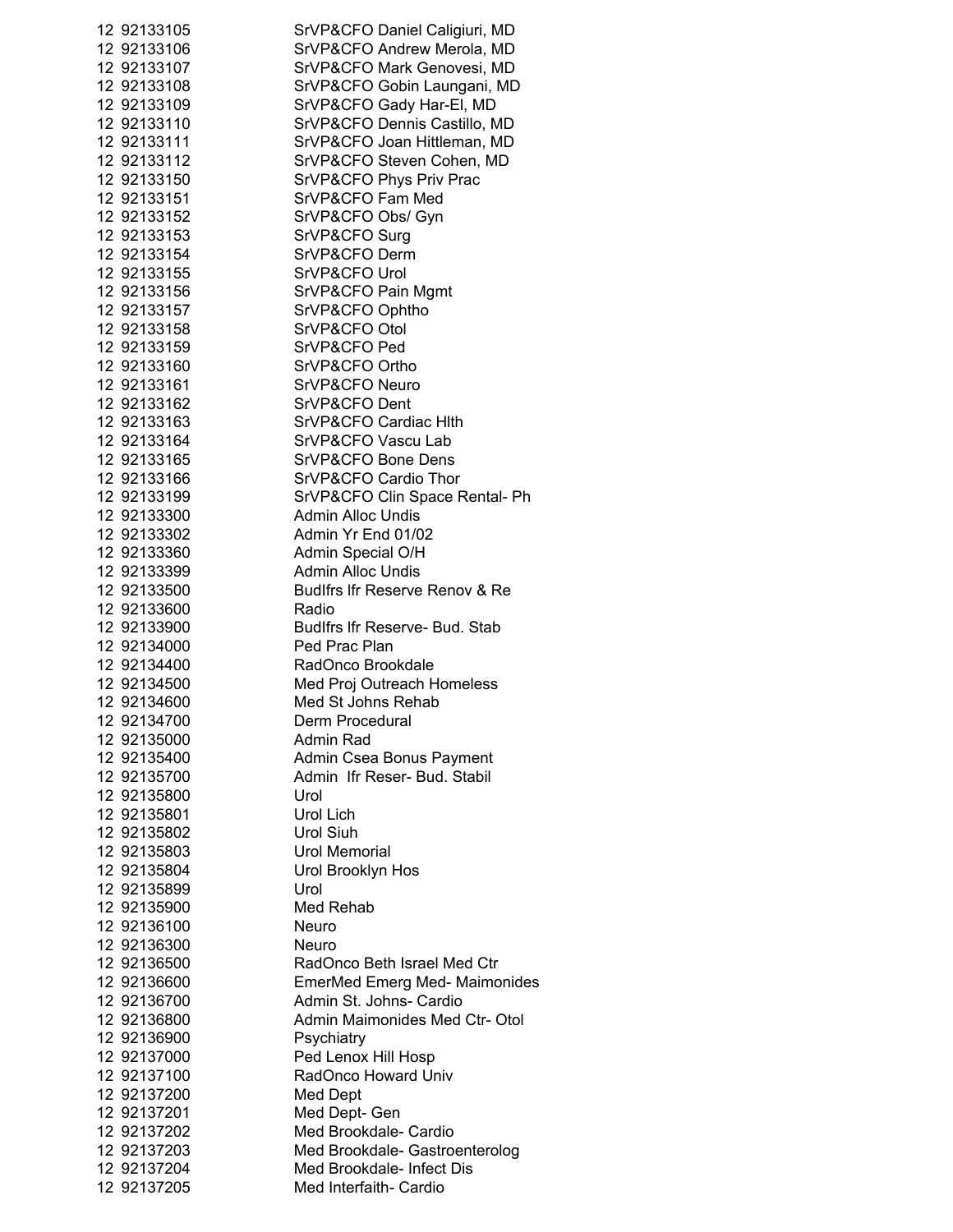| | | |
|---|---|---|
| 12 | 92133105 | SrVP&CFO Daniel Caligiuri, MD |
| 12 | 92133106 | SrVP&CFO Andrew Merola, MD |
| 12 | 92133107 | SrVP&CFO Mark Genovesi, MD |
| 12 | 92133108 | SrVP&CFO Gobin Laungani, MD |
| 12 | 92133109 | SrVP&CFO Gady Har-El, MD |
| 12 | 92133110 | SrVP&CFO Dennis Castillo, MD |
| 12 | 92133111 | SrVP&CFO Joan Hittleman, MD |
| 12 | 92133112 | SrVP&CFO Steven Cohen, MD |
| 12 | 92133150 | SrVP&CFO Phys Priv Prac |
| 12 | 92133151 | SrVP&CFO Fam Med |
| 12 | 92133152 | SrVP&CFO Obs/ Gyn |
| 12 | 92133153 | SrVP&CFO Surg |
| 12 | 92133154 | SrVP&CFO Derm |
| 12 | 92133155 | SrVP&CFO Urol |
| 12 | 92133156 | SrVP&CFO Pain Mgmt |
| 12 | 92133157 | SrVP&CFO Ophtho |
| 12 | 92133158 | SrVP&CFO Otol |
| 12 | 92133159 | SrVP&CFO Ped |
| 12 | 92133160 | SrVP&CFO Ortho |
| 12 | 92133161 | SrVP&CFO Neuro |
| 12 | 92133162 | SrVP&CFO Dent |
| 12 | 92133163 | SrVP&CFO Cardiac Hlth |
| 12 | 92133164 | SrVP&CFO Vascu Lab |
| 12 | 92133165 | SrVP&CFO Bone Dens |
| 12 | 92133166 | SrVP&CFO Cardio Thor |
| 12 | 92133199 | SrVP&CFO Clin Space Rental- Ph |
| 12 | 92133300 | Admin Alloc Undis |
| 12 | 92133302 | Admin Yr End 01/02 |
| 12 | 92133360 | Admin Special O/H |
| 12 | 92133399 | Admin Alloc Undis |
| 12 | 92133500 | BudIfrs Ifr Reserve Renov & Re |
| 12 | 92133600 | Radio |
| 12 | 92133900 | BudIfrs Ifr Reserve- Bud. Stab |
| 12 | 92134000 | Ped Prac Plan |
| 12 | 92134400 | RadOnco Brookdale |
| 12 | 92134500 | Med Proj Outreach Homeless |
| 12 | 92134600 | Med St Johns Rehab |
| 12 | 92134700 | Derm Procedural |
| 12 | 92135000 | Admin Rad |
| 12 | 92135400 | Admin Csea Bonus Payment |
| 12 | 92135700 | Admin Ifr Reser- Bud. Stabil |
| 12 | 92135800 | Urol |
| 12 | 92135801 | Urol Lich |
| 12 | 92135802 | Urol Siuh |
| 12 | 92135803 | Urol Memorial |
| 12 | 92135804 | Urol Brooklyn Hos |
| 12 | 92135899 | Urol |
| 12 | 92135900 | Med Rehab |
| 12 | 92136100 | Neuro |
| 12 | 92136300 | Neuro |
| 12 | 92136500 | RadOnco Beth Israel Med Ctr |
| 12 | 92136600 | EmerMed Emerg Med- Maimonides |
| 12 | 92136700 | Admin St. Johns- Cardio |
| 12 | 92136800 | Admin Maimonides Med Ctr- Otol |
| 12 | 92136900 | Psychiatry |
| 12 | 92137000 | Ped Lenox Hill Hosp |
| 12 | 92137100 | RadOnco Howard Univ |
| 12 | 92137200 | Med Dept |
| 12 | 92137201 | Med Dept- Gen |
| 12 | 92137202 | Med Brookdale- Cardio |
| 12 | 92137203 | Med Brookdale- Gastroenterolog |
| 12 | 92137204 | Med Brookdale- Infect Dis |
| 12 | 92137205 | Med Interfaith- Cardio |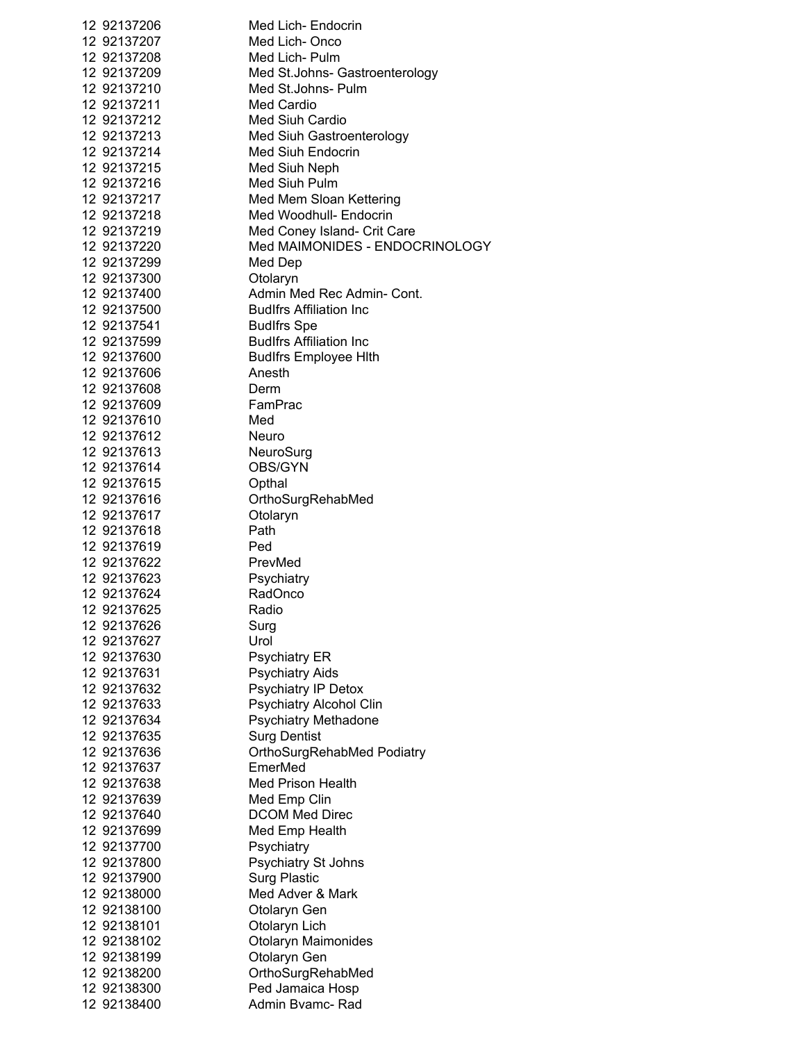| | | |
|---|---|---|
| 12 | 92137206 | Med Lich- Endocrin |
| 12 | 92137207 | Med Lich- Onco |
| 12 | 92137208 | Med Lich- Pulm |
| 12 | 92137209 | Med St.Johns- Gastroenterology |
| 12 | 92137210 | Med St.Johns- Pulm |
| 12 | 92137211 | Med Cardio |
| 12 | 92137212 | Med Siuh Cardio |
| 12 | 92137213 | Med Siuh Gastroenterology |
| 12 | 92137214 | Med Siuh Endocrin |
| 12 | 92137215 | Med Siuh Neph |
| 12 | 92137216 | Med Siuh Pulm |
| 12 | 92137217 | Med Mem Sloan Kettering |
| 12 | 92137218 | Med Woodhull- Endocrin |
| 12 | 92137219 | Med Coney Island- Crit Care |
| 12 | 92137220 | Med MAIMONIDES - ENDOCRINOLOGY |
| 12 | 92137299 | Med Dep |
| 12 | 92137300 | Otolaryn |
| 12 | 92137400 | Admin Med Rec Admin- Cont. |
| 12 | 92137500 | BudIfrs Affiliation Inc |
| 12 | 92137541 | BudIfrs Spe |
| 12 | 92137599 | BudIfrs Affiliation Inc |
| 12 | 92137600 | BudIfrs Employee Hlth |
| 12 | 92137606 | Anesth |
| 12 | 92137608 | Derm |
| 12 | 92137609 | FamPrac |
| 12 | 92137610 | Med |
| 12 | 92137612 | Neuro |
| 12 | 92137613 | NeuroSurg |
| 12 | 92137614 | OBS/GYN |
| 12 | 92137615 | Opthal |
| 12 | 92137616 | OrthoSurgRehabMed |
| 12 | 92137617 | Otolaryn |
| 12 | 92137618 | Path |
| 12 | 92137619 | Ped |
| 12 | 92137622 | PrevMed |
| 12 | 92137623 | Psychiatry |
| 12 | 92137624 | RadOnco |
| 12 | 92137625 | Radio |
| 12 | 92137626 | Surg |
| 12 | 92137627 | Urol |
| 12 | 92137630 | Psychiatry ER |
| 12 | 92137631 | Psychiatry Aids |
| 12 | 92137632 | Psychiatry IP Detox |
| 12 | 92137633 | Psychiatry Alcohol Clin |
| 12 | 92137634 | Psychiatry Methadone |
| 12 | 92137635 | Surg Dentist |
| 12 | 92137636 | OrthoSurgRehabMed Podiatry |
| 12 | 92137637 | EmerMed |
| 12 | 92137638 | Med Prison Health |
| 12 | 92137639 | Med Emp Clin |
| 12 | 92137640 | DCOM Med Direc |
| 12 | 92137699 | Med Emp Health |
| 12 | 92137700 | Psychiatry |
| 12 | 92137800 | Psychiatry St Johns |
| 12 | 92137900 | Surg Plastic |
| 12 | 92138000 | Med Adver & Mark |
| 12 | 92138100 | Otolaryn Gen |
| 12 | 92138101 | Otolaryn Lich |
| 12 | 92138102 | Otolaryn Maimonides |
| 12 | 92138199 | Otolaryn Gen |
| 12 | 92138200 | OrthoSurgRehabMed |
| 12 | 92138300 | Ped Jamaica Hosp |
| 12 | 92138400 | Admin Bvamc- Rad |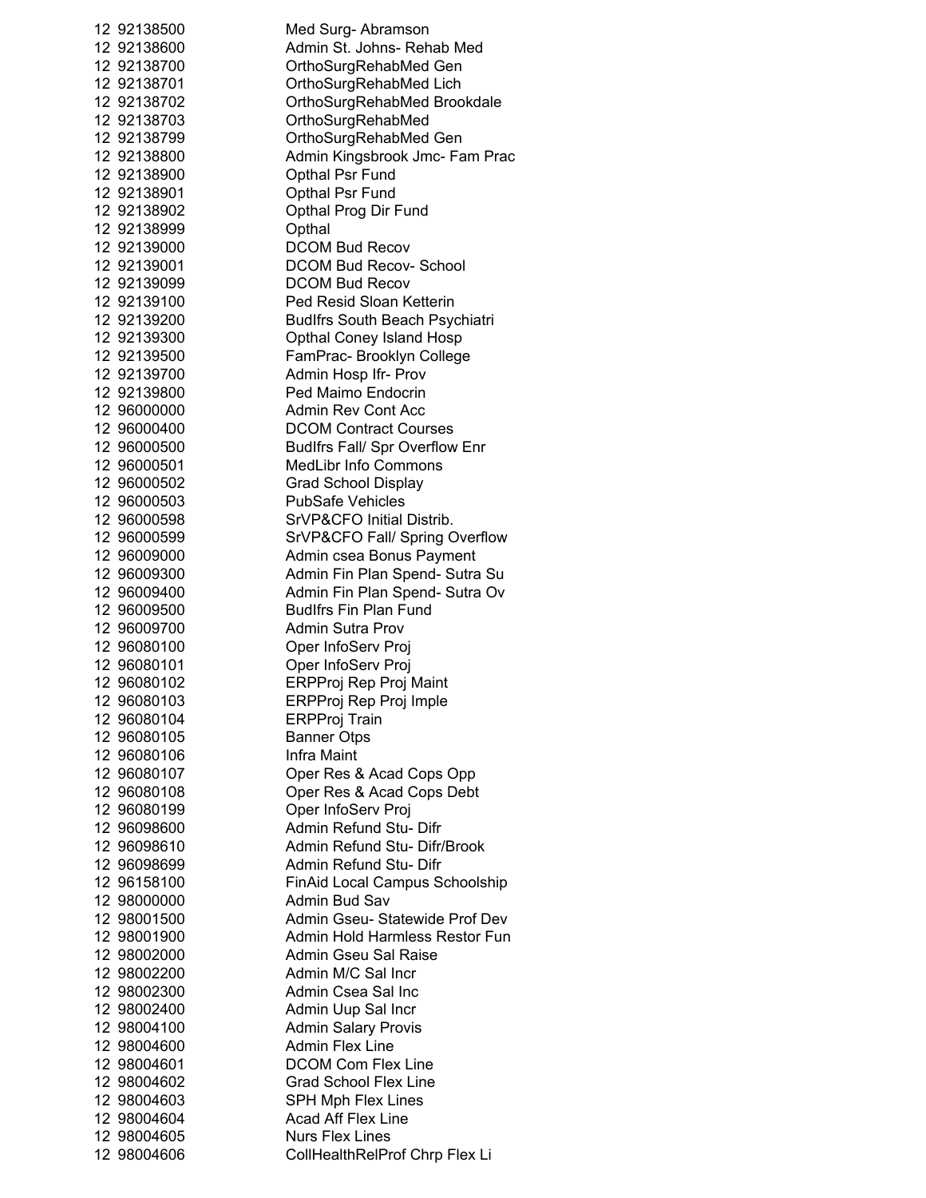| | | |
|---|---|---|
| 12 | 92138500 | Med Surg- Abramson |
| 12 | 92138600 | Admin St. Johns- Rehab Med |
| 12 | 92138700 | OrthoSurgRehabMed Gen |
| 12 | 92138701 | OrthoSurgRehabMed Lich |
| 12 | 92138702 | OrthoSurgRehabMed Brookdale |
| 12 | 92138703 | OrthoSurgRehabMed |
| 12 | 92138799 | OrthoSurgRehabMed Gen |
| 12 | 92138800 | Admin Kingsbrook Jmc- Fam Prac |
| 12 | 92138900 | Opthal Psr Fund |
| 12 | 92138901 | Opthal Psr Fund |
| 12 | 92138902 | Opthal Prog Dir Fund |
| 12 | 92138999 | Opthal |
| 12 | 92139000 | DCOM Bud Recov |
| 12 | 92139001 | DCOM Bud Recov- School |
| 12 | 92139099 | DCOM Bud Recov |
| 12 | 92139100 | Ped Resid Sloan Ketterin |
| 12 | 92139200 | BudIfrs South Beach Psychiatri |
| 12 | 92139300 | Opthal Coney Island Hosp |
| 12 | 92139500 | FamPrac- Brooklyn College |
| 12 | 92139700 | Admin Hosp Ifr- Prov |
| 12 | 92139800 | Ped Maimo Endocrin |
| 12 | 96000000 | Admin Rev Cont Acc |
| 12 | 96000400 | DCOM Contract Courses |
| 12 | 96000500 | BudIfrs Fall/ Spr Overflow Enr |
| 12 | 96000501 | MedLibr Info Commons |
| 12 | 96000502 | Grad School Display |
| 12 | 96000503 | PubSafe Vehicles |
| 12 | 96000598 | SrVP&CFO Initial Distrib. |
| 12 | 96000599 | SrVP&CFO Fall/ Spring Overflow |
| 12 | 96009000 | Admin csea Bonus Payment |
| 12 | 96009300 | Admin Fin Plan Spend- Sutra Su |
| 12 | 96009400 | Admin Fin Plan Spend- Sutra Ov |
| 12 | 96009500 | BudIfrs Fin Plan Fund |
| 12 | 96009700 | Admin Sutra Prov |
| 12 | 96080100 | Oper InfoServ Proj |
| 12 | 96080101 | Oper InfoServ Proj |
| 12 | 96080102 | ERPProj Rep Proj Maint |
| 12 | 96080103 | ERPProj Rep Proj Imple |
| 12 | 96080104 | ERPProj Train |
| 12 | 96080105 | Banner Otps |
| 12 | 96080106 | Infra Maint |
| 12 | 96080107 | Oper Res & Acad Cops Opp |
| 12 | 96080108 | Oper Res & Acad Cops Debt |
| 12 | 96080199 | Oper InfoServ Proj |
| 12 | 96098600 | Admin Refund Stu- Difr |
| 12 | 96098610 | Admin Refund Stu- Difr/Brook |
| 12 | 96098699 | Admin Refund Stu- Difr |
| 12 | 96158100 | FinAid Local Campus Schoolship |
| 12 | 98000000 | Admin Bud Sav |
| 12 | 98001500 | Admin Gseu- Statewide Prof Dev |
| 12 | 98001900 | Admin Hold Harmless Restor Fun |
| 12 | 98002000 | Admin Gseu Sal Raise |
| 12 | 98002200 | Admin M/C Sal Incr |
| 12 | 98002300 | Admin Csea Sal Inc |
| 12 | 98002400 | Admin Uup Sal Incr |
| 12 | 98004100 | Admin Salary Provis |
| 12 | 98004600 | Admin Flex Line |
| 12 | 98004601 | DCOM Com Flex Line |
| 12 | 98004602 | Grad School Flex Line |
| 12 | 98004603 | SPH Mph Flex Lines |
| 12 | 98004604 | Acad Aff Flex Line |
| 12 | 98004605 | Nurs Flex Lines |
| 12 | 98004606 | CollHealthRelProf Chrp Flex Li |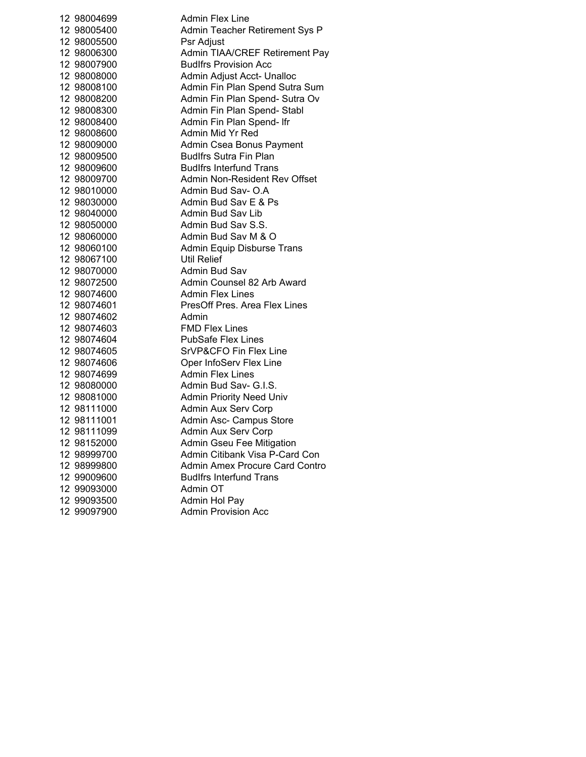| | |
|---|---|
| 12 98004699 | Admin Flex Line |
| 12 98005400 | Admin Teacher Retirement Sys P |
| 12 98005500 | Psr Adjust |
| 12 98006300 | Admin TIAA/CREF Retirement Pay |
| 12 98007900 | BudIfrs Provision Acc |
| 12 98008000 | Admin Adjust Acct- Unalloc |
| 12 98008100 | Admin Fin Plan Spend Sutra Sum |
| 12 98008200 | Admin Fin Plan Spend- Sutra Ov |
| 12 98008300 | Admin Fin Plan Spend- Stabl |
| 12 98008400 | Admin Fin Plan Spend- Ifr |
| 12 98008600 | Admin Mid Yr Red |
| 12 98009000 | Admin Csea Bonus Payment |
| 12 98009500 | BudIfrs Sutra Fin Plan |
| 12 98009600 | BudIfrs Interfund Trans |
| 12 98009700 | Admin Non-Resident Rev Offset |
| 12 98010000 | Admin Bud Sav- O.A |
| 12 98030000 | Admin Bud Sav E & Ps |
| 12 98040000 | Admin Bud Sav Lib |
| 12 98050000 | Admin Bud Sav S.S. |
| 12 98060000 | Admin Bud Sav M & O |
| 12 98060100 | Admin Equip Disburse Trans |
| 12 98067100 | Util Relief |
| 12 98070000 | Admin Bud Sav |
| 12 98072500 | Admin Counsel 82 Arb Award |
| 12 98074600 | Admin Flex Lines |
| 12 98074601 | PresOff Pres. Area Flex Lines |
| 12 98074602 | Admin |
| 12 98074603 | FMD Flex Lines |
| 12 98074604 | PubSafe Flex Lines |
| 12 98074605 | SrVP&CFO Fin Flex Line |
| 12 98074606 | Oper InfoServ Flex Line |
| 12 98074699 | Admin Flex Lines |
| 12 98080000 | Admin Bud Sav- G.I.S. |
| 12 98081000 | Admin Priority Need Univ |
| 12 98111000 | Admin Aux Serv Corp |
| 12 98111001 | Admin Asc- Campus Store |
| 12 98111099 | Admin Aux Serv Corp |
| 12 98152000 | Admin Gseu Fee Mitigation |
| 12 98999700 | Admin Citibank Visa P-Card Con |
| 12 98999800 | Admin Amex Procure Card Contro |
| 12 99009600 | BudIfrs Interfund Trans |
| 12 99093000 | Admin OT |
| 12 99093500 | Admin Hol Pay |
| 12 99097900 | Admin Provision Acc |